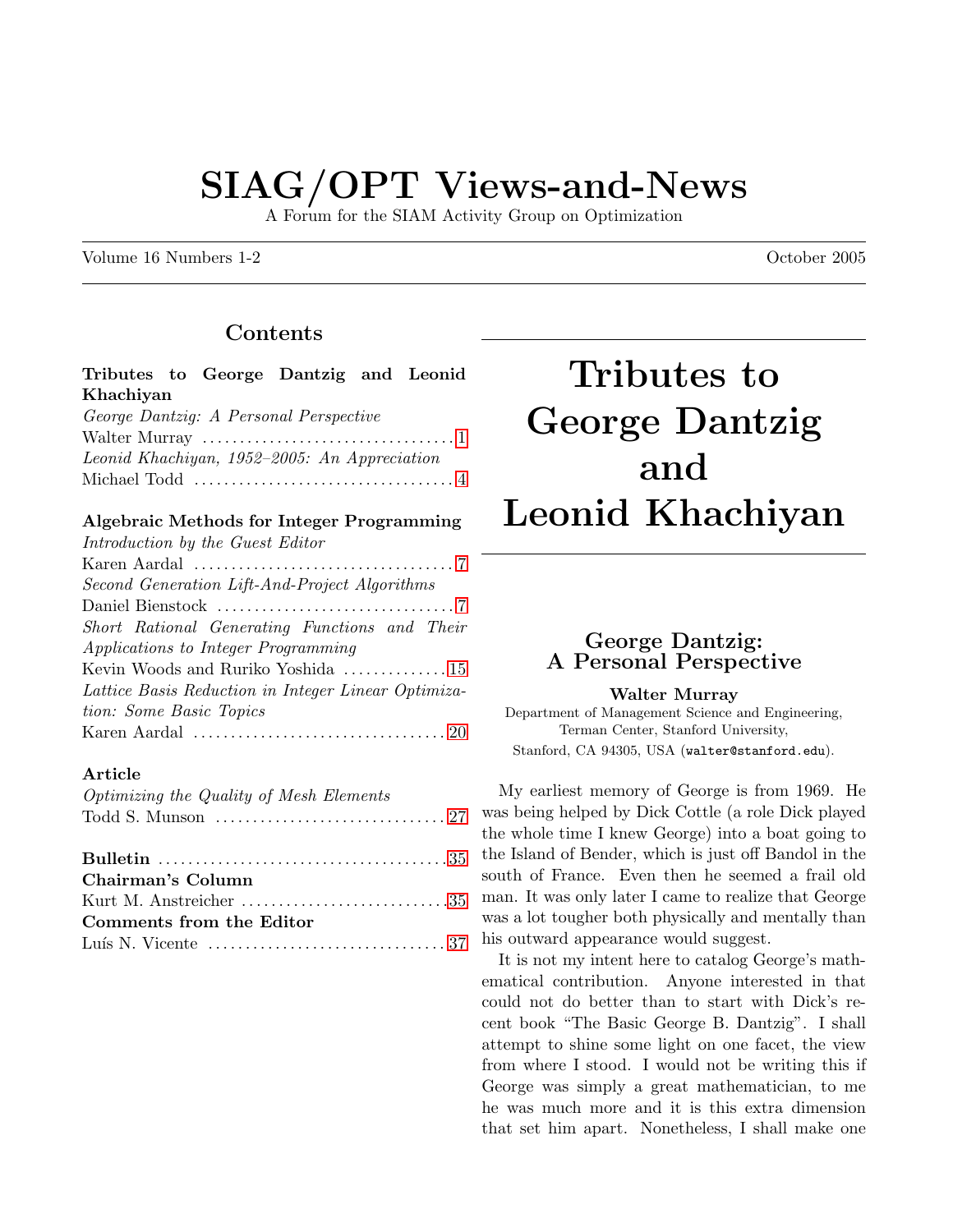# SIAG/OPT Views-and-News

A Forum for the SIAM Activity Group on Optimization

Volume 16 Numbers 1-2 — October 2005

## Contents

**Tributes to George Dantzig and Leonid Khachiyan**

*George Dantzig: A Personal Perspective*
Walter Murray .................................. 1

*Leonid Khachiyan, 1952–2005: An Appreciation*
Michael Todd .................................. 4

**Algebraic Methods for Integer Programming**

*Introduction by the Guest Editor*
Karen Aardal .................................. 7

*Second Generation Lift-And-Project Algorithms*
Daniel Bienstock .................................. 7

*Short Rational Generating Functions and Their Applications to Integer Programming*
Kevin Woods and Ruriko Yoshida .................................. 15

*Lattice Basis Reduction in Integer Linear Optimization: Some Basic Topics*
Karen Aardal .................................. 20

**Article**

*Optimizing the Quality of Mesh Elements*
Todd S. Munson .................................. 27

**Bulletin** .................................. 35

**Chairman's Column**
Kurt M. Anstreicher .................................. 35

**Comments from the Editor**
Luís N. Vicente .................................. 37

# Tributes to George Dantzig and Leonid Khachiyan

## George Dantzig: A Personal Perspective

**Walter Murray**
Department of Management Science and Engineering, Terman Center, Stanford University, Stanford, CA 94305, USA (walter@stanford.edu).

My earliest memory of George is from 1969. He was being helped by Dick Cottle (a role Dick played the whole time I knew George) into a boat going to the Island of Bender, which is just off Bandol in the south of France. Even then he seemed a frail old man. It was only later I came to realize that George was a lot tougher both physically and mentally than his outward appearance would suggest.

It is not my intent here to catalog George's mathematical contribution. Anyone interested in that could not do better than to start with Dick's recent book "The Basic George B. Dantzig". I shall attempt to shine some light on one facet, the view from where I stood. I would not be writing this if George was simply a great mathematician, to me he was much more and it is this extra dimension that set him apart. Nonetheless, I shall make one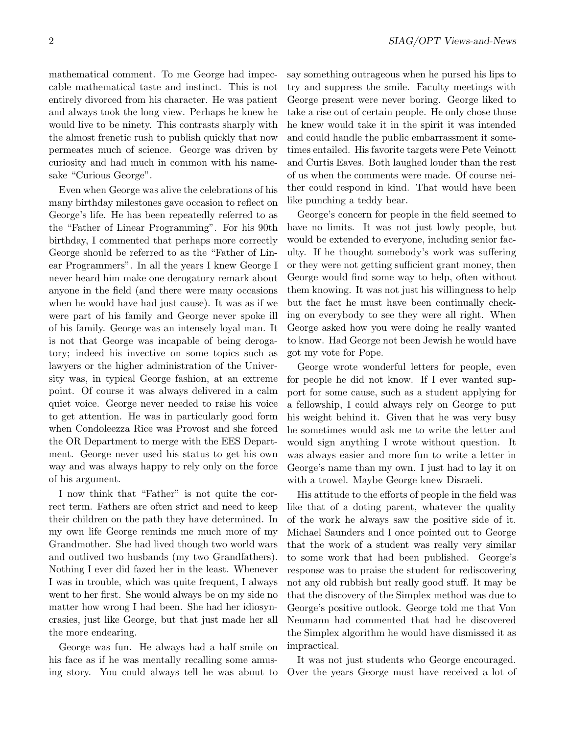mathematical comment. To me George had impeccable mathematical taste and instinct. This is not entirely divorced from his character. He was patient and always took the long view. Perhaps he knew he would live to be ninety. This contrasts sharply with the almost frenetic rush to publish quickly that now permeates much of science. George was driven by curiosity and had much in common with his namesake "Curious George".

Even when George was alive the celebrations of his many birthday milestones gave occasion to reflect on George's life. He has been repeatedly referred to as the "Father of Linear Programming". For his 90th birthday, I commented that perhaps more correctly George should be referred to as the "Father of Linear Programmers". In all the years I knew George I never heard him make one derogatory remark about anyone in the field (and there were many occasions when he would have had just cause). It was as if we were part of his family and George never spoke ill of his family. George was an intensely loyal man. It is not that George was incapable of being derogatory; indeed his invective on some topics such as lawyers or the higher administration of the University was, in typical George fashion, at an extreme point. Of course it was always delivered in a calm quiet voice. George never needed to raise his voice to get attention. He was in particularly good form when Condoleezza Rice was Provost and she forced the OR Department to merge with the EES Department. George never used his status to get his own way and was always happy to rely only on the force of his argument.

I now think that "Father" is not quite the correct term. Fathers are often strict and need to keep their children on the path they have determined. In my own life George reminds me much more of my Grandmother. She had lived though two world wars and outlived two husbands (my two Grandfathers). Nothing I ever did fazed her in the least. Whenever I was in trouble, which was quite frequent, I always went to her first. She would always be on my side no matter how wrong I had been. She had her idiosyncrasies, just like George, but that just made her all the more endearing.

George was fun. He always had a half smile on his face as if he was mentally recalling some amusing story. You could always tell he was about to say something outrageous when he pursed his lips to try and suppress the smile. Faculty meetings with George present were never boring. George liked to take a rise out of certain people. He only chose those he knew would take it in the spirit it was intended and could handle the public embarrassment it sometimes entailed. His favorite targets were Pete Veinott and Curtis Eaves. Both laughed louder than the rest of us when the comments were made. Of course neither could respond in kind. That would have been like punching a teddy bear.

George's concern for people in the field seemed to have no limits. It was not just lowly people, but would be extended to everyone, including senior faculty. If he thought somebody's work was suffering or they were not getting sufficient grant money, then George would find some way to help, often without them knowing. It was not just his willingness to help but the fact he must have been continually checking on everybody to see they were all right. When George asked how you were doing he really wanted to know. Had George not been Jewish he would have got my vote for Pope.

George wrote wonderful letters for people, even for people he did not know. If I ever wanted support for some cause, such as a student applying for a fellowship, I could always rely on George to put his weight behind it. Given that he was very busy he sometimes would ask me to write the letter and would sign anything I wrote without question. It was always easier and more fun to write a letter in George's name than my own. I just had to lay it on with a trowel. Maybe George knew Disraeli.

His attitude to the efforts of people in the field was like that of a doting parent, whatever the quality of the work he always saw the positive side of it. Michael Saunders and I once pointed out to George that the work of a student was really very similar to some work that had been published. George's response was to praise the student for rediscovering not any old rubbish but really good stuff. It may be that the discovery of the Simplex method was due to George's positive outlook. George told me that Von Neumann had commented that had he discovered the Simplex algorithm he would have dismissed it as impractical.

It was not just students who George encouraged. Over the years George must have received a lot of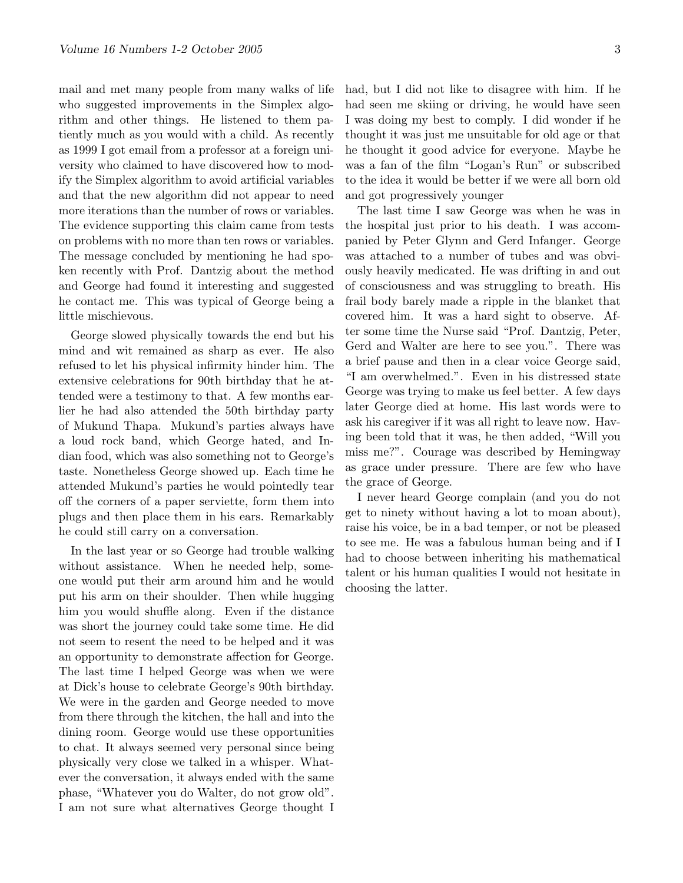mail and met many people from many walks of life who suggested improvements in the Simplex algorithm and other things. He listened to them patiently much as you would with a child. As recently as 1999 I got email from a professor at a foreign university who claimed to have discovered how to modify the Simplex algorithm to avoid artificial variables and that the new algorithm did not appear to need more iterations than the number of rows or variables. The evidence supporting this claim came from tests on problems with no more than ten rows or variables. The message concluded by mentioning he had spoken recently with Prof. Dantzig about the method and George had found it interesting and suggested he contact me. This was typical of George being a little mischievous.

George slowed physically towards the end but his mind and wit remained as sharp as ever. He also refused to let his physical infirmity hinder him. The extensive celebrations for 90th birthday that he attended were a testimony to that. A few months earlier he had also attended the 50th birthday party of Mukund Thapa. Mukund's parties always have a loud rock band, which George hated, and Indian food, which was also something not to George's taste. Nonetheless George showed up. Each time he attended Mukund's parties he would pointedly tear off the corners of a paper serviette, form them into plugs and then place them in his ears. Remarkably he could still carry on a conversation.

In the last year or so George had trouble walking without assistance. When he needed help, someone would put their arm around him and he would put his arm on their shoulder. Then while hugging him you would shuffle along. Even if the distance was short the journey could take some time. He did not seem to resent the need to be helped and it was an opportunity to demonstrate affection for George. The last time I helped George was when we were at Dick's house to celebrate George's 90th birthday. We were in the garden and George needed to move from there through the kitchen, the hall and into the dining room. George would use these opportunities to chat. It always seemed very personal since being physically very close we talked in a whisper. Whatever the conversation, it always ended with the same phase, "Whatever you do Walter, do not grow old". I am not sure what alternatives George thought I had, but I did not like to disagree with him. If he had seen me skiing or driving, he would have seen I was doing my best to comply. I did wonder if he thought it was just me unsuitable for old age or that he thought it good advice for everyone. Maybe he was a fan of the film "Logan's Run" or subscribed to the idea it would be better if we were all born old and got progressively younger

The last time I saw George was when he was in the hospital just prior to his death. I was accompanied by Peter Glynn and Gerd Infanger. George was attached to a number of tubes and was obviously heavily medicated. He was drifting in and out of consciousness and was struggling to breath. His frail body barely made a ripple in the blanket that covered him. It was a hard sight to observe. After some time the Nurse said "Prof. Dantzig, Peter, Gerd and Walter are here to see you.". There was a brief pause and then in a clear voice George said, "I am overwhelmed.". Even in his distressed state George was trying to make us feel better. A few days later George died at home. His last words were to ask his caregiver if it was all right to leave now. Having been told that it was, he then added, "Will you miss me?". Courage was described by Hemingway as grace under pressure. There are few who have the grace of George.

I never heard George complain (and you do not get to ninety without having a lot to moan about), raise his voice, be in a bad temper, or not be pleased to see me. He was a fabulous human being and if I had to choose between inheriting his mathematical talent or his human qualities I would not hesitate in choosing the latter.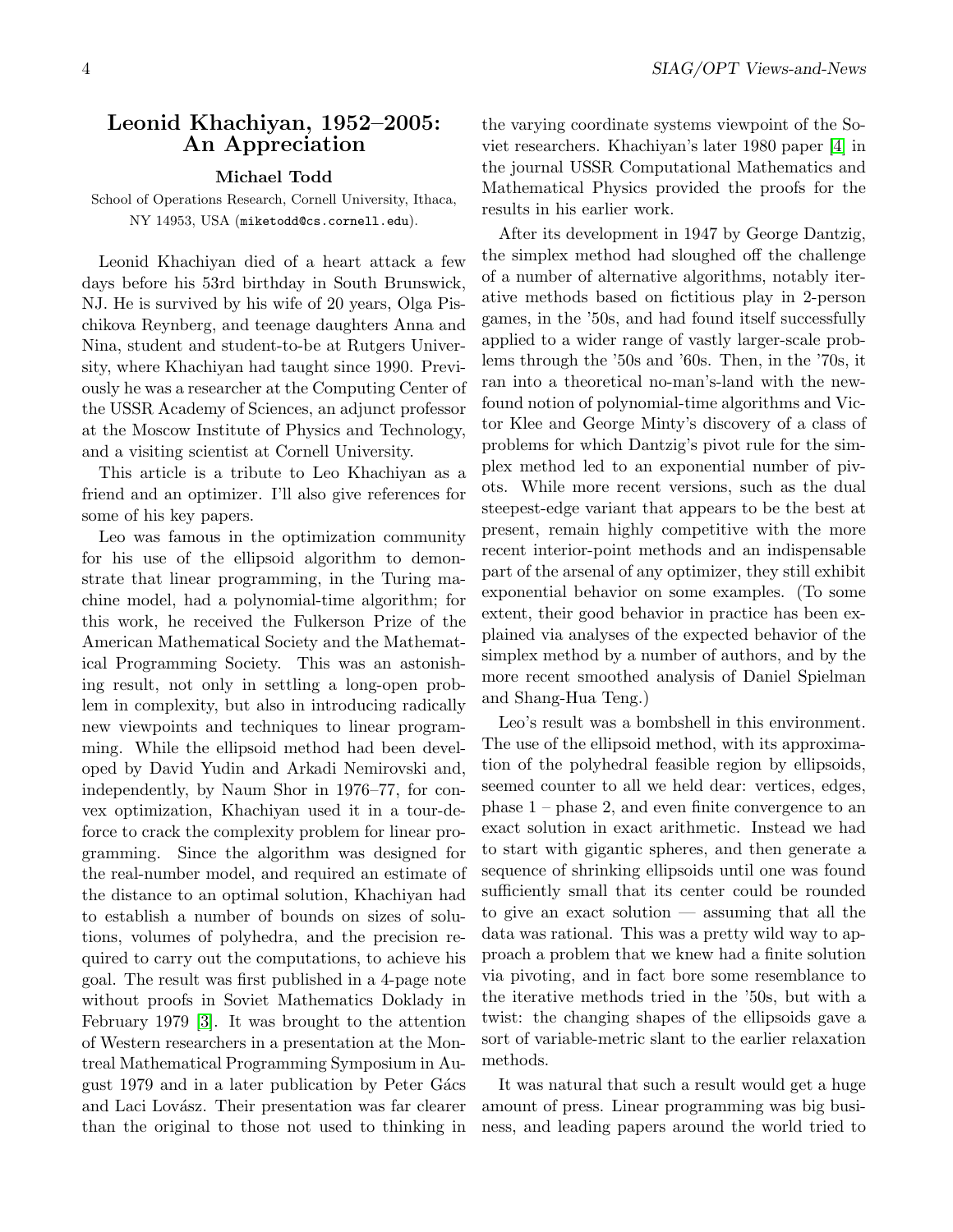## Leonid Khachiyan, 1952–2005: An Appreciation

**Michael Todd**

School of Operations Research, Cornell University, Ithaca, NY 14953, USA (`miketodd@cs.cornell.edu`).

Leonid Khachiyan died of a heart attack a few days before his 53rd birthday in South Brunswick, NJ. He is survived by his wife of 20 years, Olga Pischikova Reynberg, and teenage daughters Anna and Nina, student and student-to-be at Rutgers University, where Khachiyan had taught since 1990. Previously he was a researcher at the Computing Center of the USSR Academy of Sciences, an adjunct professor at the Moscow Institute of Physics and Technology, and a visiting scientist at Cornell University.

This article is a tribute to Leo Khachiyan as a friend and an optimizer. I'll also give references for some of his key papers.

Leo was famous in the optimization community for his use of the ellipsoid algorithm to demonstrate that linear programming, in the Turing machine model, had a polynomial-time algorithm; for this work, he received the Fulkerson Prize of the American Mathematical Society and the Mathematical Programming Society. This was an astonishing result, not only in settling a long-open problem in complexity, but also in introducing radically new viewpoints and techniques to linear programming. While the ellipsoid method had been developed by David Yudin and Arkadi Nemirovski and, independently, by Naum Shor in 1976–77, for convex optimization, Khachiyan used it in a tour-de-force to crack the complexity problem for linear programming. Since the algorithm was designed for the real-number model, and required an estimate of the distance to an optimal solution, Khachiyan had to establish a number of bounds on sizes of solutions, volumes of polyhedra, and the precision required to carry out the computations, to achieve his goal. The result was first published in a 4-page note without proofs in Soviet Mathematics Doklady in February 1979 [3]. It was brought to the attention of Western researchers in a presentation at the Montreal Mathematical Programming Symposium in August 1979 and in a later publication by Peter Gács and Laci Lovász. Their presentation was far clearer than the original to those not used to thinking in the varying coordinate systems viewpoint of the Soviet researchers. Khachiyan's later 1980 paper [4] in the journal USSR Computational Mathematics and Mathematical Physics provided the proofs for the results in his earlier work.

After its development in 1947 by George Dantzig, the simplex method had sloughed off the challenge of a number of alternative algorithms, notably iterative methods based on fictitious play in 2-person games, in the '50s, and had found itself successfully applied to a wider range of vastly larger-scale problems through the '50s and '60s. Then, in the '70s, it ran into a theoretical no-man's-land with the newfound notion of polynomial-time algorithms and Victor Klee and George Minty's discovery of a class of problems for which Dantzig's pivot rule for the simplex method led to an exponential number of pivots. While more recent versions, such as the dual steepest-edge variant that appears to be the best at present, remain highly competitive with the more recent interior-point methods and an indispensable part of the arsenal of any optimizer, they still exhibit exponential behavior on some examples. (To some extent, their good behavior in practice has been explained via analyses of the expected behavior of the simplex method by a number of authors, and by the more recent smoothed analysis of Daniel Spielman and Shang-Hua Teng.)

Leo's result was a bombshell in this environment. The use of the ellipsoid method, with its approximation of the polyhedral feasible region by ellipsoids, seemed counter to all we held dear: vertices, edges, phase 1 – phase 2, and even finite convergence to an exact solution in exact arithmetic. Instead we had to start with gigantic spheres, and then generate a sequence of shrinking ellipsoids until one was found sufficiently small that its center could be rounded to give an exact solution — assuming that all the data was rational. This was a pretty wild way to approach a problem that we knew had a finite solution via pivoting, and in fact bore some resemblance to the iterative methods tried in the '50s, but with a twist: the changing shapes of the ellipsoids gave a sort of variable-metric slant to the earlier relaxation methods.

It was natural that such a result would get a huge amount of press. Linear programming was big business, and leading papers around the world tried to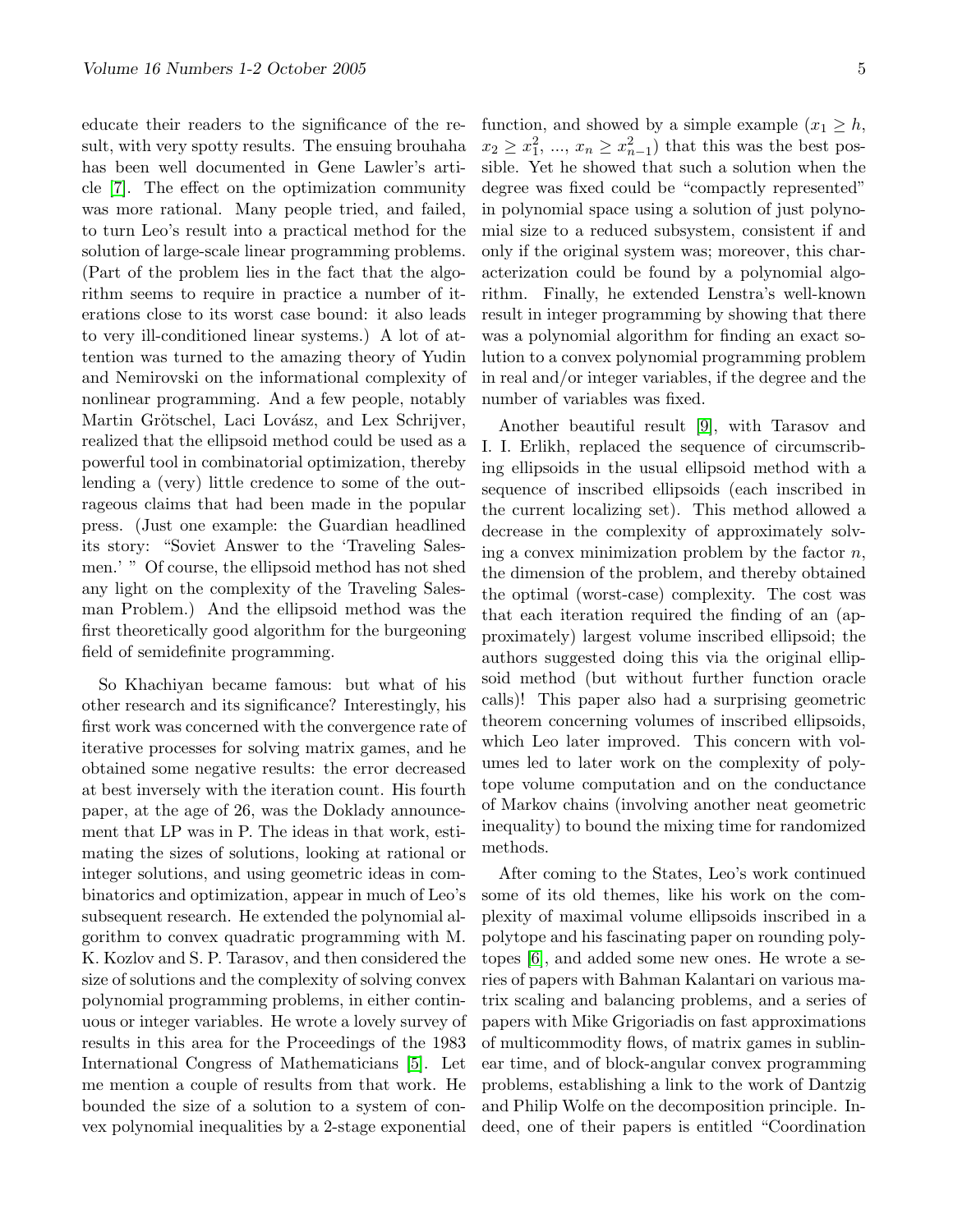educate their readers to the significance of the result, with very spotty results. The ensuing brouhaha has been well documented in Gene Lawler's article [7]. The effect on the optimization community was more rational. Many people tried, and failed, to turn Leo's result into a practical method for the solution of large-scale linear programming problems. (Part of the problem lies in the fact that the algorithm seems to require in practice a number of iterations close to its worst case bound: it also leads to very ill-conditioned linear systems.) A lot of attention was turned to the amazing theory of Yudin and Nemirovski on the informational complexity of nonlinear programming. And a few people, notably Martin Grötschel, Laci Lovász, and Lex Schrijver, realized that the ellipsoid method could be used as a powerful tool in combinatorial optimization, thereby lending a (very) little credence to some of the outrageous claims that had been made in the popular press. (Just one example: the Guardian headlined its story: "Soviet Answer to the 'Traveling Salesmen.' " Of course, the ellipsoid method has not shed any light on the complexity of the Traveling Salesman Problem.) And the ellipsoid method was the first theoretically good algorithm for the burgeoning field of semidefinite programming.

So Khachiyan became famous: but what of his other research and its significance? Interestingly, his first work was concerned with the convergence rate of iterative processes for solving matrix games, and he obtained some negative results: the error decreased at best inversely with the iteration count. His fourth paper, at the age of 26, was the Doklady announcement that LP was in P. The ideas in that work, estimating the sizes of solutions, looking at rational or integer solutions, and using geometric ideas in combinatorics and optimization, appear in much of Leo's subsequent research. He extended the polynomial algorithm to convex quadratic programming with M. K. Kozlov and S. P. Tarasov, and then considered the size of solutions and the complexity of solving convex polynomial programming problems, in either continuous or integer variables. He wrote a lovely survey of results in this area for the Proceedings of the 1983 International Congress of Mathematicians [5]. Let me mention a couple of results from that work. He bounded the size of a solution to a system of convex polynomial inequalities by a 2-stage exponential function, and showed by a simple example ($x_1 \geq h$, $x_2 \geq x_1^2$, ..., $x_n \geq x_{n-1}^2$) that this was the best possible. Yet he showed that such a solution when the degree was fixed could be "compactly represented" in polynomial space using a solution of just polynomial size to a reduced subsystem, consistent if and only if the original system was; moreover, this characterization could be found by a polynomial algorithm. Finally, he extended Lenstra's well-known result in integer programming by showing that there was a polynomial algorithm for finding an exact solution to a convex polynomial programming problem in real and/or integer variables, if the degree and the number of variables was fixed.

Another beautiful result [9], with Tarasov and I. I. Erlikh, replaced the sequence of circumscribing ellipsoids in the usual ellipsoid method with a sequence of inscribed ellipsoids (each inscribed in the current localizing set). This method allowed a decrease in the complexity of approximately solving a convex minimization problem by the factor $n$, the dimension of the problem, and thereby obtained the optimal (worst-case) complexity. The cost was that each iteration required the finding of an (approximately) largest volume inscribed ellipsoid; the authors suggested doing this via the original ellipsoid method (but without further function oracle calls)! This paper also had a surprising geometric theorem concerning volumes of inscribed ellipsoids, which Leo later improved. This concern with volumes led to later work on the complexity of polytope volume computation and on the conductance of Markov chains (involving another neat geometric inequality) to bound the mixing time for randomized methods.

After coming to the States, Leo's work continued some of its old themes, like his work on the complexity of maximal volume ellipsoids inscribed in a polytope and his fascinating paper on rounding polytopes [6], and added some new ones. He wrote a series of papers with Bahman Kalantari on various matrix scaling and balancing problems, and a series of papers with Mike Grigoriadis on fast approximations of multicommodity flows, of matrix games in sublinear time, and of block-angular convex programming problems, establishing a link to the work of Dantzig and Philip Wolfe on the decomposition principle. Indeed, one of their papers is entitled "Coordination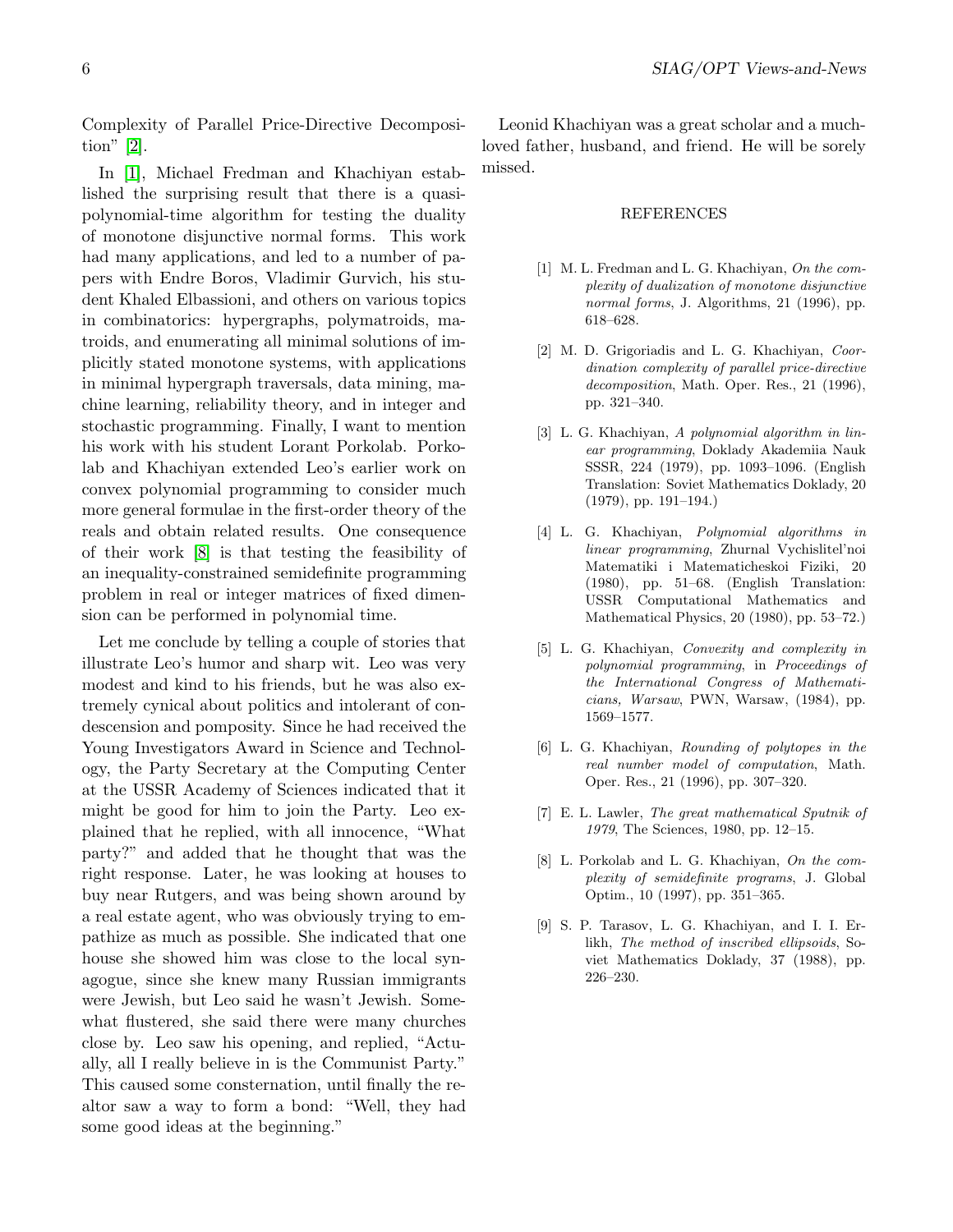Complexity of Parallel Price-Directive Decomposition" [2].

In [1], Michael Fredman and Khachiyan established the surprising result that there is a quasi-polynomial-time algorithm for testing the duality of monotone disjunctive normal forms. This work had many applications, and led to a number of papers with Endre Boros, Vladimir Gurvich, his student Khaled Elbassioni, and others on various topics in combinatorics: hypergraphs, polymatroids, matroids, and enumerating all minimal solutions of implicitly stated monotone systems, with applications in minimal hypergraph traversals, data mining, machine learning, reliability theory, and in integer and stochastic programming. Finally, I want to mention his work with his student Lorant Porkolab. Porkolab and Khachiyan extended Leo's earlier work on convex polynomial programming to consider much more general formulae in the first-order theory of the reals and obtain related results. One consequence of their work [8] is that testing the feasibility of an inequality-constrained semidefinite programming problem in real or integer matrices of fixed dimension can be performed in polynomial time.

Let me conclude by telling a couple of stories that illustrate Leo's humor and sharp wit. Leo was very modest and kind to his friends, but he was also extremely cynical about politics and intolerant of condescension and pomposity. Since he had received the Young Investigators Award in Science and Technology, the Party Secretary at the Computing Center at the USSR Academy of Sciences indicated that it might be good for him to join the Party. Leo explained that he replied, with all innocence, "What party?" and added that he thought that was the right response. Later, he was looking at houses to buy near Rutgers, and was being shown around by a real estate agent, who was obviously trying to empathize as much as possible. She indicated that one house she showed him was close to the local synagogue, since she knew many Russian immigrants were Jewish, but Leo said he wasn't Jewish. Somewhat flustered, she said there were many churches close by. Leo saw his opening, and replied, "Actually, all I really believe in is the Communist Party." This caused some consternation, until finally the realtor saw a way to form a bond: "Well, they had some good ideas at the beginning."

Leonid Khachiyan was a great scholar and a much-loved father, husband, and friend. He will be sorely missed.

## REFERENCES

[1] M. L. Fredman and L. G. Khachiyan, *On the complexity of dualization of monotone disjunctive normal forms*, J. Algorithms, 21 (1996), pp. 618–628.

[2] M. D. Grigoriadis and L. G. Khachiyan, *Coordination complexity of parallel price-directive decomposition*, Math. Oper. Res., 21 (1996), pp. 321–340.

[3] L. G. Khachiyan, *A polynomial algorithm in linear programming*, Doklady Akademiia Nauk SSSR, 224 (1979), pp. 1093–1096. (English Translation: Soviet Mathematics Doklady, 20 (1979), pp. 191–194.)

[4] L. G. Khachiyan, *Polynomial algorithms in linear programming*, Zhurnal Vychislitel'noi Matematiki i Matematicheskoi Fiziki, 20 (1980), pp. 51–68. (English Translation: USSR Computational Mathematics and Mathematical Physics, 20 (1980), pp. 53–72.)

[5] L. G. Khachiyan, *Convexity and complexity in polynomial programming*, in *Proceedings of the International Congress of Mathematicians, Warsaw*, PWN, Warsaw, (1984), pp. 1569–1577.

[6] L. G. Khachiyan, *Rounding of polytopes in the real number model of computation*, Math. Oper. Res., 21 (1996), pp. 307–320.

[7] E. L. Lawler, *The great mathematical Sputnik of 1979*, The Sciences, 1980, pp. 12–15.

[8] L. Porkolab and L. G. Khachiyan, *On the complexity of semidefinite programs*, J. Global Optim., 10 (1997), pp. 351–365.

[9] S. P. Tarasov, L. G. Khachiyan, and I. I. Erlikh, *The method of inscribed ellipsoids*, Soviet Mathematics Doklady, 37 (1988), pp. 226–230.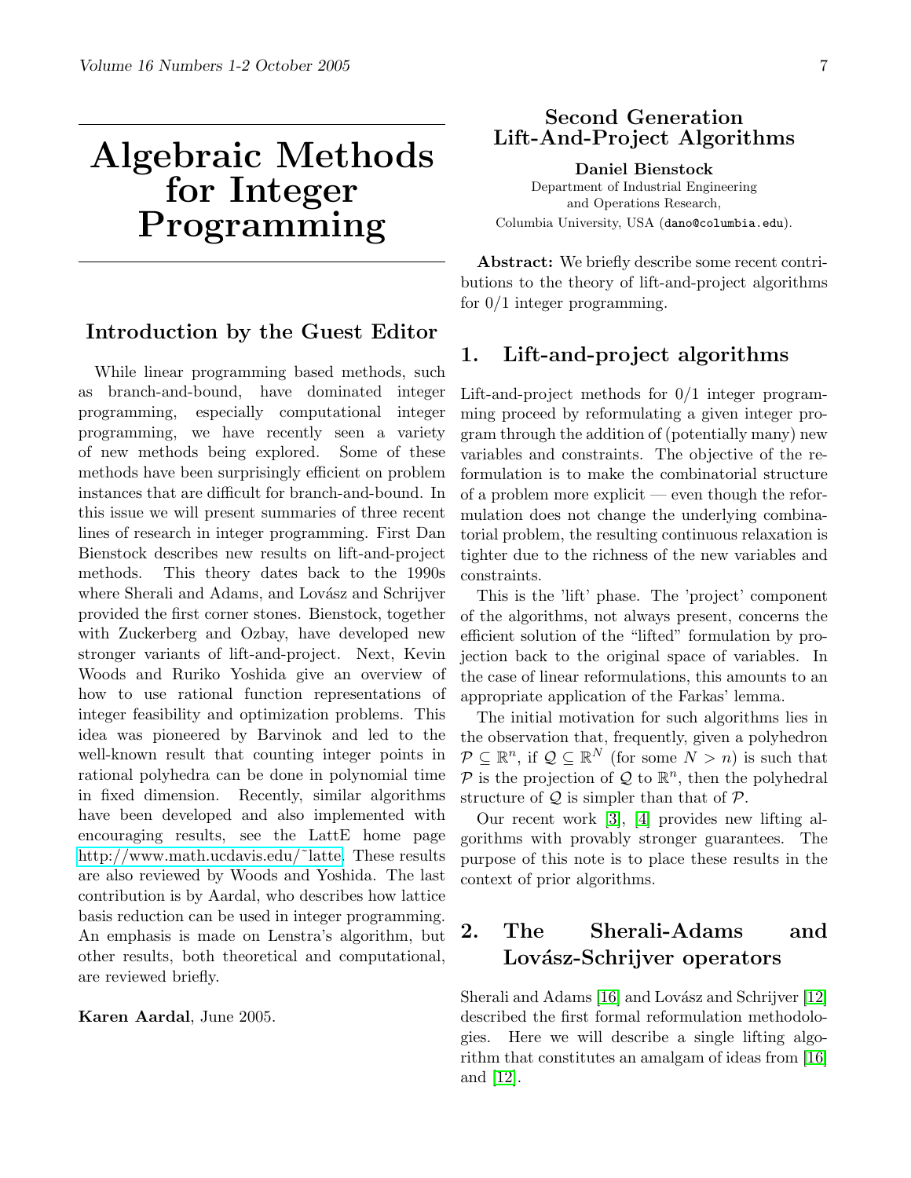# Algebraic Methods for Integer Programming

## Introduction by the Guest Editor

While linear programming based methods, such as branch-and-bound, have dominated integer programming, especially computational integer programming, we have recently seen a variety of new methods being explored. Some of these methods have been surprisingly efficient on problem instances that are difficult for branch-and-bound. In this issue we will present summaries of three recent lines of research in integer programming. First Dan Bienstock describes new results on lift-and-project methods. This theory dates back to the 1990s where Sherali and Adams, and Lovász and Schrijver provided the first corner stones. Bienstock, together with Zuckerberg and Ozbay, have developed new stronger variants of lift-and-project. Next, Kevin Woods and Ruriko Yoshida give an overview of how to use rational function representations of integer feasibility and optimization problems. This idea was pioneered by Barvinok and led to the well-known result that counting integer points in rational polyhedra can be done in polynomial time in fixed dimension. Recently, similar algorithms have been developed and also implemented with encouraging results, see the LattE home page http://www.math.ucdavis.edu/~latte. These results are also reviewed by Woods and Yoshida. The last contribution is by Aardal, who describes how lattice basis reduction can be used in integer programming. An emphasis is made on Lenstra's algorithm, but other results, both theoretical and computational, are reviewed briefly.

**Karen Aardal**, June 2005.

# Second Generation Lift-And-Project Algorithms

**Daniel Bienstock**
Department of Industrial Engineering and Operations Research,
Columbia University, USA (dano@columbia.edu).

**Abstract:** We briefly describe some recent contributions to the theory of lift-and-project algorithms for 0/1 integer programming.

## 1. Lift-and-project algorithms

Lift-and-project methods for 0/1 integer programming proceed by reformulating a given integer program through the addition of (potentially many) new variables and constraints. The objective of the reformulation is to make the combinatorial structure of a problem more explicit — even though the reformulation does not change the underlying combinatorial problem, the resulting continuous relaxation is tighter due to the richness of the new variables and constraints.

This is the 'lift' phase. The 'project' component of the algorithms, not always present, concerns the efficient solution of the "lifted" formulation by projection back to the original space of variables. In the case of linear reformulations, this amounts to an appropriate application of the Farkas' lemma.

The initial motivation for such algorithms lies in the observation that, frequently, given a polyhedron $\mathcal{P} \subseteq \mathbb{R}^n$, if $\mathcal{Q} \subseteq \mathbb{R}^N$ (for some $N > n$) is such that $\mathcal{P}$ is the projection of $\mathcal{Q}$ to $\mathbb{R}^n$, then the polyhedral structure of $\mathcal{Q}$ is simpler than that of $\mathcal{P}$.

Our recent work [3], [4] provides new lifting algorithms with provably stronger guarantees. The purpose of this note is to place these results in the context of prior algorithms.

## 2. The Sherali-Adams and Lovász-Schrijver operators

Sherali and Adams [16] and Lovász and Schrijver [12] described the first formal reformulation methodologies. Here we will describe a single lifting algorithm that constitutes an amalgam of ideas from [16] and [12].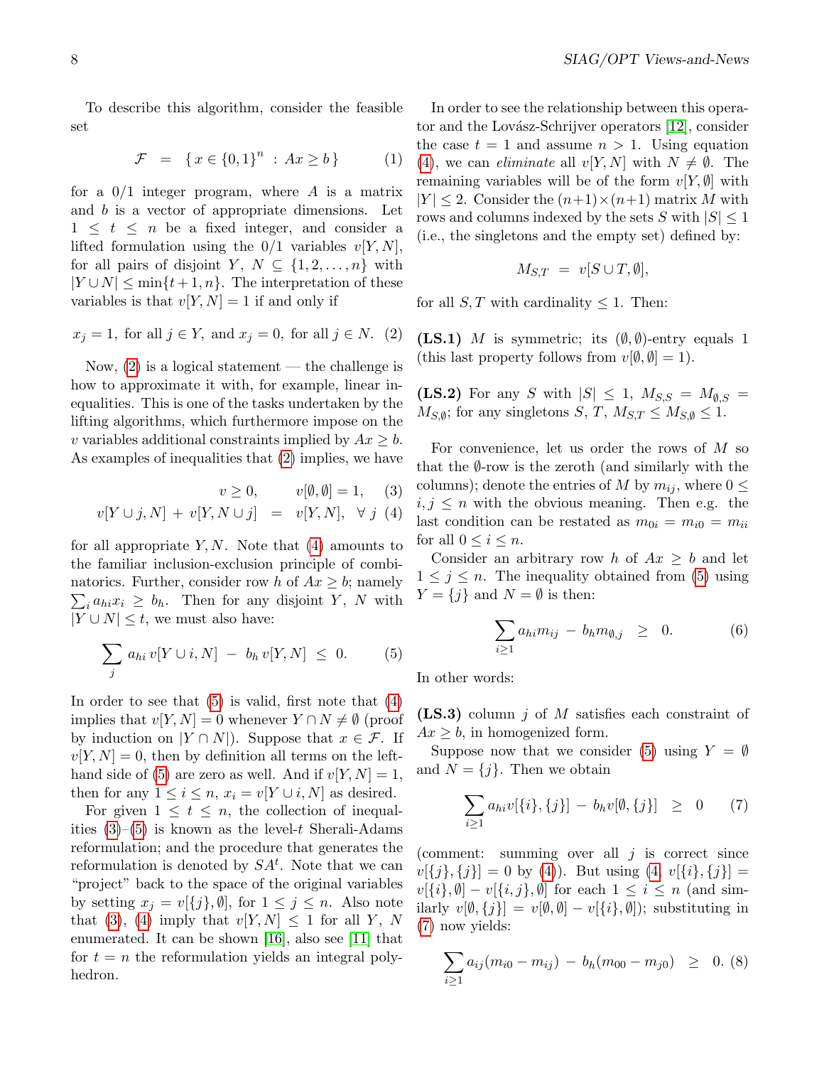To describe this algorithm, consider the feasible set

$$\mathcal{F} \;=\; \{\, x \in \{0,1\}^n \;:\; Ax \ge b \,\} \qquad (1)$$

for a 0/1 integer program, where $A$ is a matrix and $b$ is a vector of appropriate dimensions. Let $1 \le t \le n$ be a fixed integer, and consider a lifted formulation using the 0/1 variables $v[Y,N]$, for all pairs of disjoint $Y,\ N \subseteq \{1,2,\ldots,n\}$ with $|Y \cup N| \le \min\{t+1, n\}$. The interpretation of these variables is that $v[Y,N] = 1$ if and only if

$$x_j = 1, \text{ for all } j \in Y, \text{ and } x_j = 0, \text{ for all } j \in N. \quad (2)$$

Now, (2) is a logical statement — the challenge is how to approximate it with, for example, linear inequalities. This is one of the tasks undertaken by the lifting algorithms, which furthermore impose on the $v$ variables additional constraints implied by $Ax \ge b$. As examples of inequalities that (2) implies, we have

$$v \ge 0, \qquad v[\emptyset,\emptyset] = 1, \quad (3)$$

$$v[Y \cup j, N] \,+\, v[Y, N \cup j] \;=\; v[Y,N], \quad \forall\, j \ (4)$$

for all appropriate $Y, N$. Note that (4) amounts to the familiar inclusion-exclusion principle of combinatorics. Further, consider row $h$ of $Ax \ge b$; namely $\sum_i a_{hi} x_i \ge b_h$. Then for any disjoint $Y$, $N$ with $|Y \cup N| \le t$, we must also have:

$$\sum_j a_{hi}\, v[Y \cup i, N] \;-\; b_h\, v[Y,N] \;\le\; 0. \qquad (5)$$

In order to see that (5) is valid, first note that (4) implies that $v[Y,N] = 0$ whenever $Y \cap N \neq \emptyset$ (proof by induction on $|Y \cap N|$). Suppose that $x \in \mathcal{F}$. If $v[Y,N] = 0$, then by definition all terms on the left-hand side of (5) are zero as well. And if $v[Y,N] = 1$, then for any $1 \le i \le n$, $x_i = v[Y \cup i, N]$ as desired.

For given $1 \le t \le n$, the collection of inequalities (3)–(5) is known as the level-$t$ Sherali-Adams reformulation; and the procedure that generates the reformulation is denoted by $SA^t$. Note that we can "project" back to the space of the original variables by setting $x_j = v[\{j\},\emptyset]$, for $1 \le j \le n$. Also note that (3), (4) imply that $v[Y,N] \le 1$ for all $Y$, $N$ enumerated. It can be shown [16], also see [11] that for $t = n$ the reformulation yields an integral polyhedron.

In order to see the relationship between this operator and the Lovász-Schrijver operators [12], consider the case $t = 1$ and assume $n > 1$. Using equation (4), we can *eliminate* all $v[Y,N]$ with $N \neq \emptyset$. The remaining variables will be of the form $v[Y,\emptyset]$ with $|Y| \le 2$. Consider the $(n+1)\times(n+1)$ matrix $M$ with rows and columns indexed by the sets $S$ with $|S| \le 1$ (i.e., the singletons and the empty set) defined by:

$$M_{S,T} \;=\; v[S \cup T, \emptyset],$$

for all $S,T$ with cardinality $\le 1$. Then:

**(LS.1)** $M$ is symmetric; its $(\emptyset,\emptyset)$-entry equals 1 (this last property follows from $v[\emptyset,\emptyset] = 1$).

**(LS.2)** For any $S$ with $|S| \le 1$, $M_{S,S} = M_{\emptyset,S} = M_{S,\emptyset}$; for any singletons $S$, $T$, $M_{S,T} \le M_{S,\emptyset} \le 1$.

For convenience, let us order the rows of $M$ so that the $\emptyset$-row is the zeroth (and similarly with the columns); denote the entries of $M$ by $m_{ij}$, where $0 \le i,j \le n$ with the obvious meaning. Then e.g. the last condition can be restated as $m_{0i} = m_{i0} = m_{ii}$ for all $0 \le i \le n$.

Consider an arbitrary row $h$ of $Ax \ge b$ and let $1 \le j \le n$. The inequality obtained from (5) using $Y = \{j\}$ and $N = \emptyset$ is then:

$$\sum_{i \ge 1} a_{hi} m_{ij} \;-\; b_h m_{\emptyset,j} \;\;\ge\;\; 0. \qquad (6)$$

In other words:

**(LS.3)** column $j$ of $M$ satisfies each constraint of $Ax \ge b$, in homogenized form.

Suppose now that we consider (5) using $Y = \emptyset$ and $N = \{j\}$. Then we obtain

$$\sum_{i \ge 1} a_{hi} v[\{i\},\{j\}] \;-\; b_h v[\emptyset,\{j\}] \;\;\ge\;\; 0 \qquad (7)$$

(comment: summing over all $j$ is correct since $v[\{j\},\{j\}] = 0$ by (4)). But using (4, $v[\{i\},\{j\}] = v[\{i\},\emptyset] - v[\{i,j\},\emptyset]$ for each $1 \le i \le n$ (and similarly $v[\emptyset,\{j\}] = v[\emptyset,\emptyset] - v[\{i\},\emptyset]$); substituting in (7) now yields:

$$\sum_{i \ge 1} a_{ij}(m_{i0} - m_{ij}) \;-\; b_h(m_{00} - m_{j0}) \;\;\ge\;\; 0. \ (8)$$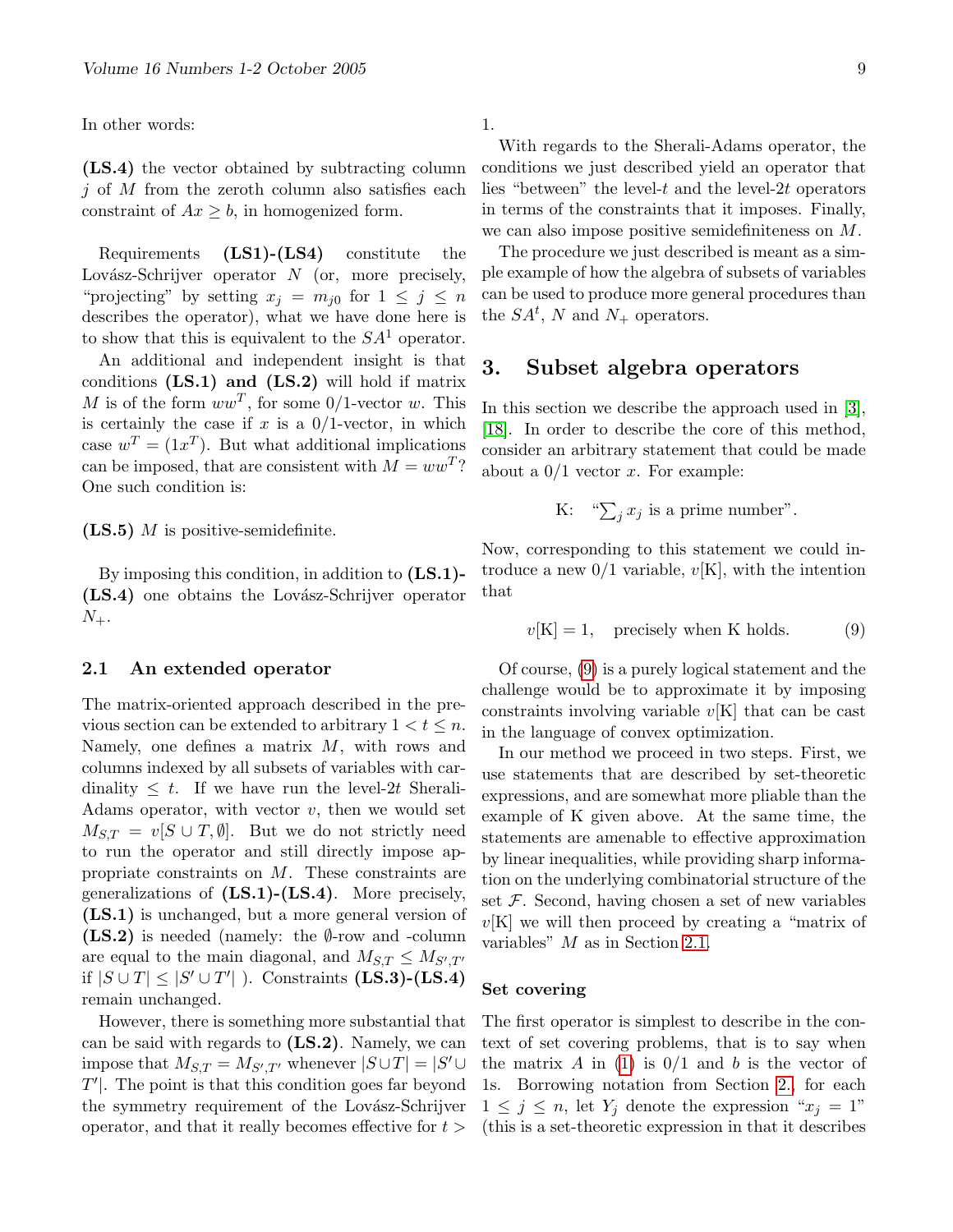In other words:

**(LS.4)** the vector obtained by subtracting column $j$ of $M$ from the zeroth column also satisfies each constraint of $Ax \geq b$, in homogenized form.

Requirements **(LS1)-(LS4)** constitute the Lovász-Schrijver operator $N$ (or, more precisely, "projecting" by setting $x_j = m_{j0}$ for $1 \leq j \leq n$ describes the operator), what we have done here is to show that this is equivalent to the $SA^1$ operator.

An additional and independent insight is that conditions **(LS.1) and (LS.2)** will hold if matrix $M$ is of the form $ww^T$, for some 0/1-vector $w$. This is certainly the case if $x$ is a 0/1-vector, in which case $w^T = (1x^T)$. But what additional implications can be imposed, that are consistent with $M = ww^T$? One such condition is:

**(LS.5)** $M$ is positive-semidefinite.

By imposing this condition, in addition to **(LS.1)-(LS.4)** one obtains the Lovász-Schrijver operator $N_+$.

### 2.1 An extended operator

The matrix-oriented approach described in the previous section can be extended to arbitrary $1 < t \leq n$. Namely, one defines a matrix $M$, with rows and columns indexed by all subsets of variables with cardinality $\leq t$. If we have run the level-$2t$ Sherali-Adams operator, with vector $v$, then we would set $M_{S,T} = v[S \cup T, \emptyset]$. But we do not strictly need to run the operator and still directly impose appropriate constraints on $M$. These constraints are generalizations of **(LS.1)-(LS.4)**. More precisely, **(LS.1)** is unchanged, but a more general version of **(LS.2)** is needed (namely: the $\emptyset$-row and -column are equal to the main diagonal, and $M_{S,T} \leq M_{S',T'}$ if $|S \cup T| \leq |S' \cup T'|$ ). Constraints **(LS.3)-(LS.4)** remain unchanged.

However, there is something more substantial that can be said with regards to **(LS.2)**. Namely, we can impose that $M_{S,T} = M_{S',T'}$ whenever $|S \cup T| = |S' \cup T'|$. The point is that this condition goes far beyond the symmetry requirement of the Lovász-Schrijver operator, and that it really becomes effective for $t > 1$.

With regards to the Sherali-Adams operator, the conditions we just described yield an operator that lies "between" the level-$t$ and the level-$2t$ operators in terms of the constraints that it imposes. Finally, we can also impose positive semidefiniteness on $M$.

The procedure we just described is meant as a simple example of how the algebra of subsets of variables can be used to produce more general procedures than the $SA^t$, $N$ and $N_+$ operators.

## 3. Subset algebra operators

In this section we describe the approach used in [3], [18]. In order to describe the core of this method, consider an arbitrary statement that could be made about a 0/1 vector $x$. For example:

$$\text{K:} \quad \text{“}\textstyle\sum_j x_j \text{ is a prime number”}.$$

Now, corresponding to this statement we could introduce a new 0/1 variable, $v[\mathrm{K}]$, with the intention that

$$v[\mathrm{K}] = 1, \quad \text{precisely when K holds.} \tag{9}$$

Of course, (9) is a purely logical statement and the challenge would be to approximate it by imposing constraints involving variable $v[\mathrm{K}]$ that can be cast in the language of convex optimization.

In our method we proceed in two steps. First, we use statements that are described by set-theoretic expressions, and are somewhat more pliable than the example of K given above. At the same time, the statements are amenable to effective approximation by linear inequalities, while providing sharp information on the underlying combinatorial structure of the set $\mathcal{F}$. Second, having chosen a set of new variables $v[\mathrm{K}]$ we will then proceed by creating a "matrix of variables" $M$ as in Section 2.1.

#### Set covering

The first operator is simplest to describe in the context of set covering problems, that is to say when the matrix $A$ in (1) is 0/1 and $b$ is the vector of 1s. Borrowing notation from Section 2., for each $1 \leq j \leq n$, let $Y_j$ denote the expression "$x_j = 1$" (this is a set-theoretic expression in that it describes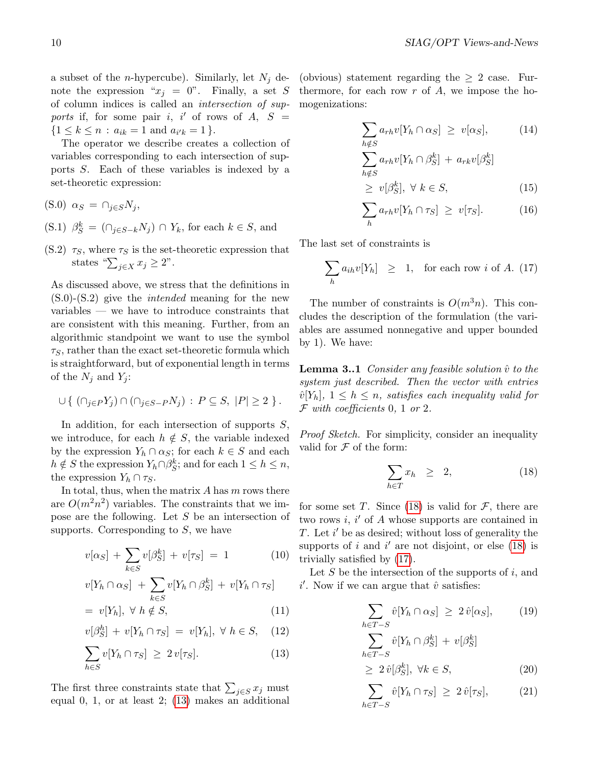a subset of the $n$-hypercube). Similarly, let $N_j$ denote the expression "$x_j = 0$". Finally, a set $S$ of column indices is called an *intersection of supports* if, for some pair $i$, $i'$ of rows of $A$, $S = \{1 \le k \le n \, : \, a_{ik} = 1 \text{ and } a_{i'k} = 1\}$.

The operator we describe creates a collection of variables corresponding to each intersection of supports $S$. Each of these variables is indexed by a set-theoretic expression:

(S.0) $\alpha_S = \cap_{j \in S} N_j$,

(S.1) $\beta_S^k = (\cap_{j \in S-k} N_j) \cap Y_k$, for each $k \in S$, and

(S.2) $\tau_S$, where $\tau_S$ is the set-theoretic expression that states "$\sum_{j \in X} x_j \ge 2$".

As discussed above, we stress that the definitions in (S.0)-(S.2) give the *intended* meaning for the new variables — we have to introduce constraints that are consistent with this meaning. Further, from an algorithmic standpoint we want to use the symbol $\tau_S$, rather than the exact set-theoretic formula which is straightforward, but of exponential length in terms of the $N_j$ and $Y_j$:

$$\cup \{ \, (\cap_{j \in P} Y_j) \cap (\cap_{j \in S-P} N_j) \, : \, P \subseteq S, \ |P| \ge 2 \, \}.$$

In addition, for each intersection of supports $S$, we introduce, for each $h \notin S$, the variable indexed by the expression $Y_h \cap \alpha_S$; for each $k \in S$ and each $h \notin S$ the expression $Y_h \cap \beta_S^k$; and for each $1 \le h \le n$, the expression $Y_h \cap \tau_S$.

In total, thus, when the matrix $A$ has $m$ rows there are $O(m^2 n^2)$ variables. The constraints that we impose are the following. Let $S$ be an intersection of supports. Corresponding to $S$, we have

$$v[\alpha_S] + \sum_{k \in S} v[\beta_S^k] + v[\tau_S] = 1 \tag{10}$$

$$v[Y_h \cap \alpha_S] + \sum_{k \in S} v[Y_h \cap \beta_S^k] + v[Y_h \cap \tau_S] = v[Y_h], \ \forall \ h \notin S, \tag{11}$$

$$v[\beta_S^h] + v[Y_h \cap \tau_S] = v[Y_h], \ \forall \ h \in S, \tag{12}$$

$$\sum_{h \in S} v[Y_h \cap \tau_S] \ge 2\, v[\tau_S]. \tag{13}$$

The first three constraints state that $\sum_{j \in S} x_j$ must equal 0, 1, or at least 2; (13) makes an additional (obvious) statement regarding the $\ge 2$ case. Furthermore, for each row $r$ of $A$, we impose the homogenizations:

$$\sum_{h \notin S} a_{rh} v[Y_h \cap \alpha_S] \ge v[\alpha_S], \tag{14}$$

$$\sum_{h \notin S} a_{rh} v[Y_h \cap \beta_S^k] + a_{rk} v[\beta_S^k] \ge v[\beta_S^k], \ \forall \ k \in S, \tag{15}$$

$$\sum_{h} a_{rh} v[Y_h \cap \tau_S] \ge v[\tau_S]. \tag{16}$$

The last set of constraints is

$$\sum_h a_{ih} v[Y_h] \ \ge \ 1, \quad \text{for each row } i \text{ of } A. \tag{17}$$

The number of constraints is $O(m^3 n)$. This concludes the description of the formulation (the variables are assumed nonnegative and upper bounded by 1). We have:

**Lemma 3..1** *Consider any feasible solution $\hat{v}$ to the system just described. Then the vector with entries $\hat{v}[Y_h]$, $1 \le h \le n$, satisfies each inequality valid for $\mathcal{F}$ with coefficients 0, 1 or 2.*

*Proof Sketch.* For simplicity, consider an inequality valid for $\mathcal{F}$ of the form:

$$\sum_{h \in T} x_h \ \ge \ 2, \tag{18}$$

for some set $T$. Since (18) is valid for $\mathcal{F}$, there are two rows $i$, $i'$ of $A$ whose supports are contained in $T$. Let $i'$ be as desired; without loss of generality the supports of $i$ and $i'$ are not disjoint, or else (18) is trivially satisfied by (17).

Let $S$ be the intersection of the supports of $i$, and $i'$. Now if we can argue that $\hat{v}$ satisfies:

$$\sum_{h \in T-S} \hat{v}[Y_h \cap \alpha_S] \ge 2\, \hat{v}[\alpha_S], \tag{19}$$

$$\sum_{h \in T-S} \hat{v}[Y_h \cap \beta_S^k] + v[\beta_S^k] \ge 2\, \hat{v}[\beta_S^k], \ \forall k \in S, \tag{20}$$

$$\sum_{h \in T-S} \hat{v}[Y_h \cap \tau_S] \ge 2\, \hat{v}[\tau_S], \tag{21}$$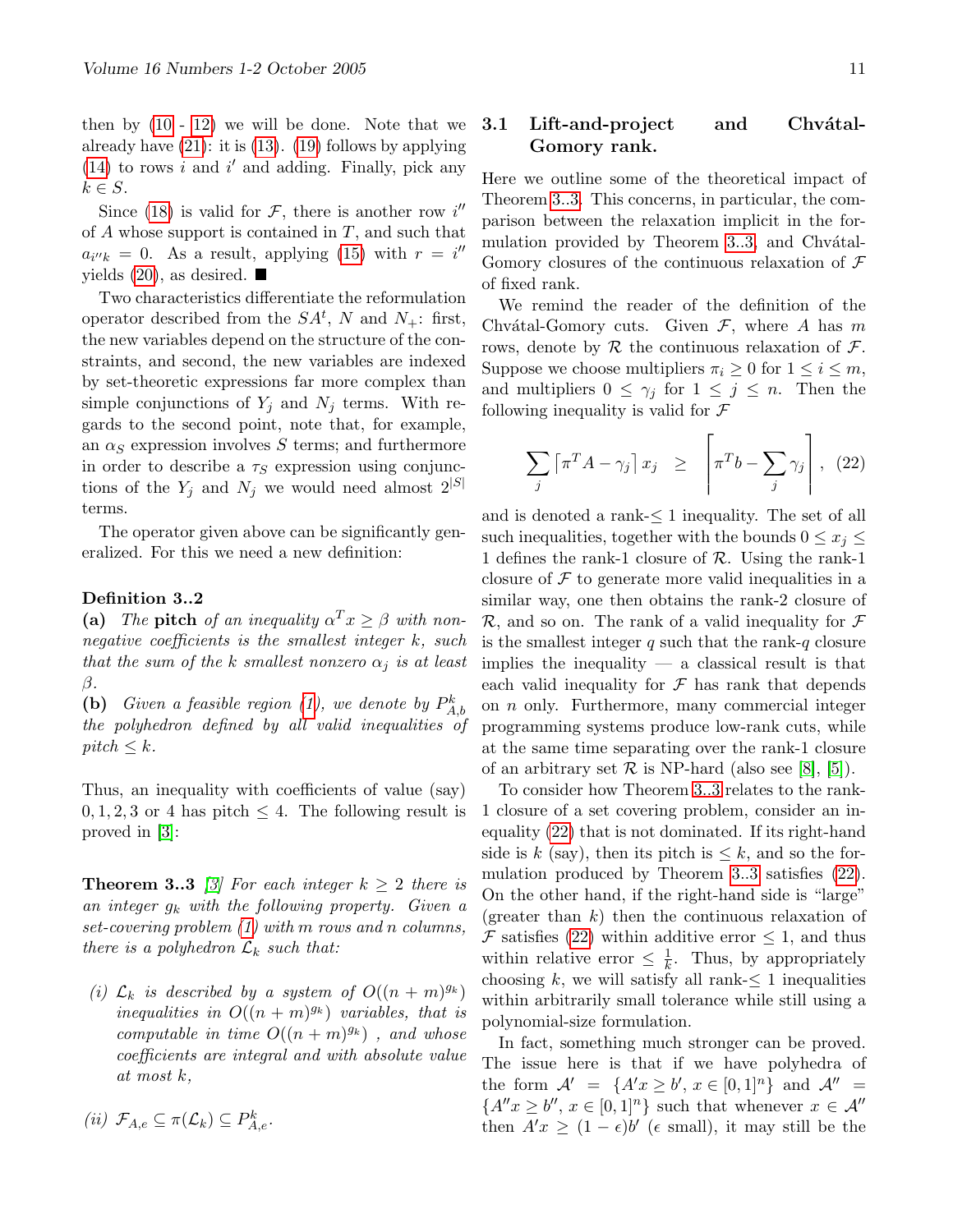then by (10 - 12) we will be done. Note that we already have (21): it is (13). (19) follows by applying (14) to rows $i$ and $i'$ and adding. Finally, pick any $k \in S$.

Since (18) is valid for $\mathcal{F}$, there is another row $i''$ of $A$ whose support is contained in $T$, and such that $a_{i''k} = 0$. As a result, applying (15) with $r = i''$ yields (20), as desired. ■

Two characteristics differentiate the reformulation operator described from the $SA^t$, $N$ and $N_+$: first, the new variables depend on the structure of the constraints, and second, the new variables are indexed by set-theoretic expressions far more complex than simple conjunctions of $Y_j$ and $N_j$ terms. With regards to the second point, note that, for example, an $\alpha_S$ expression involves $S$ terms; and furthermore in order to describe a $\tau_S$ expression using conjunctions of the $Y_j$ and $N_j$ we would need almost $2^{|S|}$ terms.

The operator given above can be significantly generalized. For this we need a new definition:

**Definition 3..2**
**(a)** *The* **pitch** *of an inequality $\alpha^T x \geq \beta$ with nonnegative coefficients is the smallest integer $k$, such that the sum of the $k$ smallest nonzero $\alpha_j$ is at least $\beta$.*
**(b)** *Given a feasible region (1), we denote by $P^k_{A,b}$ the polyhedron defined by all valid inequalities of pitch $\leq k$.*

Thus, an inequality with coefficients of value (say) $0, 1, 2, 3$ or $4$ has pitch $\leq 4$. The following result is proved in [3]:

**Theorem 3..3** *[3] For each integer $k \geq 2$ there is an integer $g_k$ with the following property. Given a set-covering problem (1) with $m$ rows and $n$ columns, there is a polyhedron $\mathcal{L}_k$ such that:*

*(i) $\mathcal{L}_k$ is described by a system of $O((n+m)^{g_k})$ inequalities in $O((n+m)^{g_k})$ variables, that is computable in time $O((n+m)^{g_k})$ , and whose coefficients are integral and with absolute value at most $k$,*

*(ii) $\mathcal{F}_{A,e} \subseteq \pi(\mathcal{L}_k) \subseteq P^k_{A,e}$.*

### 3.1 Lift-and-project and Chvátal-Gomory rank.

Here we outline some of the theoretical impact of Theorem 3..3. This concerns, in particular, the comparison between the relaxation implicit in the formulation provided by Theorem 3..3, and Chvátal-Gomory closures of the continuous relaxation of $\mathcal{F}$ of fixed rank.

We remind the reader of the definition of the Chvátal-Gomory cuts. Given $\mathcal{F}$, where $A$ has $m$ rows, denote by $\mathcal{R}$ the continuous relaxation of $\mathcal{F}$. Suppose we choose multipliers $\pi_i \geq 0$ for $1 \leq i \leq m$, and multipliers $0 \leq \gamma_j$ for $1 \leq j \leq n$. Then the following inequality is valid for $\mathcal{F}$

$$\sum_j \left\lceil \pi^T A - \gamma_j \right\rceil x_j \;\; \geq \;\; \left\lceil \pi^T b - \sum_j \gamma_j \right\rceil , \quad (22)$$

and is denoted a rank-$\leq 1$ inequality. The set of all such inequalities, together with the bounds $0 \leq x_j \leq 1$ defines the rank-1 closure of $\mathcal{R}$. Using the rank-1 closure of $\mathcal{F}$ to generate more valid inequalities in a similar way, one then obtains the rank-2 closure of $\mathcal{R}$, and so on. The rank of a valid inequality for $\mathcal{F}$ is the smallest integer $q$ such that the rank-$q$ closure implies the inequality — a classical result is that each valid inequality for $\mathcal{F}$ has rank that depends on $n$ only. Furthermore, many commercial integer programming systems produce low-rank cuts, while at the same time separating over the rank-1 closure of an arbitrary set $\mathcal{R}$ is NP-hard (also see [8], [5]).

To consider how Theorem 3..3 relates to the rank-1 closure of a set covering problem, consider an inequality (22) that is not dominated. If its right-hand side is $k$ (say), then its pitch is $\leq k$, and so the formulation produced by Theorem 3..3 satisfies (22). On the other hand, if the right-hand side is "large" (greater than $k$) then the continuous relaxation of $\mathcal{F}$ satisfies (22) within additive error $\leq 1$, and thus within relative error $\leq \frac{1}{k}$. Thus, by appropriately choosing $k$, we will satisfy all rank-$\leq 1$ inequalities within arbitrarily small tolerance while still using a polynomial-size formulation.

In fact, something much stronger can be proved. The issue here is that if we have polyhedra of the form $\mathcal{A}' = \{A'x \geq b', \, x \in [0,1]^n\}$ and $\mathcal{A}'' = \{A''x \geq b'', \, x \in [0,1]^n\}$ such that whenever $x \in \mathcal{A}''$ then $A'x \geq (1-\epsilon)b'$ ($\epsilon$ small), it may still be the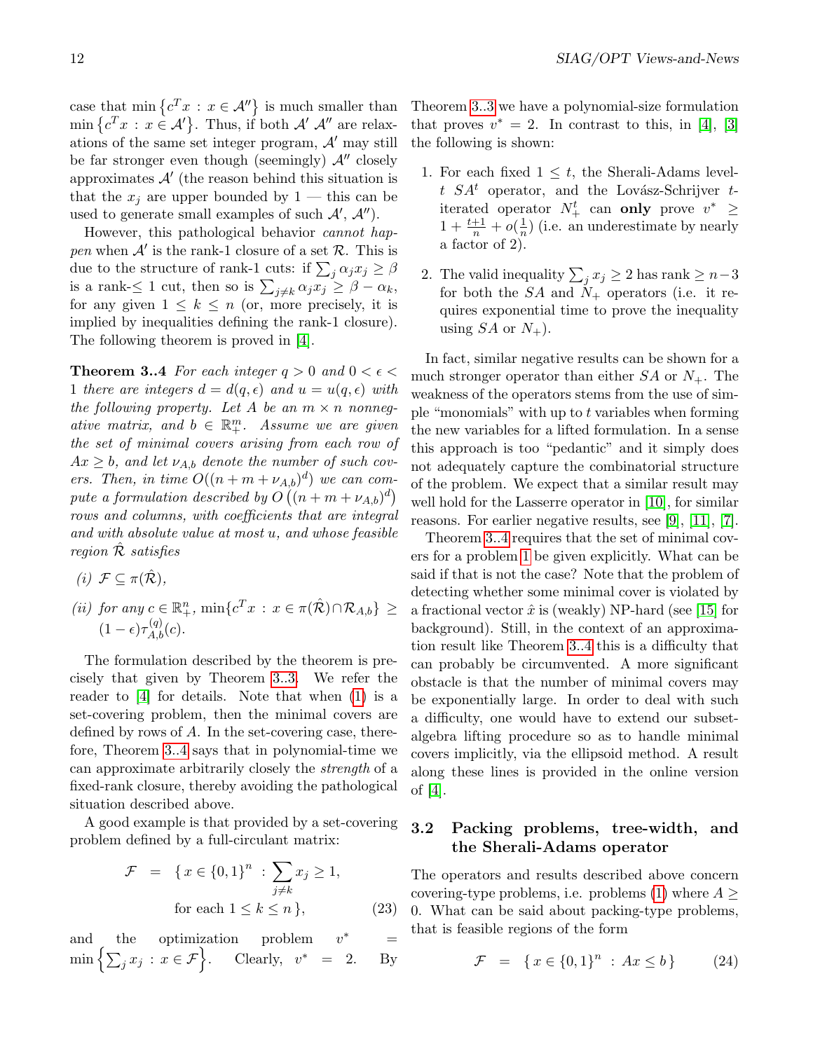case that $\min\left\{c^T x \,:\, x \in \mathcal{A}''\right\}$ is much smaller than $\min\left\{c^T x \,:\, x \in \mathcal{A}'\right\}$. Thus, if both $\mathcal{A}'$ $\mathcal{A}''$ are relaxations of the same set integer program, $\mathcal{A}'$ may still be far stronger even though (seemingly) $\mathcal{A}''$ closely approximates $\mathcal{A}'$ (the reason behind this situation is that the $x_j$ are upper bounded by 1 — this can be used to generate small examples of such $\mathcal{A}'$, $\mathcal{A}''$).

However, this pathological behavior *cannot happen* when $\mathcal{A}'$ is the rank-1 closure of a set $\mathcal{R}$. This is due to the structure of rank-1 cuts: if $\sum_j \alpha_j x_j \geq \beta$ is a rank-$\leq 1$ cut, then so is $\sum_{j \neq k} \alpha_j x_j \geq \beta - \alpha_k$, for any given $1 \leq k \leq n$ (or, more precisely, it is implied by inequalities defining the rank-1 closure). The following theorem is proved in [4].

**Theorem 3..4** *For each integer $q > 0$ and $0 < \epsilon < 1$ there are integers $d = d(q, \epsilon)$ and $u = u(q, \epsilon)$ with the following property. Let $A$ be an $m \times n$ nonnegative matrix, and $b \in \mathbb{R}^m_+$. Assume we are given the set of minimal covers arising from each row of $Ax \geq b$, and let $\nu_{A,b}$ denote the number of such covers. Then, in time $O((n + m + \nu_{A,b})^d)$ we can compute a formulation described by $O\left((n + m + \nu_{A,b})^d\right)$ rows and columns, with coefficients that are integral and with absolute value at most $u$, and whose feasible region $\hat{\mathcal{R}}$ satisfies*

*(i) $\mathcal{F} \subseteq \pi(\hat{\mathcal{R}})$,*

*(ii) for any $c \in \mathbb{R}^n_+$, $\min\{c^T x \,:\, x \in \pi(\hat{\mathcal{R}}) \cap \mathcal{R}_{A,b}\} \geq (1 - \epsilon)\tau^{(q)}_{A,b}(c)$.*

The formulation described by the theorem is precisely that given by Theorem 3..3. We refer the reader to [4] for details. Note that when (1) is a set-covering problem, then the minimal covers are defined by rows of $A$. In the set-covering case, therefore, Theorem 3..4 says that in polynomial-time we can approximate arbitrarily closely the *strength* of a fixed-rank closure, thereby avoiding the pathological situation described above.

A good example is that provided by a set-covering problem defined by a full-circulant matrix:

$$\mathcal{F} \;=\; \{\, x \in \{0,1\}^n \;:\; \sum_{j \neq k} x_j \geq 1, \quad \text{for each } 1 \leq k \leq n \,\}, \tag{23}$$

and the optimization problem $v^* = \min\left\{\sum_j x_j \,:\, x \in \mathcal{F}\right\}$. Clearly, $v^* = 2$. By Theorem 3..3 we have a polynomial-size formulation that proves $v^* = 2$. In contrast to this, in [4], [3] the following is shown:

1. For each fixed $1 \leq t$, the Sherali-Adams level-$t$ $SA^t$ operator, and the Lovász-Schrijver $t$-iterated operator $N^t_+$ can **only** prove $v^* \geq 1 + \frac{t+1}{n} + o(\frac{1}{n})$ (i.e. an underestimate by nearly a factor of 2).

2. The valid inequality $\sum_j x_j \geq 2$ has rank $\geq n-3$ for both the $SA$ and $N_+$ operators (i.e. it requires exponential time to prove the inequality using $SA$ or $N_+$).

In fact, similar negative results can be shown for a much stronger operator than either $SA$ or $N_+$. The weakness of the operators stems from the use of simple "monomials" with up to $t$ variables when forming the new variables for a lifted formulation. In a sense this approach is too "pedantic" and it simply does not adequately capture the combinatorial structure of the problem. We expect that a similar result may well hold for the Lasserre operator in [10], for similar reasons. For earlier negative results, see [9], [11], [7].

Theorem 3..4 requires that the set of minimal covers for a problem 1 be given explicitly. What can be said if that is not the case? Note that the problem of detecting whether some minimal cover is violated by a fractional vector $\hat{x}$ is (weakly) NP-hard (see [15] for background). Still, in the context of an approximation result like Theorem 3..4 this is a difficulty that can probably be circumvented. A more significant obstacle is that the number of minimal covers may be exponentially large. In order to deal with such a difficulty, one would have to extend our subset-algebra lifting procedure so as to handle minimal covers implicitly, via the ellipsoid method. A result along these lines is provided in the online version of [4].

### 3.2 Packing problems, tree-width, and the Sherali-Adams operator

The operators and results described above concern covering-type problems, i.e. problems (1) where $A \geq 0$. What can be said about packing-type problems, that is feasible regions of the form

$$\mathcal{F} \;=\; \{\, x \in \{0,1\}^n \;:\; Ax \leq b \,\} \tag{24}$$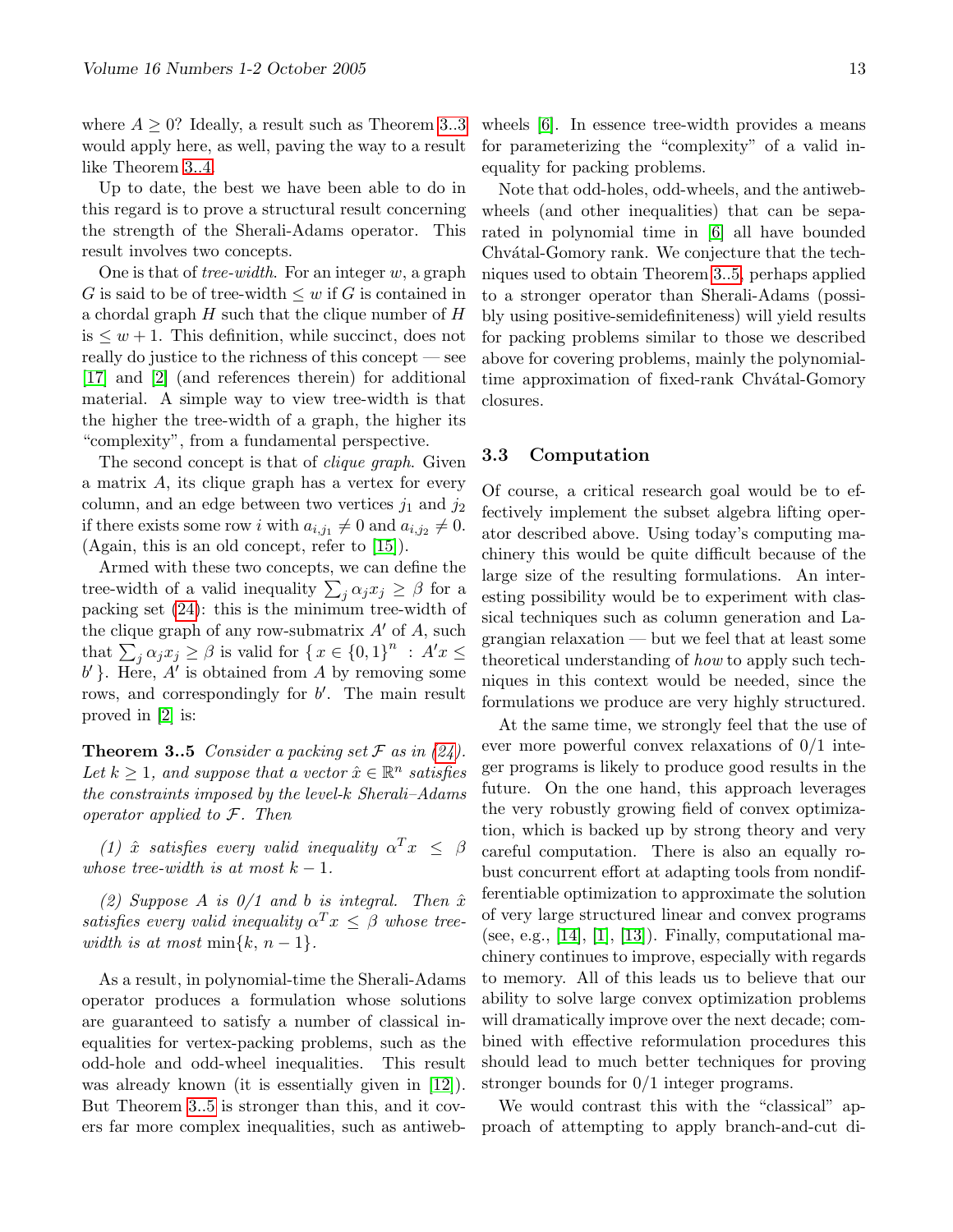where $A \geq 0$? Ideally, a result such as Theorem 3..3 would apply here, as well, paving the way to a result like Theorem 3..4.

Up to date, the best we have been able to do in this regard is to prove a structural result concerning the strength of the Sherali-Adams operator. This result involves two concepts.

One is that of *tree-width*. For an integer $w$, a graph $G$ is said to be of tree-width $\leq w$ if $G$ is contained in a chordal graph $H$ such that the clique number of $H$ is $\leq w + 1$. This definition, while succinct, does not really do justice to the richness of this concept — see [17] and [2] (and references therein) for additional material. A simple way to view tree-width is that the higher the tree-width of a graph, the higher its "complexity", from a fundamental perspective.

The second concept is that of *clique graph*. Given a matrix $A$, its clique graph has a vertex for every column, and an edge between two vertices $j_1$ and $j_2$ if there exists some row $i$ with $a_{i,j_1} \neq 0$ and $a_{i,j_2} \neq 0$. (Again, this is an old concept, refer to [15]).

Armed with these two concepts, we can define the tree-width of a valid inequality $\sum_j \alpha_j x_j \geq \beta$ for a packing set (24): this is the minimum tree-width of the clique graph of any row-submatrix $A'$ of $A$, such that $\sum_j \alpha_j x_j \geq \beta$ is valid for $\{ x \in \{0,1\}^n \ : \ A'x \leq b' \}$. Here, $A'$ is obtained from $A$ by removing some rows, and correspondingly for $b'$. The main result proved in [2] is:

**Theorem 3..5** *Consider a packing set $\mathcal{F}$ as in (24). Let $k \geq 1$, and suppose that a vector $\hat{x} \in \mathbb{R}^n$ satisfies the constraints imposed by the level-$k$ Sherali–Adams operator applied to $\mathcal{F}$. Then*

*(1) $\hat{x}$ satisfies every valid inequality $\alpha^T x \leq \beta$ whose tree-width is at most $k - 1$.*

*(2) Suppose $A$ is 0/1 and $b$ is integral. Then $\hat{x}$ satisfies every valid inequality $\alpha^T x \leq \beta$ whose tree-width is at most $\min\{k, n-1\}$.*

As a result, in polynomial-time the Sherali-Adams operator produces a formulation whose solutions are guaranteed to satisfy a number of classical inequalities for vertex-packing problems, such as the odd-hole and odd-wheel inequalities. This result was already known (it is essentially given in [12]). But Theorem 3..5 is stronger than this, and it covers far more complex inequalities, such as antiweb-wheels [6]. In essence tree-width provides a means for parameterizing the "complexity" of a valid inequality for packing problems.

Note that odd-holes, odd-wheels, and the antiweb-wheels (and other inequalities) that can be separated in polynomial time in [6] all have bounded Chvátal-Gomory rank. We conjecture that the techniques used to obtain Theorem 3..5, perhaps applied to a stronger operator than Sherali-Adams (possibly using positive-semidefiniteness) will yield results for packing problems similar to those we described above for covering problems, mainly the polynomial-time approximation of fixed-rank Chvátal-Gomory closures.

### 3.3 Computation

Of course, a critical research goal would be to effectively implement the subset algebra lifting operator described above. Using today's computing machinery this would be quite difficult because of the large size of the resulting formulations. An interesting possibility would be to experiment with classical techniques such as column generation and Lagrangian relaxation — but we feel that at least some theoretical understanding of *how* to apply such techniques in this context would be needed, since the formulations we produce are very highly structured.

At the same time, we strongly feel that the use of ever more powerful convex relaxations of 0/1 integer programs is likely to produce good results in the future. On the one hand, this approach leverages the very robustly growing field of convex optimization, which is backed up by strong theory and very careful computation. There is also an equally robust concurrent effort at adapting tools from nondifferentiable optimization to approximate the solution of very large structured linear and convex programs (see, e.g., [14], [1], [13]). Finally, computational machinery continues to improve, especially with regards to memory. All of this leads us to believe that our ability to solve large convex optimization problems will dramatically improve over the next decade; combined with effective reformulation procedures this should lead to much better techniques for proving stronger bounds for 0/1 integer programs.

We would contrast this with the "classical" approach of attempting to apply branch-and-cut di-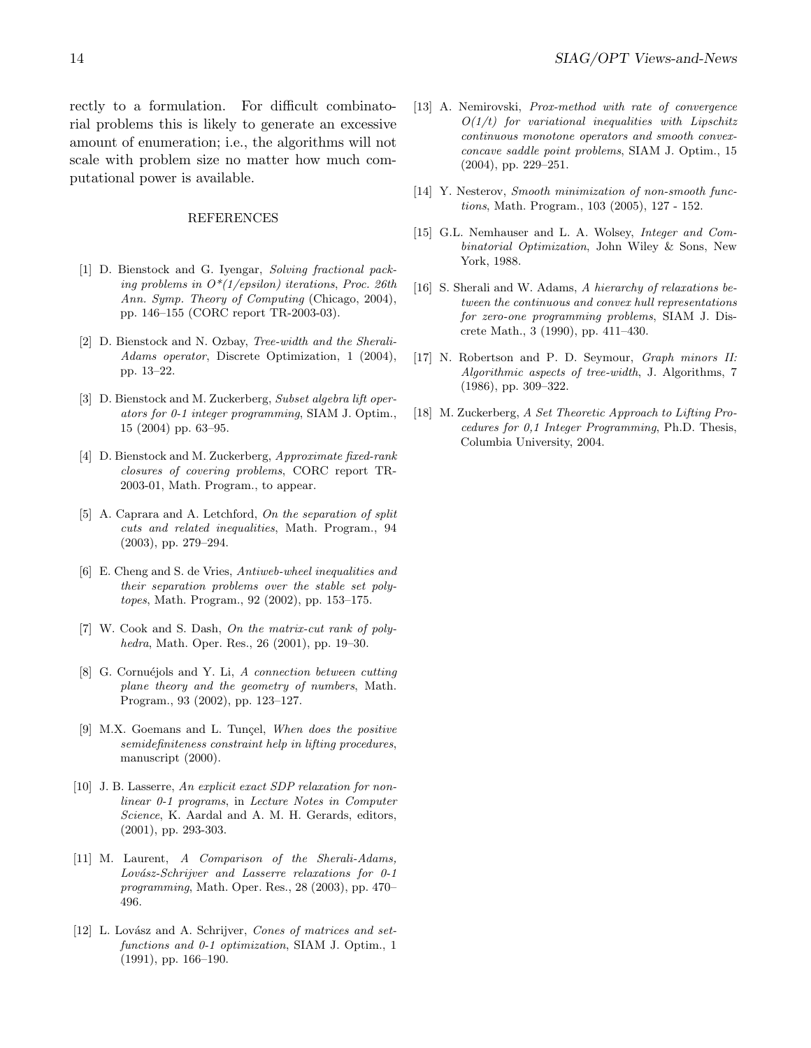rectly to a formulation. For difficult combinatorial problems this is likely to generate an excessive amount of enumeration; i.e., the algorithms will not scale with problem size no matter how much computational power is available.

## REFERENCES

[1] D. Bienstock and G. Iyengar, *Solving fractional packing problems in O\*(1/epsilon) iterations*, Proc. 26th Ann. Symp. Theory of Computing (Chicago, 2004), pp. 146–155 (CORC report TR-2003-03).

[2] D. Bienstock and N. Ozbay, *Tree-width and the Sherali-Adams operator*, Discrete Optimization, 1 (2004), pp. 13–22.

[3] D. Bienstock and M. Zuckerberg, *Subset algebra lift operators for 0-1 integer programming*, SIAM J. Optim., 15 (2004) pp. 63–95.

[4] D. Bienstock and M. Zuckerberg, *Approximate fixed-rank closures of covering problems*, CORC report TR-2003-01, Math. Program., to appear.

[5] A. Caprara and A. Letchford, *On the separation of split cuts and related inequalities*, Math. Program., 94 (2003), pp. 279–294.

[6] E. Cheng and S. de Vries, *Antiweb-wheel inequalities and their separation problems over the stable set polytopes*, Math. Program., 92 (2002), pp. 153–175.

[7] W. Cook and S. Dash, *On the matrix-cut rank of polyhedra*, Math. Oper. Res., 26 (2001), pp. 19–30.

[8] G. Cornuéjols and Y. Li, *A connection between cutting plane theory and the geometry of numbers*, Math. Program., 93 (2002), pp. 123–127.

[9] M.X. Goemans and L. Tunçel, *When does the positive semidefiniteness constraint help in lifting procedures*, manuscript (2000).

[10] J. B. Lasserre, *An explicit exact SDP relaxation for nonlinear 0-1 programs*, in *Lecture Notes in Computer Science*, K. Aardal and A. M. H. Gerards, editors, (2001), pp. 293-303.

[11] M. Laurent, *A Comparison of the Sherali-Adams, Lovász-Schrijver and Lasserre relaxations for 0-1 programming*, Math. Oper. Res., 28 (2003), pp. 470–496.

[12] L. Lovász and A. Schrijver, *Cones of matrices and set-functions and 0-1 optimization*, SIAM J. Optim., 1 (1991), pp. 166–190.

[13] A. Nemirovski, *Prox-method with rate of convergence O(1/t) for variational inequalities with Lipschitz continuous monotone operators and smooth convex-concave saddle point problems*, SIAM J. Optim., 15 (2004), pp. 229–251.

[14] Y. Nesterov, *Smooth minimization of non-smooth functions*, Math. Program., 103 (2005), 127 - 152.

[15] G.L. Nemhauser and L. A. Wolsey, *Integer and Combinatorial Optimization*, John Wiley & Sons, New York, 1988.

[16] S. Sherali and W. Adams, *A hierarchy of relaxations between the continuous and convex hull representations for zero-one programming problems*, SIAM J. Discrete Math., 3 (1990), pp. 411–430.

[17] N. Robertson and P. D. Seymour, *Graph minors II: Algorithmic aspects of tree-width*, J. Algorithms, 7 (1986), pp. 309–322.

[18] M. Zuckerberg, *A Set Theoretic Approach to Lifting Procedures for 0,1 Integer Programming*, Ph.D. Thesis, Columbia University, 2004.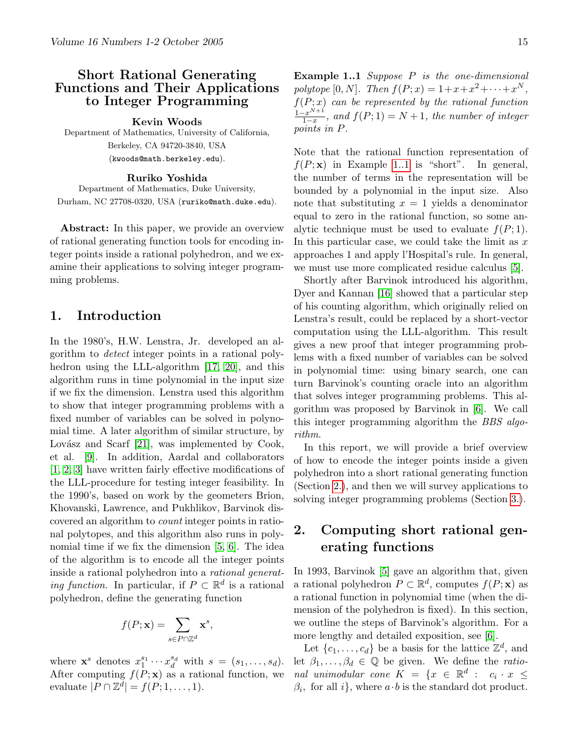# Short Rational Generating Functions and Their Applications to Integer Programming

**Kevin Woods**

Department of Mathematics, University of California, Berkeley, CA 94720-3840, USA (kwoods@math.berkeley.edu).

**Ruriko Yoshida**

Department of Mathematics, Duke University, Durham, NC 27708-0320, USA (ruriko@math.duke.edu).

**Abstract:** In this paper, we provide an overview of rational generating function tools for encoding integer points inside a rational polyhedron, and we examine their applications to solving integer programming problems.

## 1. Introduction

In the 1980's, H.W. Lenstra, Jr. developed an algorithm to *detect* integer points in a rational polyhedron using the LLL-algorithm [17, 20], and this algorithm runs in time polynomial in the input size if we fix the dimension. Lenstra used this algorithm to show that integer programming problems with a fixed number of variables can be solved in polynomial time. A later algorithm of similar structure, by Lovász and Scarf [21], was implemented by Cook, et al. [9]. In addition, Aardal and collaborators [1, 2, 3] have written fairly effective modifications of the LLL-procedure for testing integer feasibility. In the 1990's, based on work by the geometers Brion, Khovanski, Lawrence, and Pukhlikov, Barvinok discovered an algorithm to *count* integer points in rational polytopes, and this algorithm also runs in polynomial time if we fix the dimension [5, 6]. The idea of the algorithm is to encode all the integer points inside a rational polyhedron into a *rational generating function*. In particular, if $P \subset \mathbb{R}^d$ is a rational polyhedron, define the generating function

$$f(P; \mathbf{x}) = \sum_{s \in P \cap \mathbb{Z}^d} \mathbf{x}^s,$$

where $\mathbf{x}^s$ denotes $x_1^{s_1} \cdots x_d^{s_d}$ with $s = (s_1, \ldots, s_d)$. After computing $f(P; \mathbf{x})$ as a rational function, we evaluate $|P \cap \mathbb{Z}^d| = f(P; 1, \ldots, 1)$.

**Example 1..1** *Suppose $P$ is the one-dimensional polytope $[0, N]$. Then $f(P; x) = 1 + x + x^2 + \cdots + x^N$, $f(P; x)$ can be represented by the rational function $\frac{1 - x^{N+1}}{1 - x}$, and $f(P; 1) = N + 1$, the number of integer points in $P$.*

Note that the rational function representation of $f(P; \mathbf{x})$ in Example 1..1 is "short". In general, the number of terms in the representation will be bounded by a polynomial in the input size. Also note that substituting $x = 1$ yields a denominator equal to zero in the rational function, so some analytic technique must be used to evaluate $f(P; 1)$. In this particular case, we could take the limit as $x$ approaches 1 and apply l'Hospital's rule. In general, we must use more complicated residue calculus [5].

Shortly after Barvinok introduced his algorithm, Dyer and Kannan [16] showed that a particular step of his counting algorithm, which originally relied on Lenstra's result, could be replaced by a short-vector computation using the LLL-algorithm. This result gives a new proof that integer programming problems with a fixed number of variables can be solved in polynomial time: using binary search, one can turn Barvinok's counting oracle into an algorithm that solves integer programming problems. This algorithm was proposed by Barvinok in [6]. We call this integer programming algorithm the *BBS algorithm*.

In this report, we will provide a brief overview of how to encode the integer points inside a given polyhedron into a short rational generating function (Section 2.), and then we will survey applications to solving integer programming problems (Section 3.).

## 2. Computing short rational generating functions

In 1993, Barvinok [5] gave an algorithm that, given a rational polyhedron $P \subset \mathbb{R}^d$, computes $f(P; \mathbf{x})$ as a rational function in polynomial time (when the dimension of the polyhedron is fixed). In this section, we outline the steps of Barvinok's algorithm. For a more lengthy and detailed exposition, see [6].

Let $\{c_1, \ldots, c_d\}$ be a basis for the lattice $\mathbb{Z}^d$, and let $\beta_1, \ldots, \beta_d \in \mathbb{Q}$ be given. We define the *rational unimodular cone* $K = \{x \in \mathbb{R}^d : \ c_i \cdot x \leq \beta_i, \text{ for all } i\}$, where $a \cdot b$ is the standard dot product.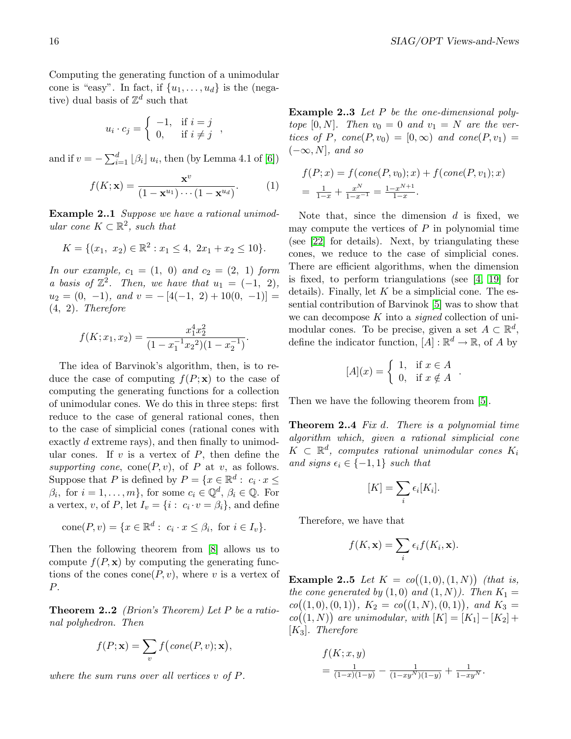Computing the generating function of a unimodular cone is "easy". In fact, if $\{u_1, \ldots, u_d\}$ is the (negative) dual basis of $\mathbb{Z}^d$ such that

$$u_i \cdot c_j = \begin{cases} -1, & \text{if } i = j \\ 0, & \text{if } i \neq j \end{cases},$$

and if $v = -\sum_{i=1}^{d} \lfloor \beta_i \rfloor u_i$, then (by Lemma 4.1 of [6])

$$f(K; \mathbf{x}) = \frac{\mathbf{x}^v}{(1 - \mathbf{x}^{u_1}) \cdots (1 - \mathbf{x}^{u_d})}. \tag{1}$$

**Example 2..1** *Suppose we have a rational unimodular cone $K \subset \mathbb{R}^2$, such that*

$$K = \{(x_1,\ x_2) \in \mathbb{R}^2 : x_1 \leq 4,\ 2x_1 + x_2 \leq 10\}.$$

*In our example, $c_1 = (1,\ 0)$ and $c_2 = (2,\ 1)$ form a basis of $\mathbb{Z}^2$. Then, we have that $u_1 = (-1,\ 2)$, $u_2 = (0,\ -1)$, and $v = -[4(-1,\ 2) + 10(0,\ -1)] = (4,\ 2)$. Therefore*

$$f(K; x_1, x_2) = \frac{x_1^4 x_2^2}{(1 - x_1^{-1} x_2{}^2)(1 - x_2^{-1})}.$$

The idea of Barvinok's algorithm, then, is to reduce the case of computing $f(P; \mathbf{x})$ to the case of computing the generating functions for a collection of unimodular cones. We do this in three steps: first reduce to the case of general rational cones, then to the case of simplicial cones (rational cones with exactly $d$ extreme rays), and then finally to unimodular cones. If $v$ is a vertex of $P$, then define the *supporting cone*, $\text{cone}(P, v)$, of $P$ at $v$, as follows. Suppose that $P$ is defined by $P = \{x \in \mathbb{R}^d : \ c_i \cdot x \leq \beta_i, \text{ for } i = 1, \ldots, m\}$, for some $c_i \in \mathbb{Q}^d$, $\beta_i \in \mathbb{Q}$. For a vertex, $v$, of $P$, let $I_v = \{i : \ c_i \cdot v = \beta_i\}$, and define

$$\text{cone}(P, v) = \{x \in \mathbb{R}^d : \ c_i \cdot x \leq \beta_i, \text{ for } i \in I_v\}.$$

Then the following theorem from [8] allows us to compute $f(P, \mathbf{x})$ by computing the generating functions of the cones $\text{cone}(P, v)$, where $v$ is a vertex of $P$.

**Theorem 2..2** *(Brion's Theorem) Let $P$ be a rational polyhedron. Then*

$$f(P; \mathbf{x}) = \sum_v f\big(\mathit{cone}(P, v); \mathbf{x}\big),$$

*where the sum runs over all vertices $v$ of $P$.*

**Example 2..3** *Let $P$ be the one-dimensional polytope $[0, N]$. Then $v_0 = 0$ and $v_1 = N$ are the vertices of $P$, $\mathit{cone}(P, v_0) = [0, \infty)$ and $\mathit{cone}(P, v_1) = (-\infty, N]$, and so*

$$\begin{aligned} &f(P; x) = f(\mathit{cone}(P, v_0); x) + f(\mathit{cone}(P, v_1); x) \\ &= \tfrac{1}{1-x} + \tfrac{x^N}{1-x^{-1}} = \tfrac{1-x^{N+1}}{1-x}. \end{aligned}$$

Note that, since the dimension $d$ is fixed, we may compute the vertices of $P$ in polynomial time (see [22] for details). Next, by triangulating these cones, we reduce to the case of simplicial cones. There are efficient algorithms, when the dimension is fixed, to perform triangulations (see [4, 19] for details). Finally, let $K$ be a simplicial cone. The essential contribution of Barvinok [5] was to show that we can decompose $K$ into a *signed* collection of unimodular cones. To be precise, given a set $A \subset \mathbb{R}^d$, define the indicator function, $[A] : \mathbb{R}^d \to \mathbb{R}$, of $A$ by

$$[A](x) = \begin{cases} 1, & \text{if } x \in A \\ 0, & \text{if } x \notin A \end{cases}.$$

Then we have the following theorem from [5].

**Theorem 2..4** *Fix $d$. There is a polynomial time algorithm which, given a rational simplicial cone $K \subset \mathbb{R}^d$, computes rational unimodular cones $K_i$ and signs $\epsilon_i \in \{-1, 1\}$ such that*

$$[K] = \sum_i \epsilon_i [K_i].$$

Therefore, we have that

$$f(K, \mathbf{x}) = \sum_i \epsilon_i f(K_i, \mathbf{x}).$$

**Example 2..5** *Let $K = \mathit{co}\big((1, 0), (1, N)\big)$ (that is, the cone generated by $(1, 0)$ and $(1, N)$). Then $K_1 = \mathit{co}\big((1, 0), (0, 1)\big)$, $K_2 = \mathit{co}\big((1, N), (0, 1)\big)$, and $K_3 = \mathit{co}\big((1, N)\big)$ are unimodular, with $[K] = [K_1] - [K_2] + [K_3]$. Therefore*

$$\begin{aligned} &f(K; x, y) \\ &= \tfrac{1}{(1-x)(1-y)} - \tfrac{1}{(1-xy^N)(1-y)} + \tfrac{1}{1-xy^N}. \end{aligned}$$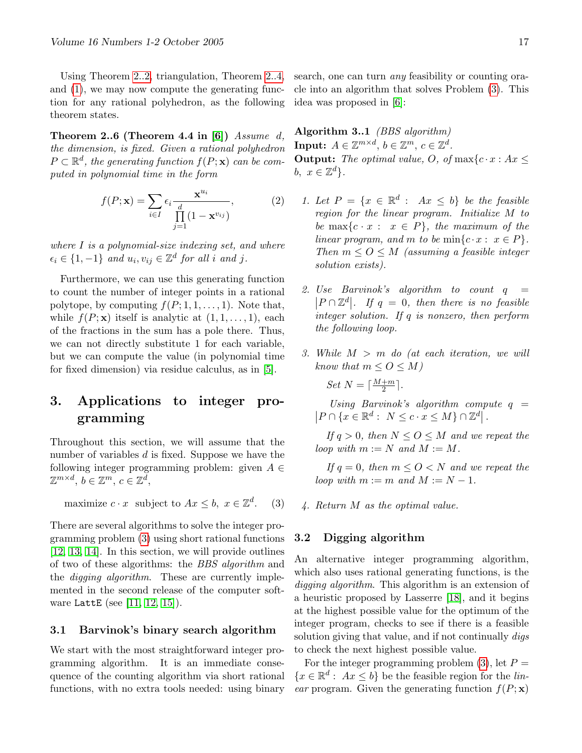Using Theorem 2..2, triangulation, Theorem 2..4, and (1), we may now compute the generating function for any rational polyhedron, as the following theorem states.

**Theorem 2..6 (Theorem 4.4 in [6])** *Assume $d$, the dimension, is fixed. Given a rational polyhedron $P \subset \mathbb{R}^d$, the generating function $f(P;\mathbf{x})$ can be computed in polynomial time in the form*

$$f(P;\mathbf{x}) = \sum_{i \in I} \epsilon_i \frac{\mathbf{x}^{u_i}}{\prod_{j=1}^{d}(1-\mathbf{x}^{v_{ij}})}, \quad (2)$$

*where $I$ is a polynomial-size indexing set, and where $\epsilon_i \in \{1,-1\}$ and $u_i, v_{ij} \in \mathbb{Z}^d$ for all $i$ and $j$.*

Furthermore, we can use this generating function to count the number of integer points in a rational polytope, by computing $f(P;1,1,\ldots,1)$. Note that, while $f(P;\mathbf{x})$ itself is analytic at $(1,1,\ldots,1)$, each of the fractions in the sum has a pole there. Thus, we can not directly substitute 1 for each variable, but we can compute the value (in polynomial time for fixed dimension) via residue calculus, as in [5].

## 3. Applications to integer programming

Throughout this section, we will assume that the number of variables $d$ is fixed. Suppose we have the following integer programming problem: given $A \in \mathbb{Z}^{m\times d}$, $b \in \mathbb{Z}^m$, $c \in \mathbb{Z}^d$,

$$\text{maximize } c\cdot x \ \text{ subject to } Ax \le b,\ x \in \mathbb{Z}^d. \quad (3)$$

There are several algorithms to solve the integer programming problem (3) using short rational functions [12, 13, 14]. In this section, we will provide outlines of two of these algorithms: the *BBS algorithm* and the *digging algorithm*. These are currently implemented in the second release of the computer software `LattE` (see [11, 12, 15]).

### 3.1 Barvinok's binary search algorithm

We start with the most straightforward integer programming algorithm. It is an immediate consequence of the counting algorithm via short rational functions, with no extra tools needed: using binary search, one can turn *any* feasibility or counting oracle into an algorithm that solves Problem (3). This idea was proposed in [6]:

**Algorithm 3..1** *(BBS algorithm)*
**Input:** $A \in \mathbb{Z}^{m\times d}$, $b \in \mathbb{Z}^m$, $c \in \mathbb{Z}^d$.
**Output:** *The optimal value, $O$, of* $\max\{c\cdot x : Ax \le b,\ x \in \mathbb{Z}^d\}$.

1. *Let $P = \{x \in \mathbb{R}^d : Ax \le b\}$ be the feasible region for the linear program. Initialize $M$ to be $\max\{c\cdot x : x \in P\}$, the maximum of the linear program, and $m$ to be $\min\{c\cdot x : x \in P\}$. Then $m \le O \le M$ (assuming a feasible integer solution exists).*

2. *Use Barvinok's algorithm to count $q = |P \cap \mathbb{Z}^d|$. If $q = 0$, then there is no feasible integer solution. If $q$ is nonzero, then perform the following loop.*

3. *While $M > m$ do (at each iteration, we will know that $m \le O \le M$)*

   *Set $N = \lceil \frac{M+m}{2} \rceil$.*

   *Using Barvinok's algorithm compute $q = |P \cap \{x \in \mathbb{R}^d : N \le c\cdot x \le M\} \cap \mathbb{Z}^d|$.*

   *If $q > 0$, then $N \le O \le M$ and we repeat the loop with $m := N$ and $M := M$.*

   *If $q = 0$, then $m \le O < N$ and we repeat the loop with $m := m$ and $M := N - 1$.*

4. *Return $M$ as the optimal value.*

### 3.2 Digging algorithm

An alternative integer programming algorithm, which also uses rational generating functions, is the *digging algorithm*. This algorithm is an extension of a heuristic proposed by Lasserre [18], and it begins at the highest possible value for the optimum of the integer program, checks to see if there is a feasible solution giving that value, and if not continually *digs* to check the next highest possible value.

For the integer programming problem (3), let $P = \{x \in \mathbb{R}^d : Ax \le b\}$ be the feasible region for the *linear* program. Given the generating function $f(P;\mathbf{x})$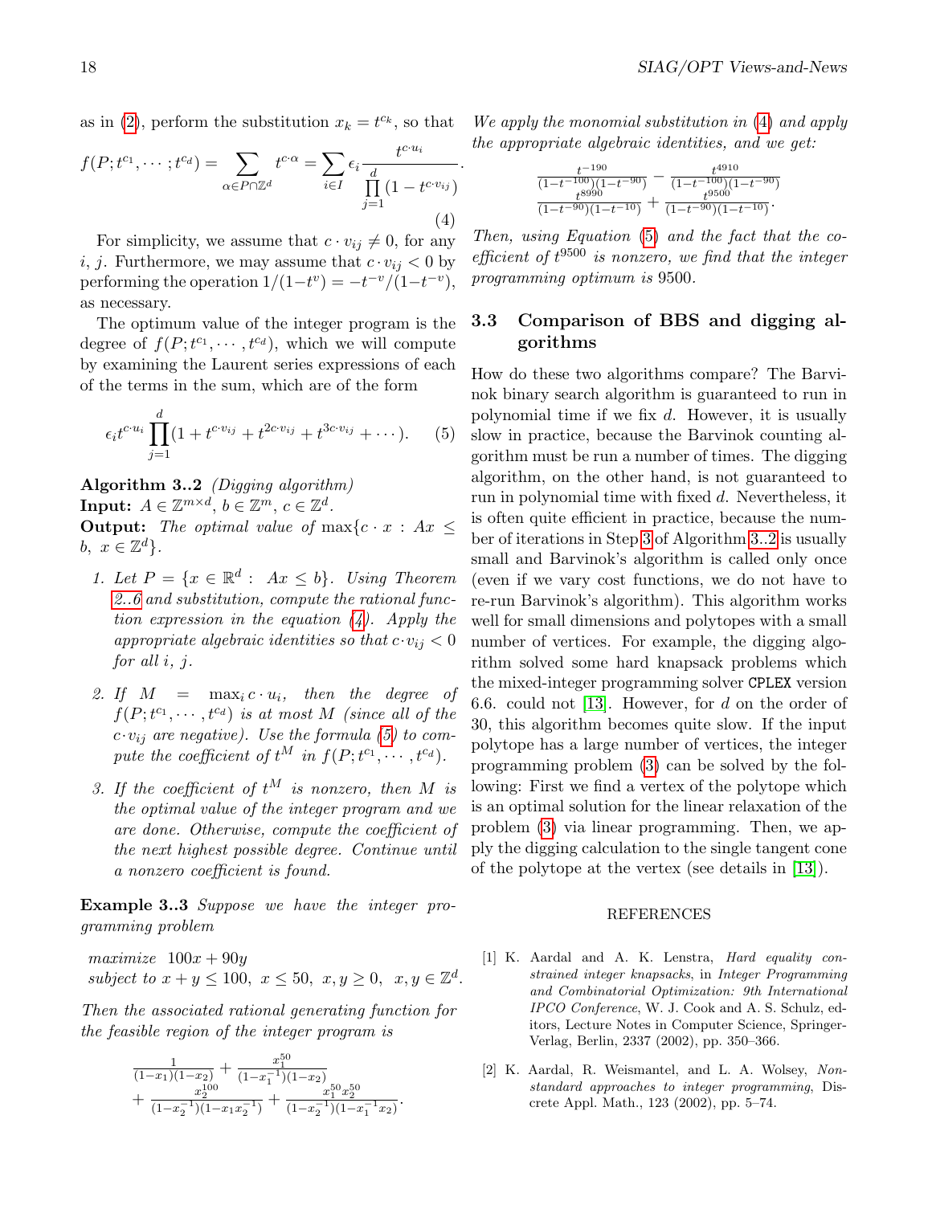as in (2), perform the substitution $x_k = t^{c_k}$, so that

$$f(P; t^{c_1}, \cdots ; t^{c_d}) = \sum_{\alpha \in P \cap \mathbb{Z}^d} t^{c \cdot \alpha} = \sum_{i \in I} \epsilon_i \frac{t^{c \cdot u_i}}{\prod_{j=1}^{d} (1 - t^{c \cdot v_{ij}})}. \tag{4}$$

For simplicity, we assume that $c \cdot v_{ij} \neq 0$, for any $i$, $j$. Furthermore, we may assume that $c \cdot v_{ij} < 0$ by performing the operation $1/(1-t^v) = -t^{-v}/(1-t^{-v})$, as necessary.

The optimum value of the integer program is the degree of $f(P; t^{c_1}, \cdots, t^{c_d})$, which we will compute by examining the Laurent series expressions of each of the terms in the sum, which are of the form

$$\epsilon_i t^{c \cdot u_i} \prod_{j=1}^{d} (1 + t^{c \cdot v_{ij}} + t^{2c \cdot v_{ij}} + t^{3c \cdot v_{ij}} + \cdots). \tag{5}$$

**Algorithm 3..2** *(Digging algorithm)*
**Input:** $A \in \mathbb{Z}^{m \times d}$, $b \in \mathbb{Z}^m$, $c \in \mathbb{Z}^d$.
**Output:** *The optimal value of* $\max\{c \cdot x : Ax \leq b,\ x \in \mathbb{Z}^d\}$.

1. *Let* $P = \{x \in \mathbb{R}^d : Ax \leq b\}$. *Using Theorem 2..6 and substitution, compute the rational function expression in the equation (4). Apply the appropriate algebraic identities so that* $c \cdot v_{ij} < 0$ *for all* $i$, $j$.

2. *If* $M = \max_i c \cdot u_i$, *then the degree of* $f(P; t^{c_1}, \cdots, t^{c_d})$ *is at most* $M$ *(since all of the* $c \cdot v_{ij}$ *are negative). Use the formula (5) to compute the coefficient of* $t^M$ *in* $f(P; t^{c_1}, \cdots, t^{c_d})$.

3. *If the coefficient of* $t^M$ *is nonzero, then* $M$ *is the optimal value of the integer program and we are done. Otherwise, compute the coefficient of the next highest possible degree. Continue until a nonzero coefficient is found.*

**Example 3..3** *Suppose we have the integer programming problem*

*maximize* $100x + 90y$
*subject to* $x + y \leq 100,\ x \leq 50,\ x, y \geq 0,\ x, y \in \mathbb{Z}^d$.

*Then the associated rational generating function for the feasible region of the integer program is*

$$\frac{1}{(1-x_1)(1-x_2)} + \frac{x_1^{50}}{(1-x_1^{-1})(1-x_2)} + \frac{x_2^{100}}{(1-x_2^{-1})(1-x_1x_2^{-1})} + \frac{x_1^{50}x_2^{50}}{(1-x_2^{-1})(1-x_1^{-1}x_2)}.$$

*We apply the monomial substitution in (4) and apply the appropriate algebraic identities, and we get:*

$$\frac{t^{-190}}{(1-t^{-100})(1-t^{-90})} - \frac{t^{4910}}{(1-t^{-100})(1-t^{-90})} \\ \frac{t^{8990}}{(1-t^{-90})(1-t^{-10})} + \frac{t^{9500}}{(1-t^{-90})(1-t^{-10})}.$$

*Then, using Equation (5) and the fact that the coefficient of* $t^{9500}$ *is nonzero, we find that the integer programming optimum is* 9500.

### 3.3 Comparison of BBS and digging algorithms

How do these two algorithms compare? The Barvinok binary search algorithm is guaranteed to run in polynomial time if we fix $d$. However, it is usually slow in practice, because the Barvinok counting algorithm must be run a number of times. The digging algorithm, on the other hand, is not guaranteed to run in polynomial time with fixed $d$. Nevertheless, it is often quite efficient in practice, because the number of iterations in Step 3 of Algorithm 3..2 is usually small and Barvinok's algorithm is called only once (even if we vary cost functions, we do not have to re-run Barvinok's algorithm). This algorithm works well for small dimensions and polytopes with a small number of vertices. For example, the digging algorithm solved some hard knapsack problems which the mixed-integer programming solver CPLEX version 6.6. could not [13]. However, for $d$ on the order of 30, this algorithm becomes quite slow. If the input polytope has a large number of vertices, the integer programming problem (3) can be solved by the following: First we find a vertex of the polytope which is an optimal solution for the linear relaxation of the problem (3) via linear programming. Then, we apply the digging calculation to the single tangent cone of the polytope at the vertex (see details in [13]).

REFERENCES

[1] K. Aardal and A. K. Lenstra, *Hard equality constrained integer knapsacks*, in *Integer Programming and Combinatorial Optimization: 9th International IPCO Conference*, W. J. Cook and A. S. Schulz, editors, Lecture Notes in Computer Science, Springer-Verlag, Berlin, 2337 (2002), pp. 350–366.

[2] K. Aardal, R. Weismantel, and L. A. Wolsey, *Non-standard approaches to integer programming*, Discrete Appl. Math., 123 (2002), pp. 5–74.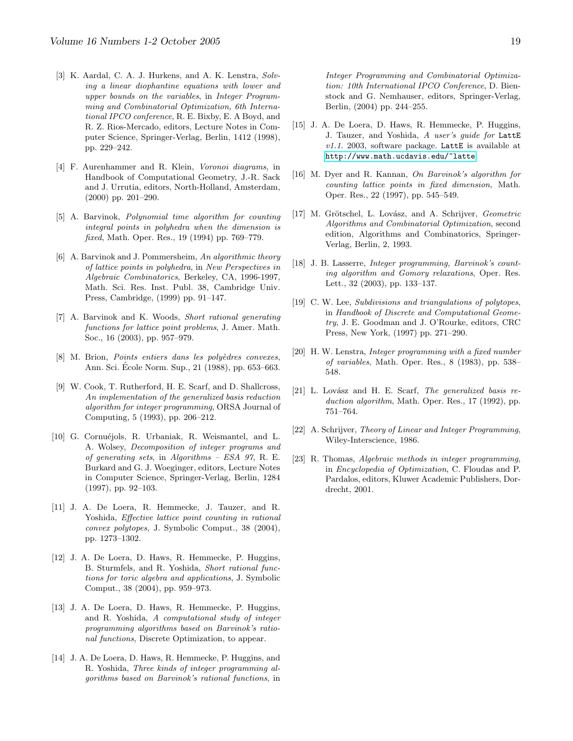[3] K. Aardal, C. A. J. Hurkens, and A. K. Lenstra, *Solving a linear diophantine equations with lower and upper bounds on the variables*, in *Integer Programming and Combinatorial Optimization, 6th International IPCO conference*, R. E. Bixby, E. A Boyd, and R. Z. Rios-Mercado, editors, Lecture Notes in Computer Science, Springer-Verlag, Berlin, 1412 (1998), pp. 229–242.

[4] F. Aurenhammer and R. Klein, *Voronoi diagrams*, in Handbook of Computational Geometry, J.-R. Sack and J. Urrutia, editors, North-Holland, Amsterdam, (2000) pp. 201–290.

[5] A. Barvinok, *Polynomial time algorithm for counting integral points in polyhedra when the dimension is fixed*, Math. Oper. Res., 19 (1994) pp. 769–779.

[6] A. Barvinok and J. Pommersheim, *An algorithmic theory of lattice points in polyhedra*, in *New Perspectives in Algebraic Combinatorics*, Berkeley, CA, 1996-1997, Math. Sci. Res. Inst. Publ. 38, Cambridge Univ. Press, Cambridge, (1999) pp. 91–147.

[7] A. Barvinok and K. Woods, *Short rational generating functions for lattice point problems*, J. Amer. Math. Soc., 16 (2003), pp. 957–979.

[8] M. Brion, *Points entiers dans les polyèdres convexes*, Ann. Sci. École Norm. Sup., 21 (1988), pp. 653–663.

[9] W. Cook, T. Rutherford, H. E. Scarf, and D. Shallcross, *An implementation of the generalized basis reduction algorithm for integer programming*, ORSA Journal of Computing, 5 (1993), pp. 206–212.

[10] G. Cornuéjols, R. Urbaniak, R. Weismantel, and L. A. Wolsey, *Decomposition of integer programs and of generating sets*, in *Algorithms – ESA 97*, R. E. Burkard and G. J. Woeginger, editors, Lecture Notes in Computer Science, Springer-Verlag, Berlin, 1284 (1997), pp. 92–103.

[11] J. A. De Loera, R. Hemmecke, J. Tauzer, and R. Yoshida, *Effective lattice point counting in rational convex polytopes*, J. Symbolic Comput., 38 (2004), pp. 1273–1302.

[12] J. A. De Loera, D. Haws, R. Hemmecke, P. Huggins, B. Sturmfels, and R. Yoshida, *Short rational functions for toric algebra and applications*, J. Symbolic Comput., 38 (2004), pp. 959–973.

[13] J. A. De Loera, D. Haws, R. Hemmecke, P. Huggins, and R. Yoshida, *A computational study of integer programming algorithms based on Barvinok's rational functions*, Discrete Optimization, to appear.

[14] J. A. De Loera, D. Haws, R. Hemmecke, P. Huggins, and R. Yoshida, *Three kinds of integer programming algorithms based on Barvinok's rational functions*, in *Integer Programming and Combinatorial Optimization: 10th International IPCO Conference*, D. Bienstock and G. Nemhauser, editors, Springer-Verlag, Berlin, (2004) pp. 244–255.

[15] J. A. De Loera, D. Haws, R. Hemmecke, P. Huggins, J. Tauzer, and Yoshida, *A user's guide for* `LattE` *v1.1.* 2003, software package. `LattE` is available at `http://www.math.ucdavis.edu/~latte`

[16] M. Dyer and R. Kannan, *On Barvinok's algorithm for counting lattice points in fixed dimension*, Math. Oper. Res., 22 (1997), pp. 545–549.

[17] M. Grötschel, L. Lovász, and A. Schrijver, *Geometric Algorithms and Combinatorial Optimization*, second edition, Algorithms and Combinatorics, Springer-Verlag, Berlin, 2, 1993.

[18] J. B. Lasserre, *Integer programming, Barvinok's counting algorithm and Gomory relaxations*, Oper. Res. Lett., 32 (2003), pp. 133–137.

[19] C. W. Lee, *Subdivisions and triangulations of polytopes*, in *Handbook of Discrete and Computational Geometry*, J. E. Goodman and J. O'Rourke, editors, CRC Press, New York, (1997) pp. 271–290.

[20] H. W. Lenstra, *Integer programming with a fixed number of variables*, Math. Oper. Res., 8 (1983), pp. 538–548.

[21] L. Lovász and H. E. Scarf, *The generalized basis reduction algorithm*, Math. Oper. Res., 17 (1992), pp. 751–764.

[22] A. Schrijver, *Theory of Linear and Integer Programming*, Wiley-Interscience, 1986.

[23] R. Thomas, *Algebraic methods in integer programming*, in *Encyclopedia of Optimization*, C. Floudas and P. Pardalos, editors, Kluwer Academic Publishers, Dordrecht, 2001.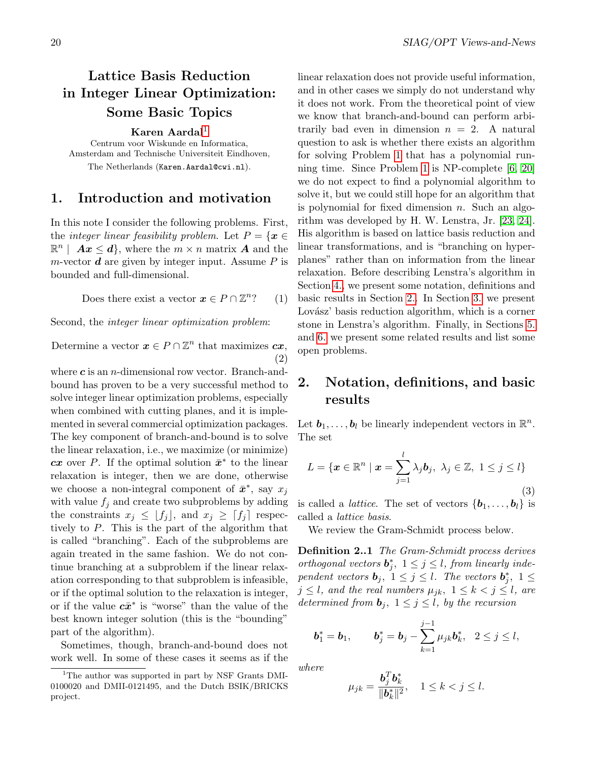# Lattice Basis Reduction in Integer Linear Optimization: Some Basic Topics

**Karen Aardal**[1]

Centrum voor Wiskunde en Informatica, Amsterdam and Technische Universiteit Eindhoven, The Netherlands (Karen.Aardal@cwi.nl).

## 1. Introduction and motivation

In this note I consider the following problems. First, the *integer linear feasibility problem*. Let $P = \{\boldsymbol{x} \in \mathbb{R}^n \mid \boldsymbol{A}\boldsymbol{x} \leq \boldsymbol{d}\}$, where the $m \times n$ matrix $\boldsymbol{A}$ and the $m$-vector $\boldsymbol{d}$ are given by integer input. Assume $P$ is bounded and full-dimensional.

$$\text{Does there exist a vector } \boldsymbol{x} \in P \cap \mathbb{Z}^n? \tag{1}$$

Second, the *integer linear optimization problem*:

$$\text{Determine a vector } \boldsymbol{x} \in P \cap \mathbb{Z}^n \text{ that maximizes } \boldsymbol{c}\boldsymbol{x}, \tag{2}$$

where $\boldsymbol{c}$ is an $n$-dimensional row vector. Branch-and-bound has proven to be a very successful method to solve integer linear optimization problems, especially when combined with cutting planes, and it is implemented in several commercial optimization packages. The key component of branch-and-bound is to solve the linear relaxation, i.e., we maximize (or minimize) $\boldsymbol{c}\boldsymbol{x}$ over $P$. If the optimal solution $\bar{\boldsymbol{x}}^*$ to the linear relaxation is integer, then we are done, otherwise we choose a non-integral component of $\bar{\boldsymbol{x}}^*$, say $x_j$ with value $f_j$ and create two subproblems by adding the constraints $x_j \leq \lfloor f_j \rfloor$, and $x_j \geq \lceil f_j \rceil$ respectively to $P$. This is the part of the algorithm that is called "branching". Each of the subproblems are again treated in the same fashion. We do not continue branching at a subproblem if the linear relaxation corresponding to that subproblem is infeasible, or if the optimal solution to the relaxation is integer, or if the value $\boldsymbol{c}\bar{\boldsymbol{x}}^*$ is "worse" than the value of the best known integer solution (this is the "bounding" part of the algorithm).

Sometimes, though, branch-and-bound does not work well. In some of these cases it seems as if the linear relaxation does not provide useful information, and in other cases we simply do not understand why it does not work. From the theoretical point of view we know that branch-and-bound can perform arbitrarily bad even in dimension $n = 2$. A natural question to ask is whether there exists an algorithm for solving Problem 1 that has a polynomial running time. Since Problem 1 is NP-complete [6, 20] we do not expect to find a polynomial algorithm to solve it, but we could still hope for an algorithm that is polynomial for fixed dimension $n$. Such an algorithm was developed by H. W. Lenstra, Jr. [23, 24]. His algorithm is based on lattice basis reduction and linear transformations, and is "branching on hyperplanes" rather than on information from the linear relaxation. Before describing Lenstra's algorithm in Section 4., we present some notation, definitions and basic results in Section 2.. In Section 3. we present Lovász' basis reduction algorithm, which is a corner stone in Lenstra's algorithm. Finally, in Sections 5. and 6. we present some related results and list some open problems.

## 2. Notation, definitions, and basic results

Let $\boldsymbol{b}_1, \ldots, \boldsymbol{b}_l$ be linearly independent vectors in $\mathbb{R}^n$. The set

$$L = \{\boldsymbol{x} \in \mathbb{R}^n \mid \boldsymbol{x} = \sum_{j=1}^{l} \lambda_j \boldsymbol{b}_j,\ \lambda_j \in \mathbb{Z},\ 1 \leq j \leq l\} \tag{3}$$

is called a *lattice*. The set of vectors $\{\boldsymbol{b}_1, \ldots, \boldsymbol{b}_l\}$ is called a *lattice basis*.

We review the Gram-Schmidt process below.

**Definition 2..1** *The Gram-Schmidt process derives orthogonal vectors $\boldsymbol{b}_j^*$, $1 \leq j \leq l$, from linearly independent vectors $\boldsymbol{b}_j$, $1 \leq j \leq l$. The vectors $\boldsymbol{b}_j^*$, $1 \leq j \leq l$, and the real numbers $\mu_{jk}$, $1 \leq k < j \leq l$, are determined from $\boldsymbol{b}_j$, $1 \leq j \leq l$, by the recursion*

$$\boldsymbol{b}_1^* = \boldsymbol{b}_1, \qquad \boldsymbol{b}_j^* = \boldsymbol{b}_j - \sum_{k=1}^{j-1} \mu_{jk} \boldsymbol{b}_k^*, \quad 2 \leq j \leq l,$$

*where*

$$\mu_{jk} = \frac{\boldsymbol{b}_j^T \boldsymbol{b}_k^*}{\|\boldsymbol{b}_k^*\|^2}, \quad 1 \leq k < j \leq l.$$

[1] The author was supported in part by NSF Grants DMI-0100020 and DMII-0121495, and the Dutch BSIK/BRICKS project.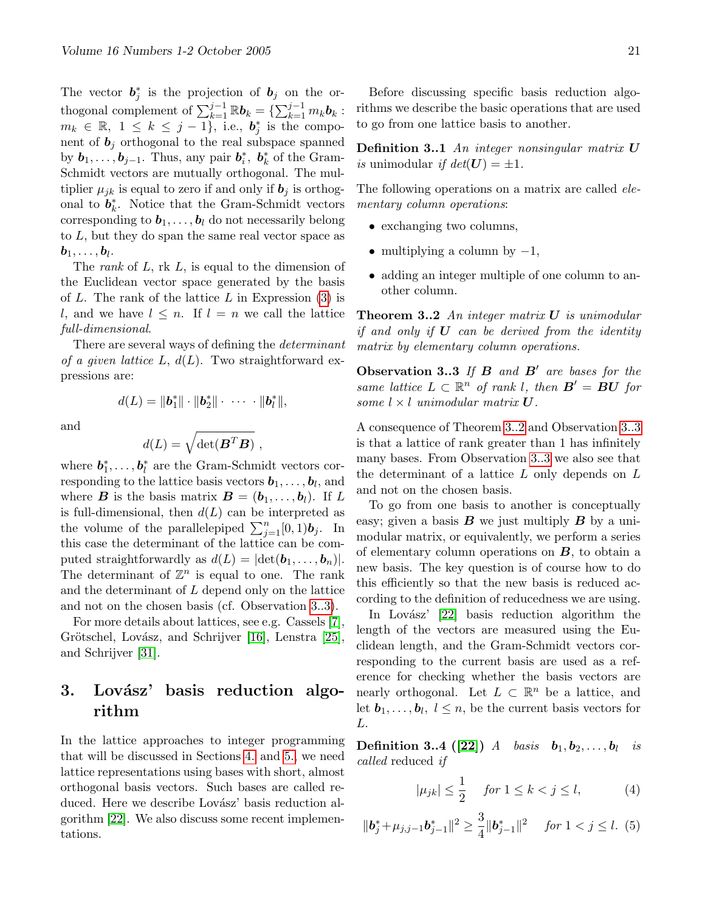The vector $\boldsymbol{b}_j^*$ is the projection of $\boldsymbol{b}_j$ on the orthogonal complement of $\sum_{k=1}^{j-1} \mathbb{R}\boldsymbol{b}_k = \{\sum_{k=1}^{j-1} m_k \boldsymbol{b}_k : m_k \in \mathbb{R},\ 1 \leq k \leq j-1\}$, i.e., $\boldsymbol{b}_j^*$ is the component of $\boldsymbol{b}_j$ orthogonal to the real subspace spanned by $\boldsymbol{b}_1, \ldots, \boldsymbol{b}_{j-1}$. Thus, any pair $\boldsymbol{b}_i^*$, $\boldsymbol{b}_k^*$ of the Gram-Schmidt vectors are mutually orthogonal. The multiplier $\mu_{jk}$ is equal to zero if and only if $\boldsymbol{b}_j$ is orthogonal to $\boldsymbol{b}_k^*$. Notice that the Gram-Schmidt vectors corresponding to $\boldsymbol{b}_1, \ldots, \boldsymbol{b}_l$ do not necessarily belong to $L$, but they do span the same real vector space as $\boldsymbol{b}_1, \ldots, \boldsymbol{b}_l$.

The *rank* of $L$, rk $L$, is equal to the dimension of the Euclidean vector space generated by the basis of $L$. The rank of the lattice $L$ in Expression (3) is $l$, and we have $l \leq n$. If $l = n$ we call the lattice *full-dimensional*.

There are several ways of defining the *determinant of a given lattice* $L$, $d(L)$. Two straightforward expressions are:

$$d(L) = \|\boldsymbol{b}_1^*\| \cdot \|\boldsymbol{b}_2^*\| \cdot \ \cdots \ \cdot \|\boldsymbol{b}_l^*\|,$$

and

$$d(L) = \sqrt{\det(\boldsymbol{B}^T\boldsymbol{B})}\ ,$$

where $\boldsymbol{b}_1^*, \ldots, \boldsymbol{b}_l^*$ are the Gram-Schmidt vectors corresponding to the lattice basis vectors $\boldsymbol{b}_1, \ldots, \boldsymbol{b}_l$, and where $\boldsymbol{B}$ is the basis matrix $\boldsymbol{B} = (\boldsymbol{b}_1, \ldots, \boldsymbol{b}_l)$. If $L$ is full-dimensional, then $d(L)$ can be interpreted as the volume of the parallelepiped $\sum_{j=1}^{n}[0,1)\boldsymbol{b}_j$. In this case the determinant of the lattice can be computed straightforwardly as $d(L) = |\det(\boldsymbol{b}_1, \ldots, \boldsymbol{b}_n)|$. The determinant of $\mathbb{Z}^n$ is equal to one. The rank and the determinant of $L$ depend only on the lattice and not on the chosen basis (cf. Observation 3..3).

For more details about lattices, see e.g. Cassels [7], Grötschel, Lovász, and Schrijver [16], Lenstra [25], and Schrijver [31].

## 3. Lovász' basis reduction algorithm

In the lattice approaches to integer programming that will be discussed in Sections 4. and 5. we need lattice representations using bases with short, almost orthogonal basis vectors. Such bases are called reduced. Here we describe Lovász' basis reduction algorithm [22]. We also discuss some recent implementations.

Before discussing specific basis reduction algorithms we describe the basic operations that are used to go from one lattice basis to another.

**Definition 3..1** *An integer nonsingular matrix* $\boldsymbol{U}$ *is* unimodular *if* $det(\boldsymbol{U}) = \pm 1$.

The following operations on a matrix are called *elementary column operations*:

- exchanging two columns,
- multiplying a column by $-1$,
- adding an integer multiple of one column to another column.

**Theorem 3..2** *An integer matrix* $\boldsymbol{U}$ *is unimodular if and only if* $\boldsymbol{U}$ *can be derived from the identity matrix by elementary column operations.*

**Observation 3..3** *If* $\boldsymbol{B}$ *and* $\boldsymbol{B}'$ *are bases for the same lattice* $L \subset \mathbb{R}^n$ *of rank* $l$, *then* $\boldsymbol{B}' = \boldsymbol{B}\boldsymbol{U}$ *for some* $l \times l$ *unimodular matrix* $\boldsymbol{U}$.

A consequence of Theorem 3..2 and Observation 3..3 is that a lattice of rank greater than 1 has infinitely many bases. From Observation 3..3 we also see that the determinant of a lattice $L$ only depends on $L$ and not on the chosen basis.

To go from one basis to another is conceptually easy; given a basis $\boldsymbol{B}$ we just multiply $\boldsymbol{B}$ by a unimodular matrix, or equivalently, we perform a series of elementary column operations on $\boldsymbol{B}$, to obtain a new basis. The key question is of course how to do this efficiently so that the new basis is reduced according to the definition of reducedness we are using.

In Lovász' [22] basis reduction algorithm the length of the vectors are measured using the Euclidean length, and the Gram-Schmidt vectors corresponding to the current basis are used as a reference for checking whether the basis vectors are nearly orthogonal. Let $L \subset \mathbb{R}^n$ be a lattice, and let $\boldsymbol{b}_1, \ldots, \boldsymbol{b}_l$, $l \leq n$, be the current basis vectors for $L$.

**Definition 3..4 ([22])** *A basis* $\boldsymbol{b}_1, \boldsymbol{b}_2, \ldots, \boldsymbol{b}_l$ *is called* reduced *if*

$$|\mu_{jk}| \leq \frac{1}{2} \quad \text{for } 1 \leq k < j \leq l, \tag{4}$$

$$\|\boldsymbol{b}_j^* + \mu_{j,j-1}\boldsymbol{b}_{j-1}^*\|^2 \geq \frac{3}{4}\|\boldsymbol{b}_{j-1}^*\|^2 \quad \text{for } 1 < j \leq l. \tag{5}$$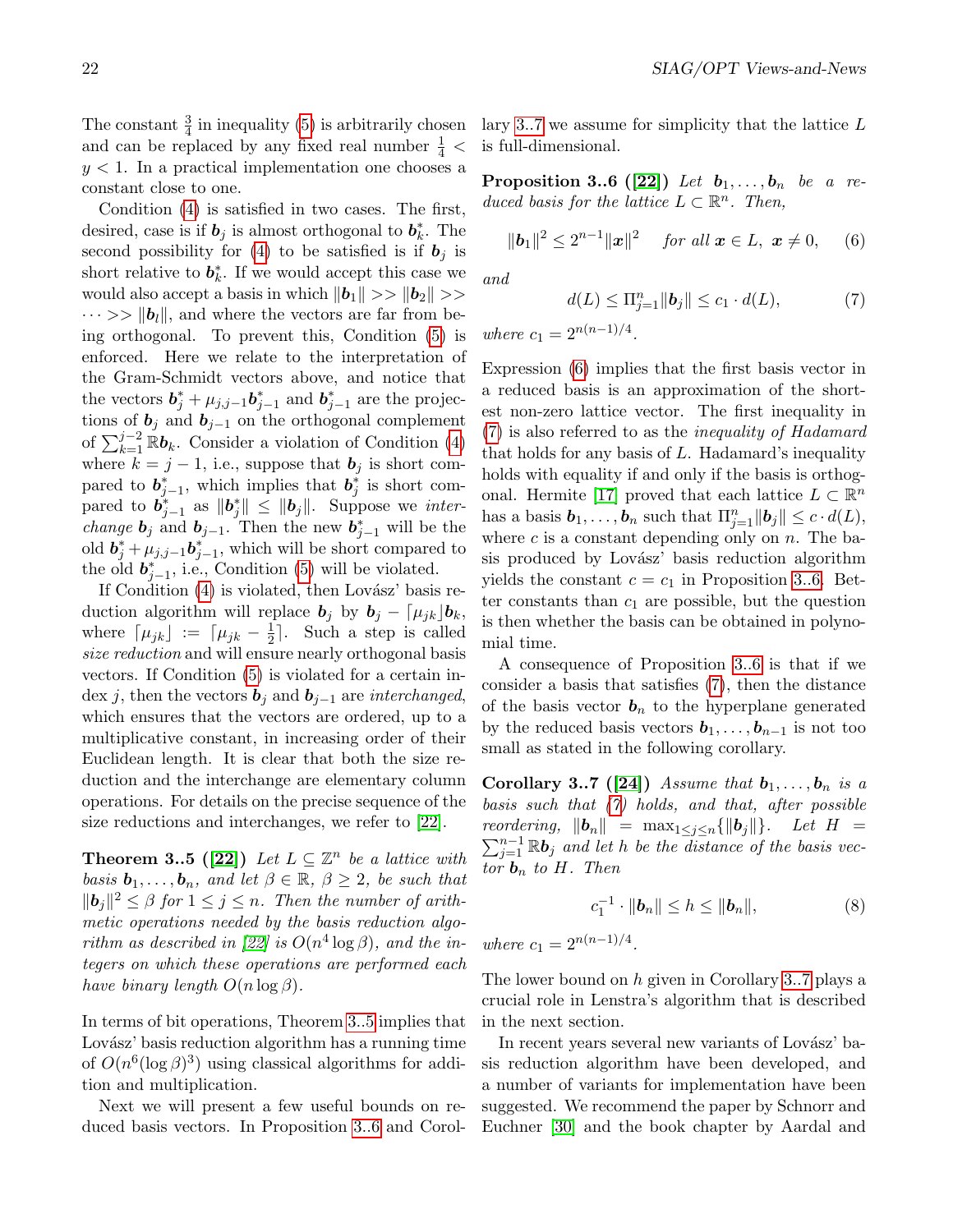The constant $\frac{3}{4}$ in inequality (5) is arbitrarily chosen and can be replaced by any fixed real number $\frac{1}{4} < y < 1$. In a practical implementation one chooses a constant close to one.

Condition (4) is satisfied in two cases. The first, desired, case is if $\boldsymbol{b}_j$ is almost orthogonal to $\boldsymbol{b}_k^*$. The second possibility for (4) to be satisfied is if $\boldsymbol{b}_j$ is short relative to $\boldsymbol{b}_k^*$. If we would accept this case we would also accept a basis in which $\|\boldsymbol{b}_1\| >> \|\boldsymbol{b}_2\| >> \cdots >> \|\boldsymbol{b}_l\|$, and where the vectors are far from being orthogonal. To prevent this, Condition (5) is enforced. Here we relate to the interpretation of the Gram-Schmidt vectors above, and notice that the vectors $\boldsymbol{b}_j^* + \mu_{j,j-1}\boldsymbol{b}_{j-1}^*$ and $\boldsymbol{b}_{j-1}^*$ are the projections of $\boldsymbol{b}_j$ and $\boldsymbol{b}_{j-1}$ on the orthogonal complement of $\sum_{k=1}^{j-2} \mathbb{R}\boldsymbol{b}_k$. Consider a violation of Condition (4) where $k = j-1$, i.e., suppose that $\boldsymbol{b}_j$ is short compared to $\boldsymbol{b}_{j-1}^*$, which implies that $\boldsymbol{b}_j^*$ is short compared to $\boldsymbol{b}_{j-1}^*$ as $\|\boldsymbol{b}_j^*\| \leq \|\boldsymbol{b}_j\|$. Suppose we *interchange* $\boldsymbol{b}_j$ and $\boldsymbol{b}_{j-1}$. Then the new $\boldsymbol{b}_{j-1}^*$ will be the old $\boldsymbol{b}_j^* + \mu_{j,j-1}\boldsymbol{b}_{j-1}^*$, which will be short compared to the old $\boldsymbol{b}_{j-1}^*$, i.e., Condition (5) will be violated.

If Condition (4) is violated, then Lovász' basis reduction algorithm will replace $\boldsymbol{b}_j$ by $\boldsymbol{b}_j - \lceil \mu_{jk} \rfloor \boldsymbol{b}_k$, where $\lceil \mu_{jk} \rfloor := \lceil \mu_{jk} - \frac{1}{2} \rceil$. Such a step is called *size reduction* and will ensure nearly orthogonal basis vectors. If Condition (5) is violated for a certain index $j$, then the vectors $\boldsymbol{b}_j$ and $\boldsymbol{b}_{j-1}$ are *interchanged*, which ensures that the vectors are ordered, up to a multiplicative constant, in increasing order of their Euclidean length. It is clear that both the size reduction and the interchange are elementary column operations. For details on the precise sequence of the size reductions and interchanges, we refer to [22].

**Theorem 3..5 ([22])** *Let $L \subseteq \mathbb{Z}^n$ be a lattice with basis $\boldsymbol{b}_1, \ldots, \boldsymbol{b}_n$, and let $\beta \in \mathbb{R}$, $\beta \geq 2$, be such that $\|\boldsymbol{b}_j\|^2 \leq \beta$ for $1 \leq j \leq n$. Then the number of arithmetic operations needed by the basis reduction algorithm as described in [22] is $O(n^4 \log \beta)$, and the integers on which these operations are performed each have binary length $O(n \log \beta)$.*

In terms of bit operations, Theorem 3..5 implies that Lovász' basis reduction algorithm has a running time of $O(n^6 (\log \beta)^3)$ using classical algorithms for addition and multiplication.

Next we will present a few useful bounds on reduced basis vectors. In Proposition 3..6 and Corollary 3..7 we assume for simplicity that the lattice $L$ is full-dimensional.

**Proposition 3..6 ([22])** *Let $\boldsymbol{b}_1, \ldots, \boldsymbol{b}_n$ be a reduced basis for the lattice $L \subset \mathbb{R}^n$. Then,*

$$\|\boldsymbol{b}_1\|^2 \leq 2^{n-1}\|\boldsymbol{x}\|^2 \quad \text{for all } \boldsymbol{x} \in L,\ \boldsymbol{x} \neq 0, \tag{6}$$

*and*

$$d(L) \leq \Pi_{j=1}^n \|\boldsymbol{b}_j\| \leq c_1 \cdot d(L), \tag{7}$$

*where $c_1 = 2^{n(n-1)/4}$.*

Expression (6) implies that the first basis vector in a reduced basis is an approximation of the shortest non-zero lattice vector. The first inequality in (7) is also referred to as the *inequality of Hadamard* that holds for any basis of $L$. Hadamard's inequality holds with equality if and only if the basis is orthogonal. Hermite [17] proved that each lattice $L \subset \mathbb{R}^n$ has a basis $\boldsymbol{b}_1, \ldots, \boldsymbol{b}_n$ such that $\Pi_{j=1}^n \|\boldsymbol{b}_j\| \leq c \cdot d(L)$, where $c$ is a constant depending only on $n$. The basis produced by Lovász' basis reduction algorithm yields the constant $c = c_1$ in Proposition 3..6. Better constants than $c_1$ are possible, but the question is then whether the basis can be obtained in polynomial time.

A consequence of Proposition 3..6 is that if we consider a basis that satisfies (7), then the distance of the basis vector $\boldsymbol{b}_n$ to the hyperplane generated by the reduced basis vectors $\boldsymbol{b}_1, \ldots, \boldsymbol{b}_{n-1}$ is not too small as stated in the following corollary.

**Corollary 3..7 ([24])** *Assume that $\boldsymbol{b}_1, \ldots, \boldsymbol{b}_n$ is a basis such that (7) holds, and that, after possible reordering, $\|\boldsymbol{b}_n\| = \max_{1 \leq j \leq n}\{\|\boldsymbol{b}_j\|\}$. Let $H = \sum_{j=1}^{n-1} \mathbb{R}\boldsymbol{b}_j$ and let $h$ be the distance of the basis vector $\boldsymbol{b}_n$ to $H$. Then*

$$c_1^{-1} \cdot \|\boldsymbol{b}_n\| \leq h \leq \|\boldsymbol{b}_n\|, \tag{8}$$

*where $c_1 = 2^{n(n-1)/4}$.*

The lower bound on $h$ given in Corollary 3..7 plays a crucial role in Lenstra's algorithm that is described in the next section.

In recent years several new variants of Lovász' basis reduction algorithm have been developed, and a number of variants for implementation have been suggested. We recommend the paper by Schnorr and Euchner [30] and the book chapter by Aardal and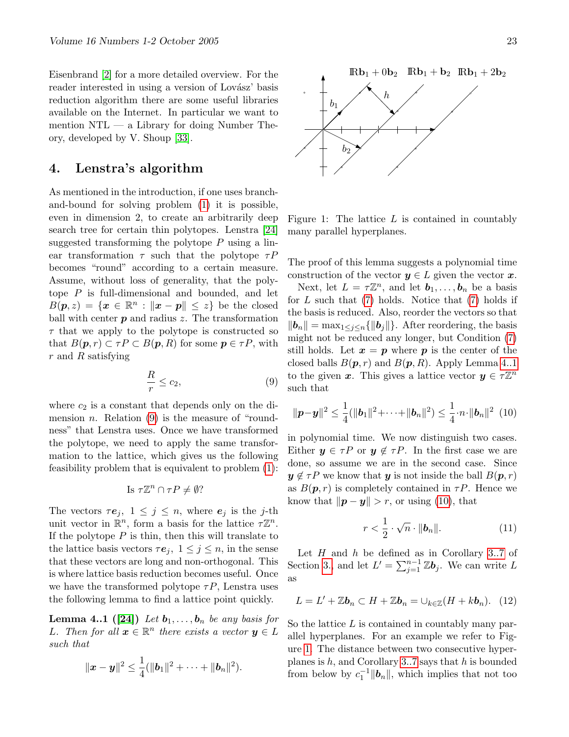Eisenbrand [2] for a more detailed overview. For the reader interested in using a version of Lovász' basis reduction algorithm there are some useful libraries available on the Internet. In particular we want to mention NTL — a Library for doing Number Theory, developed by V. Shoup [33].

## 4. Lenstra's algorithm

As mentioned in the introduction, if one uses branch-and-bound for solving problem (1) it is possible, even in dimension 2, to create an arbitrarily deep search tree for certain thin polytopes. Lenstra [24] suggested transforming the polytope $P$ using a linear transformation $\tau$ such that the polytope $\tau P$ becomes "round" according to a certain measure. Assume, without loss of generality, that the polytope $P$ is full-dimensional and bounded, and let $B(\boldsymbol{p}, z) = \{\boldsymbol{x} \in \mathbb{R}^n : \|\boldsymbol{x} - \boldsymbol{p}\| \leq z\}$ be the closed ball with center $\boldsymbol{p}$ and radius $z$. The transformation $\tau$ that we apply to the polytope is constructed so that $B(\boldsymbol{p}, r) \subset \tau P \subset B(\boldsymbol{p}, R)$ for some $\boldsymbol{p} \in \tau P$, with $r$ and $R$ satisfying

$$\frac{R}{r} \leq c_2, \tag{9}$$

where $c_2$ is a constant that depends only on the dimension $n$. Relation (9) is the measure of "roundness" that Lenstra uses. Once we have transformed the polytope, we need to apply the same transformation to the lattice, which gives us the following feasibility problem that is equivalent to problem (1):

$$\text{Is } \tau\mathbb{Z}^n \cap \tau P \neq \emptyset?$$

The vectors $\tau \boldsymbol{e}_j$, $1 \leq j \leq n$, where $\boldsymbol{e}_j$ is the $j$-th unit vector in $\mathbb{R}^n$, form a basis for the lattice $\tau\mathbb{Z}^n$. If the polytope $P$ is thin, then this will translate to the lattice basis vectors $\tau \boldsymbol{e}_j$, $1 \leq j \leq n$, in the sense that these vectors are long and non-orthogonal. This is where lattice basis reduction becomes useful. Once we have the transformed polytope $\tau P$, Lenstra uses the following lemma to find a lattice point quickly.

**Lemma 4..1 ([24])** *Let $\boldsymbol{b}_1, \ldots, \boldsymbol{b}_n$ be any basis for $L$. Then for all $\boldsymbol{x} \in \mathbb{R}^n$ there exists a vector $\boldsymbol{y} \in L$ such that*

$$\|\boldsymbol{x} - \boldsymbol{y}\|^2 \leq \frac{1}{4}(\|\boldsymbol{b}_1\|^2 + \cdots + \|\boldsymbol{b}_n\|^2).$$

Figure 1: The lattice $L$ is contained in countably many parallel hyperplanes.

The proof of this lemma suggests a polynomial time construction of the vector $\boldsymbol{y} \in L$ given the vector $\boldsymbol{x}$.

Next, let $L = \tau\mathbb{Z}^n$, and let $\boldsymbol{b}_1, \ldots, \boldsymbol{b}_n$ be a basis for $L$ such that (7) holds. Notice that (7) holds if the basis is reduced. Also, reorder the vectors so that $\|\boldsymbol{b}_n\| = \max_{1 \leq j \leq n}\{\|\boldsymbol{b}_j\|\}$. After reordering, the basis might not be reduced any longer, but Condition (7) still holds. Let $\boldsymbol{x} = \boldsymbol{p}$ where $\boldsymbol{p}$ is the center of the closed balls $B(\boldsymbol{p}, r)$ and $B(\boldsymbol{p}, R)$. Apply Lemma 4..1 to the given $\boldsymbol{x}$. This gives a lattice vector $\boldsymbol{y} \in \tau\mathbb{Z}^n$ such that

$$\|\boldsymbol{p} - \boldsymbol{y}\|^2 \leq \frac{1}{4}(\|\boldsymbol{b}_1\|^2 + \cdots + \|\boldsymbol{b}_n\|^2) \leq \frac{1}{4} \cdot n \cdot \|\boldsymbol{b}_n\|^2 \tag{10}$$

in polynomial time. We now distinguish two cases. Either $\boldsymbol{y} \in \tau P$ or $\boldsymbol{y} \notin \tau P$. In the first case we are done, so assume we are in the second case. Since $\boldsymbol{y} \notin \tau P$ we know that $\boldsymbol{y}$ is not inside the ball $B(\boldsymbol{p}, r)$ as $B(\boldsymbol{p}, r)$ is completely contained in $\tau P$. Hence we know that $\|\boldsymbol{p} - \boldsymbol{y}\| > r$, or using (10), that

$$r < \frac{1}{2} \cdot \sqrt{n} \cdot \|\boldsymbol{b}_n\|. \tag{11}$$

Let $H$ and $h$ be defined as in Corollary 3..7 of Section 3., and let $L' = \sum_{j=1}^{n-1} \mathbb{Z}\boldsymbol{b}_j$. We can write $L$ as

$$L = L' + \mathbb{Z}\boldsymbol{b}_n \subset H + \mathbb{Z}\boldsymbol{b}_n = \cup_{k \in \mathbb{Z}}(H + k\boldsymbol{b}_n). \tag{12}$$

So the lattice $L$ is contained in countably many parallel hyperplanes. For an example we refer to Figure 1. The distance between two consecutive hyperplanes is $h$, and Corollary 3..7 says that $h$ is bounded from below by $c_1^{-1}\|\boldsymbol{b}_n\|$, which implies that not too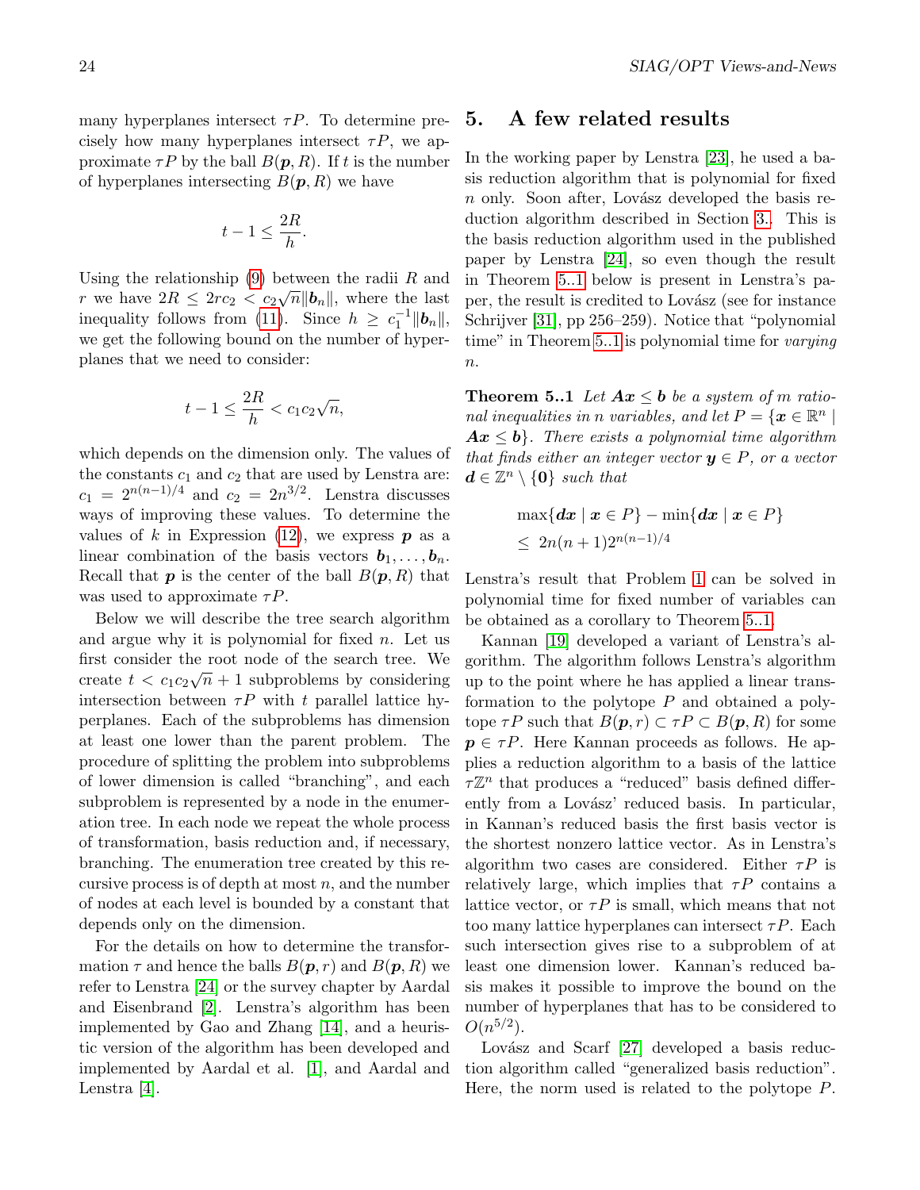many hyperplanes intersect $\tau P$. To determine precisely how many hyperplanes intersect $\tau P$, we approximate $\tau P$ by the ball $B(\boldsymbol{p}, R)$. If $t$ is the number of hyperplanes intersecting $B(\boldsymbol{p}, R)$ we have

$$t - 1 \leq \frac{2R}{h}.$$

Using the relationship (9) between the radii $R$ and $r$ we have $2R \leq 2rc_2 < c_2\sqrt{n}\|\boldsymbol{b}_n\|$, where the last inequality follows from (11). Since $h \geq c_1^{-1}\|\boldsymbol{b}_n\|$, we get the following bound on the number of hyperplanes that we need to consider:

$$t - 1 \leq \frac{2R}{h} < c_1 c_2 \sqrt{n},$$

which depends on the dimension only. The values of the constants $c_1$ and $c_2$ that are used by Lenstra are: $c_1 = 2^{n(n-1)/4}$ and $c_2 = 2n^{3/2}$. Lenstra discusses ways of improving these values. To determine the values of $k$ in Expression (12), we express $\boldsymbol{p}$ as a linear combination of the basis vectors $\boldsymbol{b}_1, \ldots, \boldsymbol{b}_n$. Recall that $\boldsymbol{p}$ is the center of the ball $B(\boldsymbol{p}, R)$ that was used to approximate $\tau P$.

Below we will describe the tree search algorithm and argue why it is polynomial for fixed $n$. Let us first consider the root node of the search tree. We create $t < c_1 c_2 \sqrt{n} + 1$ subproblems by considering intersection between $\tau P$ with $t$ parallel lattice hyperplanes. Each of the subproblems has dimension at least one lower than the parent problem. The procedure of splitting the problem into subproblems of lower dimension is called "branching", and each subproblem is represented by a node in the enumeration tree. In each node we repeat the whole process of transformation, basis reduction and, if necessary, branching. The enumeration tree created by this recursive process is of depth at most $n$, and the number of nodes at each level is bounded by a constant that depends only on the dimension.

For the details on how to determine the transformation $\tau$ and hence the balls $B(\boldsymbol{p}, r)$ and $B(\boldsymbol{p}, R)$ we refer to Lenstra [24] or the survey chapter by Aardal and Eisenbrand [2]. Lenstra's algorithm has been implemented by Gao and Zhang [14], and a heuristic version of the algorithm has been developed and implemented by Aardal et al. [1], and Aardal and Lenstra [4].

## 5. A few related results

In the working paper by Lenstra [23], he used a basis reduction algorithm that is polynomial for fixed $n$ only. Soon after, Lovász developed the basis reduction algorithm described in Section 3.. This is the basis reduction algorithm used in the published paper by Lenstra [24], so even though the result in Theorem 5..1 below is present in Lenstra's paper, the result is credited to Lovász (see for instance Schrijver [31], pp 256–259). Notice that "polynomial time" in Theorem 5..1 is polynomial time for *varying* $n$.

**Theorem 5..1** *Let $\boldsymbol{A}\boldsymbol{x} \leq \boldsymbol{b}$ be a system of $m$ rational inequalities in $n$ variables, and let $P = \{\boldsymbol{x} \in \mathbb{R}^n \mid \boldsymbol{A}\boldsymbol{x} \leq \boldsymbol{b}\}$. There exists a polynomial time algorithm that finds either an integer vector $\boldsymbol{y} \in P$, or a vector $\boldsymbol{d} \in \mathbb{Z}^n \setminus \{\boldsymbol{0}\}$ such that*

$$\begin{aligned} &\max\{\boldsymbol{d}\boldsymbol{x} \mid \boldsymbol{x} \in P\} - \min\{\boldsymbol{d}\boldsymbol{x} \mid \boldsymbol{x} \in P\} \\ &\leq\ 2n(n+1)2^{n(n-1)/4} \end{aligned}$$

Lenstra's result that Problem 1 can be solved in polynomial time for fixed number of variables can be obtained as a corollary to Theorem 5..1.

Kannan [19] developed a variant of Lenstra's algorithm. The algorithm follows Lenstra's algorithm up to the point where he has applied a linear transformation to the polytope $P$ and obtained a polytope $\tau P$ such that $B(\boldsymbol{p}, r) \subset \tau P \subset B(\boldsymbol{p}, R)$ for some $\boldsymbol{p} \in \tau P$. Here Kannan proceeds as follows. He applies a reduction algorithm to a basis of the lattice $\tau \mathbb{Z}^n$ that produces a "reduced" basis defined differently from a Lovász' reduced basis. In particular, in Kannan's reduced basis the first basis vector is the shortest nonzero lattice vector. As in Lenstra's algorithm two cases are considered. Either $\tau P$ is relatively large, which implies that $\tau P$ contains a lattice vector, or $\tau P$ is small, which means that not too many lattice hyperplanes can intersect $\tau P$. Each such intersection gives rise to a subproblem of at least one dimension lower. Kannan's reduced basis makes it possible to improve the bound on the number of hyperplanes that has to be considered to $O(n^{5/2})$.

Lovász and Scarf [27] developed a basis reduction algorithm called "generalized basis reduction". Here, the norm used is related to the polytope $P$.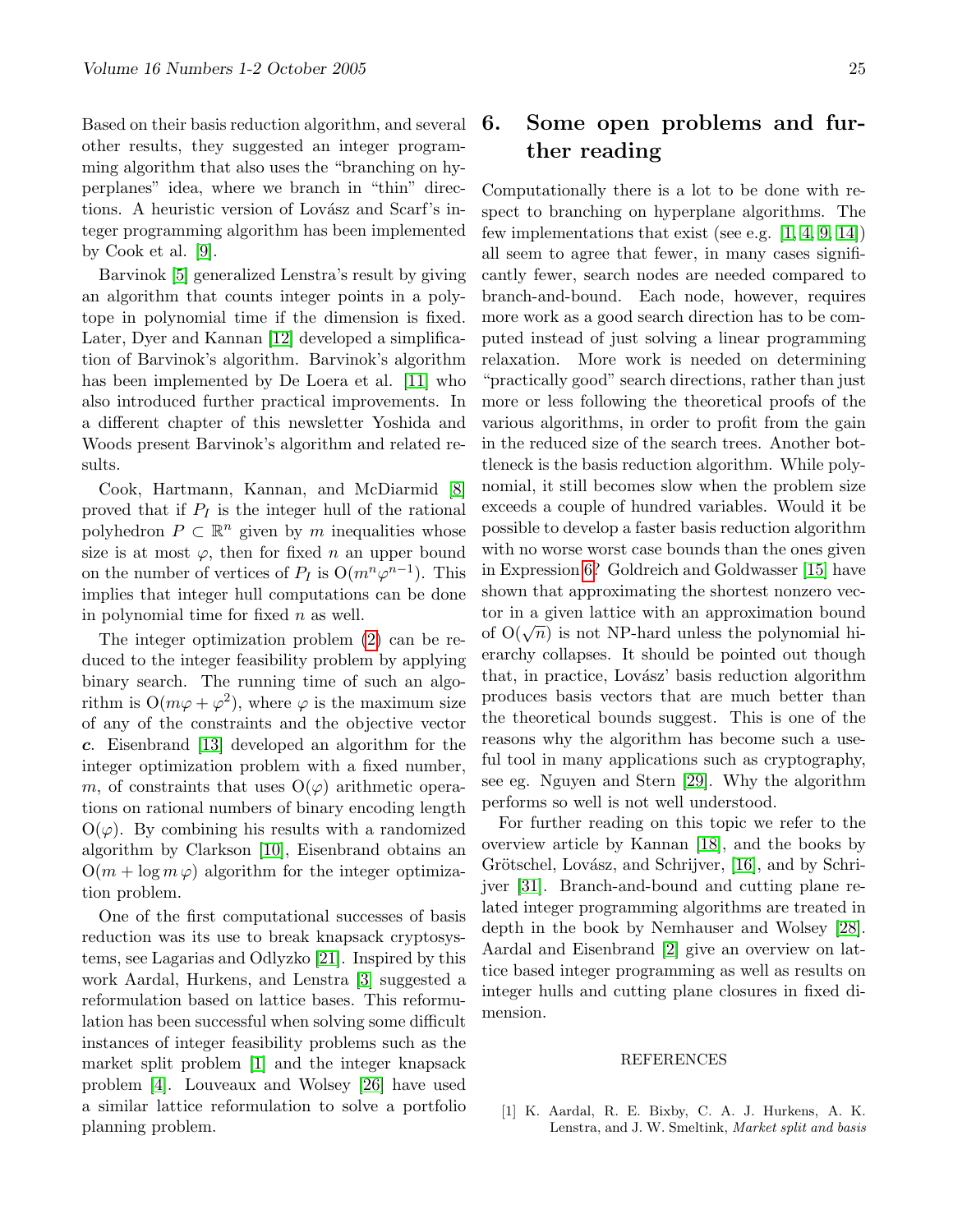Based on their basis reduction algorithm, and several other results, they suggested an integer programming algorithm that also uses the "branching on hyperplanes" idea, where we branch in "thin" directions. A heuristic version of Lovász and Scarf's integer programming algorithm has been implemented by Cook et al. [9].

Barvinok [5] generalized Lenstra's result by giving an algorithm that counts integer points in a polytope in polynomial time if the dimension is fixed. Later, Dyer and Kannan [12] developed a simplification of Barvinok's algorithm. Barvinok's algorithm has been implemented by De Loera et al. [11] who also introduced further practical improvements. In a different chapter of this newsletter Yoshida and Woods present Barvinok's algorithm and related results.

Cook, Hartmann, Kannan, and McDiarmid [8] proved that if $P_I$ is the integer hull of the rational polyhedron $P \subset \mathbb{R}^n$ given by $m$ inequalities whose size is at most $\varphi$, then for fixed $n$ an upper bound on the number of vertices of $P_I$ is $\mathrm{O}(m^n \varphi^{n-1})$. This implies that integer hull computations can be done in polynomial time for fixed $n$ as well.

The integer optimization problem (2) can be reduced to the integer feasibility problem by applying binary search. The running time of such an algorithm is $\mathrm{O}(m\varphi + \varphi^2)$, where $\varphi$ is the maximum size of any of the constraints and the objective vector $\boldsymbol{c}$. Eisenbrand [13] developed an algorithm for the integer optimization problem with a fixed number, $m$, of constraints that uses $\mathrm{O}(\varphi)$ arithmetic operations on rational numbers of binary encoding length $\mathrm{O}(\varphi)$. By combining his results with a randomized algorithm by Clarkson [10], Eisenbrand obtains an $\mathrm{O}(m + \log m\, \varphi)$ algorithm for the integer optimization problem.

One of the first computational successes of basis reduction was its use to break knapsack cryptosystems, see Lagarias and Odlyzko [21]. Inspired by this work Aardal, Hurkens, and Lenstra [3] suggested a reformulation based on lattice bases. This reformulation has been successful when solving some difficult instances of integer feasibility problems such as the market split problem [1] and the integer knapsack problem [4]. Louveaux and Wolsey [26] have used a similar lattice reformulation to solve a portfolio planning problem.

## 6. Some open problems and further reading

Computationally there is a lot to be done with respect to branching on hyperplane algorithms. The few implementations that exist (see e.g. [1, 4, 9, 14]) all seem to agree that fewer, in many cases significantly fewer, search nodes are needed compared to branch-and-bound. Each node, however, requires more work as a good search direction has to be computed instead of just solving a linear programming relaxation. More work is needed on determining "practically good" search directions, rather than just more or less following the theoretical proofs of the various algorithms, in order to profit from the gain in the reduced size of the search trees. Another bottleneck is the basis reduction algorithm. While polynomial, it still becomes slow when the problem size exceeds a couple of hundred variables. Would it be possible to develop a faster basis reduction algorithm with no worse worst case bounds than the ones given in Expression 6? Goldreich and Goldwasser [15] have shown that approximating the shortest nonzero vector in a given lattice with an approximation bound of $\mathrm{O}(\sqrt{n})$ is not NP-hard unless the polynomial hierarchy collapses. It should be pointed out though that, in practice, Lovász' basis reduction algorithm produces basis vectors that are much better than the theoretical bounds suggest. This is one of the reasons why the algorithm has become such a useful tool in many applications such as cryptography, see eg. Nguyen and Stern [29]. Why the algorithm performs so well is not well understood.

For further reading on this topic we refer to the overview article by Kannan [18], and the books by Grötschel, Lovász, and Schrijver, [16], and by Schrijver [31]. Branch-and-bound and cutting plane related integer programming algorithms are treated in depth in the book by Nemhauser and Wolsey [28]. Aardal and Eisenbrand [2] give an overview on lattice based integer programming as well as results on integer hulls and cutting plane closures in fixed dimension.

REFERENCES

[1] K. Aardal, R. E. Bixby, C. A. J. Hurkens, A. K. Lenstra, and J. W. Smeltink, *Market split and basis*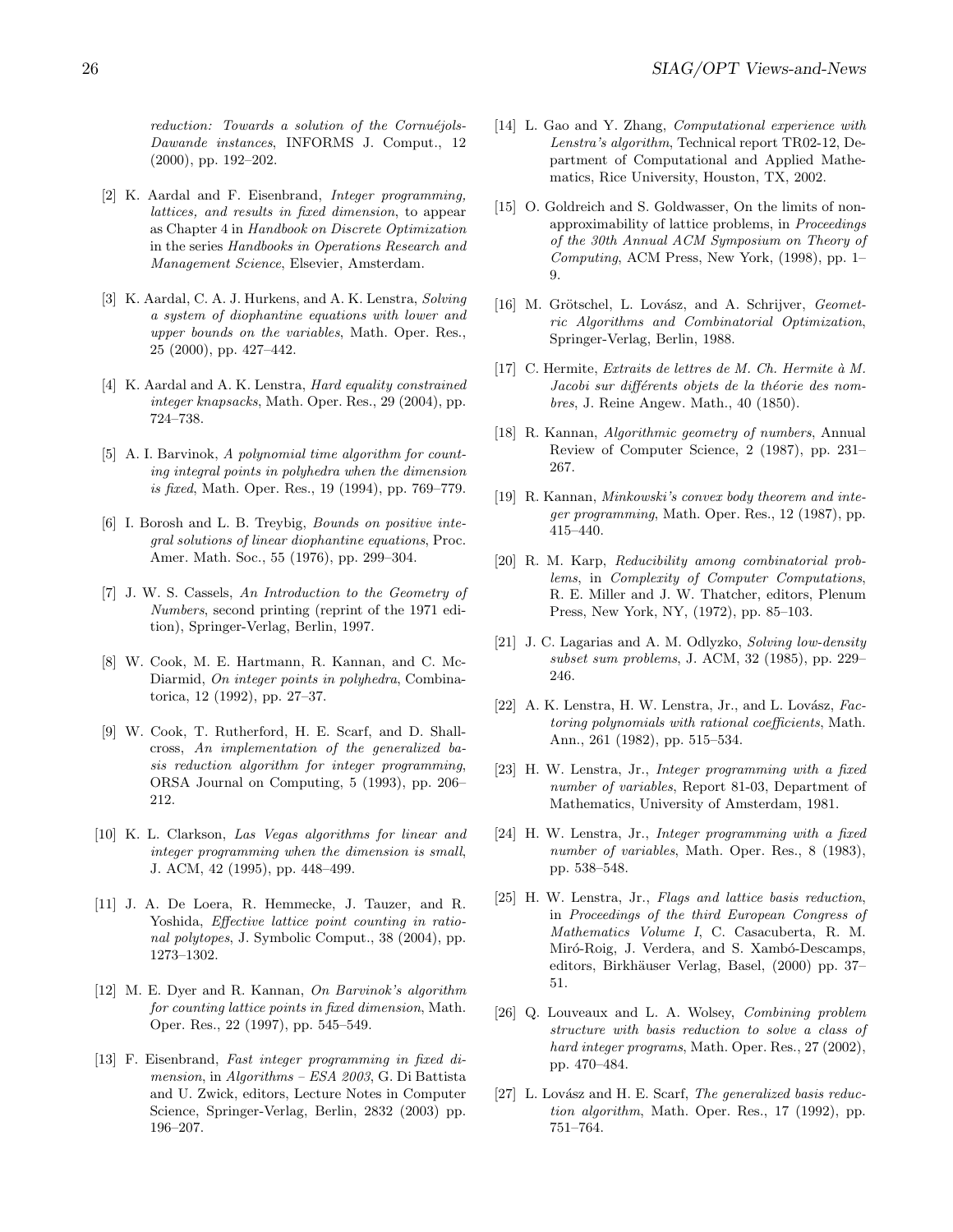*reduction: Towards a solution of the Cornuéjols-Dawande instances*, INFORMS J. Comput., 12 (2000), pp. 192–202.

[2] K. Aardal and F. Eisenbrand, *Integer programming, lattices, and results in fixed dimension*, to appear as Chapter 4 in *Handbook on Discrete Optimization* in the series *Handbooks in Operations Research and Management Science*, Elsevier, Amsterdam.

[3] K. Aardal, C. A. J. Hurkens, and A. K. Lenstra, *Solving a system of diophantine equations with lower and upper bounds on the variables*, Math. Oper. Res., 25 (2000), pp. 427–442.

[4] K. Aardal and A. K. Lenstra, *Hard equality constrained integer knapsacks*, Math. Oper. Res., 29 (2004), pp. 724–738.

[5] A. I. Barvinok, *A polynomial time algorithm for counting integral points in polyhedra when the dimension is fixed*, Math. Oper. Res., 19 (1994), pp. 769–779.

[6] I. Borosh and L. B. Treybig, *Bounds on positive integral solutions of linear diophantine equations*, Proc. Amer. Math. Soc., 55 (1976), pp. 299–304.

[7] J. W. S. Cassels, *An Introduction to the Geometry of Numbers*, second printing (reprint of the 1971 edition), Springer-Verlag, Berlin, 1997.

[8] W. Cook, M. E. Hartmann, R. Kannan, and C. McDiarmid, *On integer points in polyhedra*, Combinatorica, 12 (1992), pp. 27–37.

[9] W. Cook, T. Rutherford, H. E. Scarf, and D. Shallcross, *An implementation of the generalized basis reduction algorithm for integer programming*, ORSA Journal on Computing, 5 (1993), pp. 206–212.

[10] K. L. Clarkson, *Las Vegas algorithms for linear and integer programming when the dimension is small*, J. ACM, 42 (1995), pp. 448–499.

[11] J. A. De Loera, R. Hemmecke, J. Tauzer, and R. Yoshida, *Effective lattice point counting in rational polytopes*, J. Symbolic Comput., 38 (2004), pp. 1273–1302.

[12] M. E. Dyer and R. Kannan, *On Barvinok's algorithm for counting lattice points in fixed dimension*, Math. Oper. Res., 22 (1997), pp. 545–549.

[13] F. Eisenbrand, *Fast integer programming in fixed dimension*, in *Algorithms – ESA 2003*, G. Di Battista and U. Zwick, editors, Lecture Notes in Computer Science, Springer-Verlag, Berlin, 2832 (2003) pp. 196–207.

[14] L. Gao and Y. Zhang, *Computational experience with Lenstra's algorithm*, Technical report TR02-12, Department of Computational and Applied Mathematics, Rice University, Houston, TX, 2002.

[15] O. Goldreich and S. Goldwasser, On the limits of nonapproximability of lattice problems, in *Proceedings of the 30th Annual ACM Symposium on Theory of Computing*, ACM Press, New York, (1998), pp. 1–9.

[16] M. Grötschel, L. Lovász, and A. Schrijver, *Geometric Algorithms and Combinatorial Optimization*, Springer-Verlag, Berlin, 1988.

[17] C. Hermite, *Extraits de lettres de M. Ch. Hermite à M. Jacobi sur différents objets de la théorie des nombres*, J. Reine Angew. Math., 40 (1850).

[18] R. Kannan, *Algorithmic geometry of numbers*, Annual Review of Computer Science, 2 (1987), pp. 231–267.

[19] R. Kannan, *Minkowski's convex body theorem and integer programming*, Math. Oper. Res., 12 (1987), pp. 415–440.

[20] R. M. Karp, *Reducibility among combinatorial problems*, in *Complexity of Computer Computations*, R. E. Miller and J. W. Thatcher, editors, Plenum Press, New York, NY, (1972), pp. 85–103.

[21] J. C. Lagarias and A. M. Odlyzko, *Solving low-density subset sum problems*, J. ACM, 32 (1985), pp. 229–246.

[22] A. K. Lenstra, H. W. Lenstra, Jr., and L. Lovász, *Factoring polynomials with rational coefficients*, Math. Ann., 261 (1982), pp. 515–534.

[23] H. W. Lenstra, Jr., *Integer programming with a fixed number of variables*, Report 81-03, Department of Mathematics, University of Amsterdam, 1981.

[24] H. W. Lenstra, Jr., *Integer programming with a fixed number of variables*, Math. Oper. Res., 8 (1983), pp. 538–548.

[25] H. W. Lenstra, Jr., *Flags and lattice basis reduction*, in *Proceedings of the third European Congress of Mathematics Volume I*, C. Casacuberta, R. M. Miró-Roig, J. Verdera, and S. Xambó-Descamps, editors, Birkhäuser Verlag, Basel, (2000) pp. 37–51.

[26] Q. Louveaux and L. A. Wolsey, *Combining problem structure with basis reduction to solve a class of hard integer programs*, Math. Oper. Res., 27 (2002), pp. 470–484.

[27] L. Lovász and H. E. Scarf, *The generalized basis reduction algorithm*, Math. Oper. Res., 17 (1992), pp. 751–764.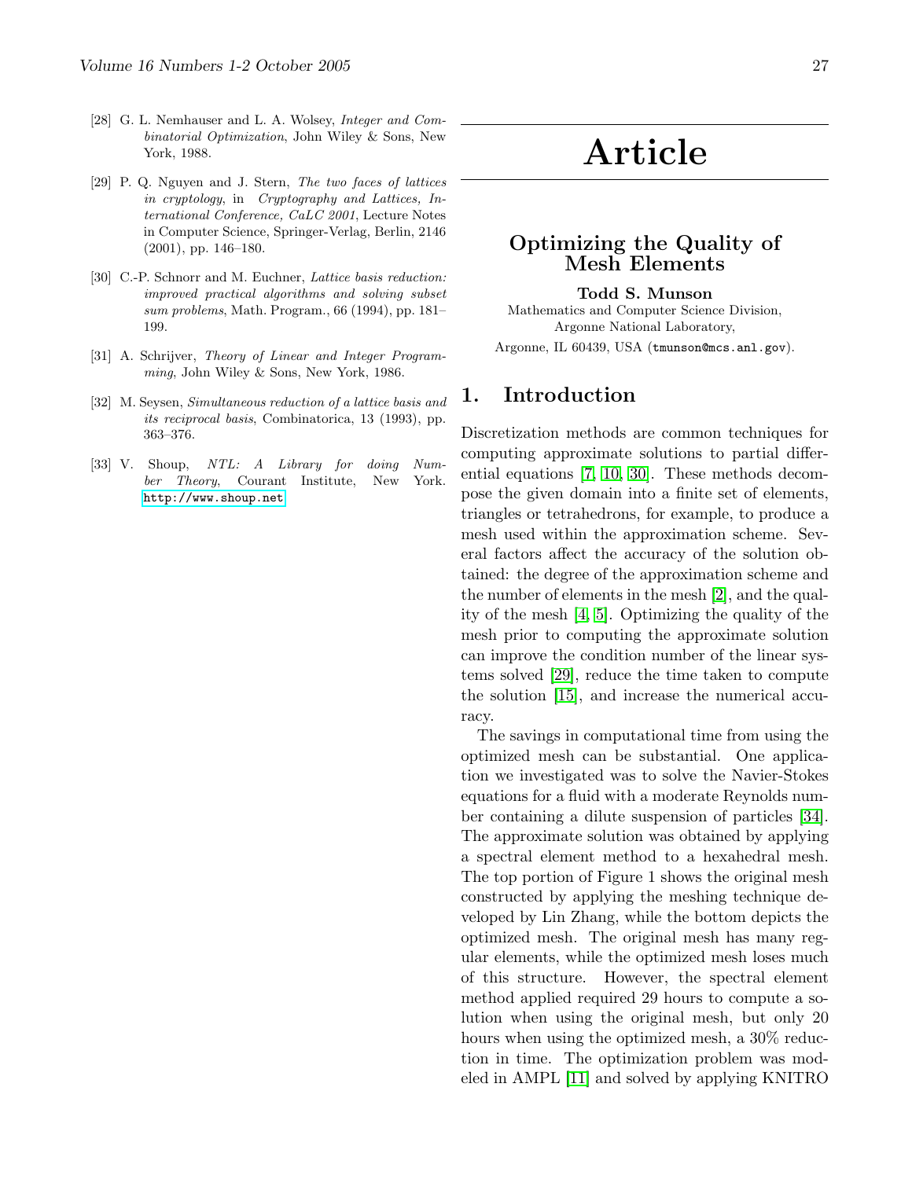[28] G. L. Nemhauser and L. A. Wolsey, *Integer and Combinatorial Optimization*, John Wiley & Sons, New York, 1988.

[29] P. Q. Nguyen and J. Stern, *The two faces of lattices in cryptology*, in *Cryptography and Lattices, International Conference, CaLC 2001*, Lecture Notes in Computer Science, Springer-Verlag, Berlin, 2146 (2001), pp. 146–180.

[30] C.-P. Schnorr and M. Euchner, *Lattice basis reduction: improved practical algorithms and solving subset sum problems*, Math. Program., 66 (1994), pp. 181–199.

[31] A. Schrijver, *Theory of Linear and Integer Programming*, John Wiley & Sons, New York, 1986.

[32] M. Seysen, *Simultaneous reduction of a lattice basis and its reciprocal basis*, Combinatorica, 13 (1993), pp. 363–376.

[33] V. Shoup, *NTL: A Library for doing Number Theory*, Courant Institute, New York. http://www.shoup.net

# Article

## Optimizing the Quality of Mesh Elements

**Todd S. Munson**
Mathematics and Computer Science Division,
Argonne National Laboratory,
Argonne, IL 60439, USA (tmunson@mcs.anl.gov).

## 1. Introduction

Discretization methods are common techniques for computing approximate solutions to partial differential equations [7, 10, 30]. These methods decompose the given domain into a finite set of elements, triangles or tetrahedrons, for example, to produce a mesh used within the approximation scheme. Several factors affect the accuracy of the solution obtained: the degree of the approximation scheme and the number of elements in the mesh [2], and the quality of the mesh [4, 5]. Optimizing the quality of the mesh prior to computing the approximate solution can improve the condition number of the linear systems solved [29], reduce the time taken to compute the solution [15], and increase the numerical accuracy.

The savings in computational time from using the optimized mesh can be substantial. One application we investigated was to solve the Navier-Stokes equations for a fluid with a moderate Reynolds number containing a dilute suspension of particles [34]. The approximate solution was obtained by applying a spectral element method to a hexahedral mesh. The top portion of Figure 1 shows the original mesh constructed by applying the meshing technique developed by Lin Zhang, while the bottom depicts the optimized mesh. The original mesh has many regular elements, while the optimized mesh loses much of this structure. However, the spectral element method applied required 29 hours to compute a solution when using the original mesh, but only 20 hours when using the optimized mesh, a 30% reduction in time. The optimization problem was modeled in AMPL [11] and solved by applying KNITRO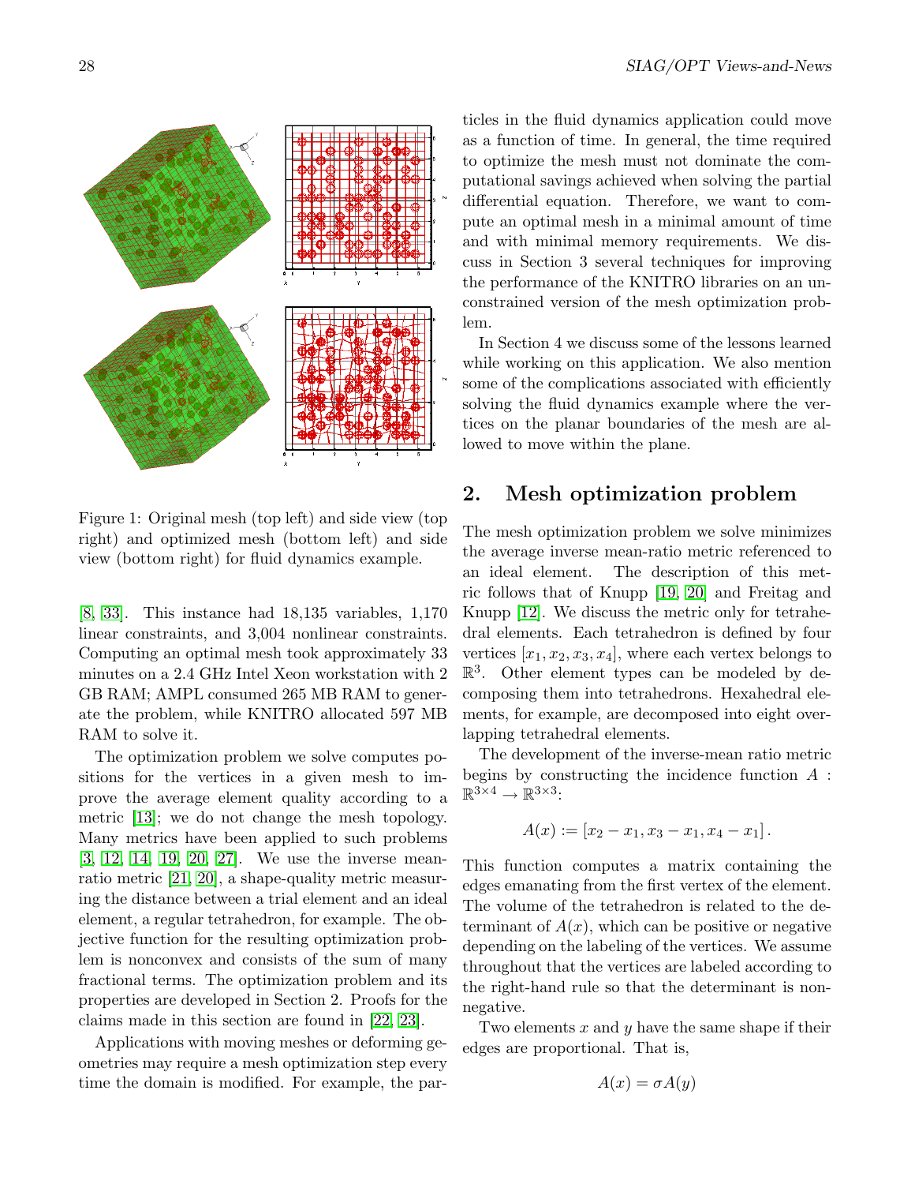Figure 1: Original mesh (top left) and side view (top right) and optimized mesh (bottom left) and side view (bottom right) for fluid dynamics example.

[8, 33]. This instance had 18,135 variables, 1,170 linear constraints, and 3,004 nonlinear constraints. Computing an optimal mesh took approximately 33 minutes on a 2.4 GHz Intel Xeon workstation with 2 GB RAM; AMPL consumed 265 MB RAM to generate the problem, while KNITRO allocated 597 MB RAM to solve it.

The optimization problem we solve computes positions for the vertices in a given mesh to improve the average element quality according to a metric [13]; we do not change the mesh topology. Many metrics have been applied to such problems [3, 12, 14, 19, 20, 27]. We use the inverse mean-ratio metric [21, 20], a shape-quality metric measuring the distance between a trial element and an ideal element, a regular tetrahedron, for example. The objective function for the resulting optimization problem is nonconvex and consists of the sum of many fractional terms. The optimization problem and its properties are developed in Section 2. Proofs for the claims made in this section are found in [22, 23].

Applications with moving meshes or deforming geometries may require a mesh optimization step every time the domain is modified. For example, the particles in the fluid dynamics application could move as a function of time. In general, the time required to optimize the mesh must not dominate the computational savings achieved when solving the partial differential equation. Therefore, we want to compute an optimal mesh in a minimal amount of time and with minimal memory requirements. We discuss in Section 3 several techniques for improving the performance of the KNITRO libraries on an unconstrained version of the mesh optimization problem.

In Section 4 we discuss some of the lessons learned while working on this application. We also mention some of the complications associated with efficiently solving the fluid dynamics example where the vertices on the planar boundaries of the mesh are allowed to move within the plane.

## 2. Mesh optimization problem

The mesh optimization problem we solve minimizes the average inverse mean-ratio metric referenced to an ideal element. The description of this metric follows that of Knupp [19, 20] and Freitag and Knupp [12]. We discuss the metric only for tetrahedral elements. Each tetrahedron is defined by four vertices $[x_1, x_2, x_3, x_4]$, where each vertex belongs to $\mathbb{R}^3$. Other element types can be modeled by decomposing them into tetrahedrons. Hexahedral elements, for example, are decomposed into eight overlapping tetrahedral elements.

The development of the inverse-mean ratio metric begins by constructing the incidence function $A : \mathbb{R}^{3\times 4} \to \mathbb{R}^{3\times 3}$:

$$A(x) := [x_2 - x_1, x_3 - x_1, x_4 - x_1].$$

This function computes a matrix containing the edges emanating from the first vertex of the element. The volume of the tetrahedron is related to the determinant of $A(x)$, which can be positive or negative depending on the labeling of the vertices. We assume throughout that the vertices are labeled according to the right-hand rule so that the determinant is nonnegative.

Two elements $x$ and $y$ have the same shape if their edges are proportional. That is,

$$A(x) = \sigma A(y)$$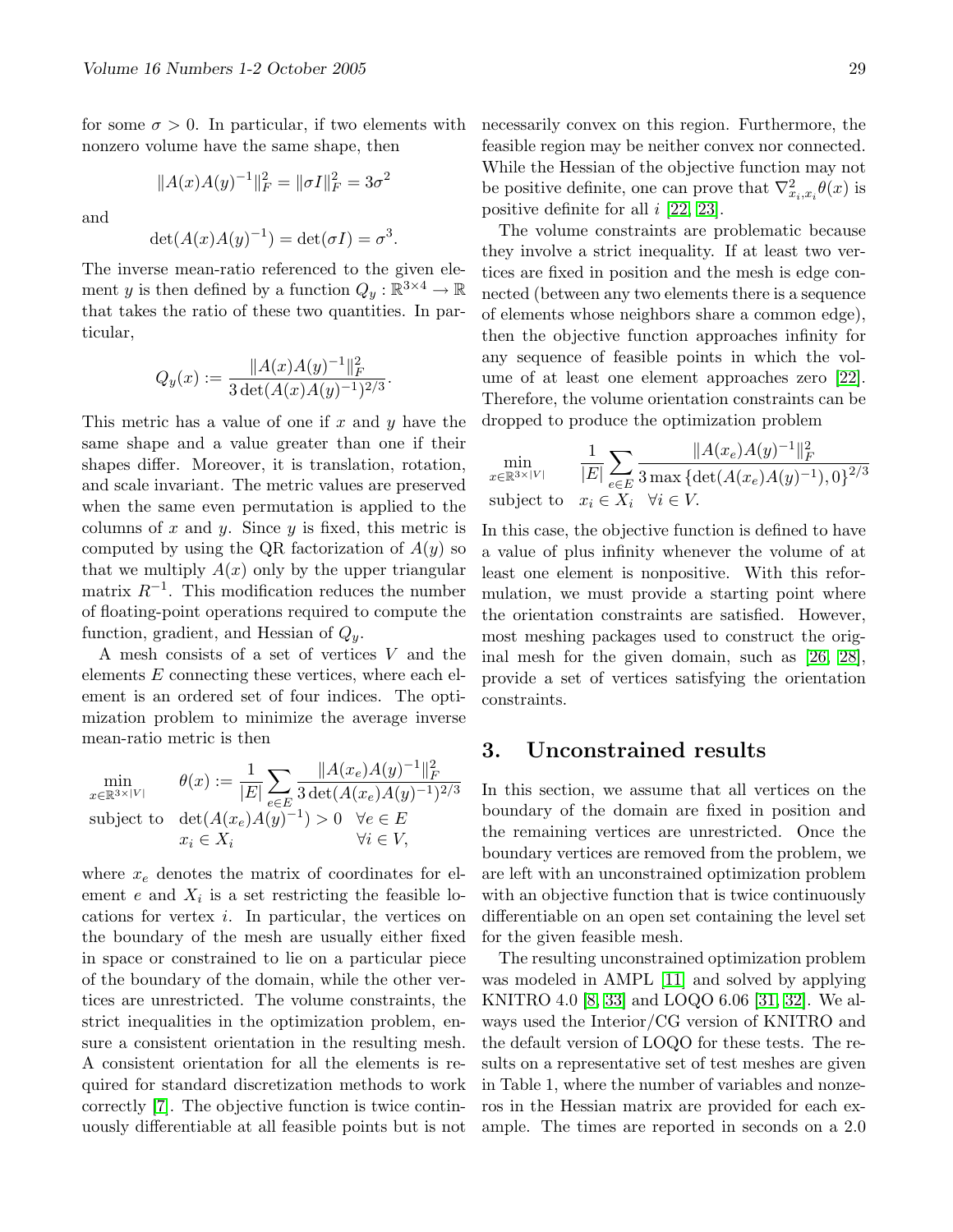for some $\sigma > 0$. In particular, if two elements with nonzero volume have the same shape, then

$$\|A(x)A(y)^{-1}\|_F^2 = \|\sigma I\|_F^2 = 3\sigma^2$$

and

$$\det(A(x)A(y)^{-1}) = \det(\sigma I) = \sigma^3.$$

The inverse mean-ratio referenced to the given element $y$ is then defined by a function $Q_y : \mathbb{R}^{3\times 4} \to \mathbb{R}$ that takes the ratio of these two quantities. In particular,

$$Q_y(x) := \frac{\|A(x)A(y)^{-1}\|_F^2}{3\det(A(x)A(y)^{-1})^{2/3}}.$$

This metric has a value of one if $x$ and $y$ have the same shape and a value greater than one if their shapes differ. Moreover, it is translation, rotation, and scale invariant. The metric values are preserved when the same even permutation is applied to the columns of $x$ and $y$. Since $y$ is fixed, this metric is computed by using the QR factorization of $A(y)$ so that we multiply $A(x)$ only by the upper triangular matrix $R^{-1}$. This modification reduces the number of floating-point operations required to compute the function, gradient, and Hessian of $Q_y$.

A mesh consists of a set of vertices $V$ and the elements $E$ connecting these vertices, where each element is an ordered set of four indices. The optimization problem to minimize the average inverse mean-ratio metric is then

$$\begin{array}{ll}\displaystyle\min_{x\in\mathbb{R}^{3\times|V|}} & \displaystyle\theta(x) := \frac{1}{|E|}\sum_{e\in E}\frac{\|A(x_e)A(y)^{-1}\|_F^2}{3\det(A(x_e)A(y)^{-1})^{2/3}} \\ \text{subject to} & \det(A(x_e)A(y)^{-1}) > 0 \quad \forall e\in E \\ & x_i \in X_i \quad\quad\quad\quad\quad\quad\quad \forall i \in V,\end{array}$$

where $x_e$ denotes the matrix of coordinates for element $e$ and $X_i$ is a set restricting the feasible locations for vertex $i$. In particular, the vertices on the boundary of the mesh are usually either fixed in space or constrained to lie on a particular piece of the boundary of the domain, while the other vertices are unrestricted. The volume constraints, the strict inequalities in the optimization problem, ensure a consistent orientation in the resulting mesh. A consistent orientation for all the elements is required for standard discretization methods to work correctly [7]. The objective function is twice continuously differentiable at all feasible points but is not necessarily convex on this region. Furthermore, the feasible region may be neither convex nor connected. While the Hessian of the objective function may not be positive definite, one can prove that $\nabla^2_{x_i,x_i}\theta(x)$ is positive definite for all $i$ [22, 23].

The volume constraints are problematic because they involve a strict inequality. If at least two vertices are fixed in position and the mesh is edge connected (between any two elements there is a sequence of elements whose neighbors share a common edge), then the objective function approaches infinity for any sequence of feasible points in which the volume of at least one element approaches zero [22]. Therefore, the volume orientation constraints can be dropped to produce the optimization problem

$$\begin{array}{ll}\displaystyle\min_{x\in\mathbb{R}^{3\times|V|}} & \displaystyle\frac{1}{|E|}\sum_{e\in E}\frac{\|A(x_e)A(y)^{-1}\|_F^2}{3\max\left\{\det(A(x_e)A(y)^{-1}),0\right\}^{2/3}} \\ \text{subject to} & x_i\in X_i \quad \forall i\in V.\end{array}$$

In this case, the objective function is defined to have a value of plus infinity whenever the volume of at least one element is nonpositive. With this reformulation, we must provide a starting point where the orientation constraints are satisfied. However, most meshing packages used to construct the original mesh for the given domain, such as [26, 28], provide a set of vertices satisfying the orientation constraints.

## 3. Unconstrained results

In this section, we assume that all vertices on the boundary of the domain are fixed in position and the remaining vertices are unrestricted. Once the boundary vertices are removed from the problem, we are left with an unconstrained optimization problem with an objective function that is twice continuously differentiable on an open set containing the level set for the given feasible mesh.

The resulting unconstrained optimization problem was modeled in AMPL [11] and solved by applying KNITRO 4.0 [8, 33] and LOQO 6.06 [31, 32]. We always used the Interior/CG version of KNITRO and the default version of LOQO for these tests. The results on a representative set of test meshes are given in Table 1, where the number of variables and nonzeros in the Hessian matrix are provided for each example. The times are reported in seconds on a 2.0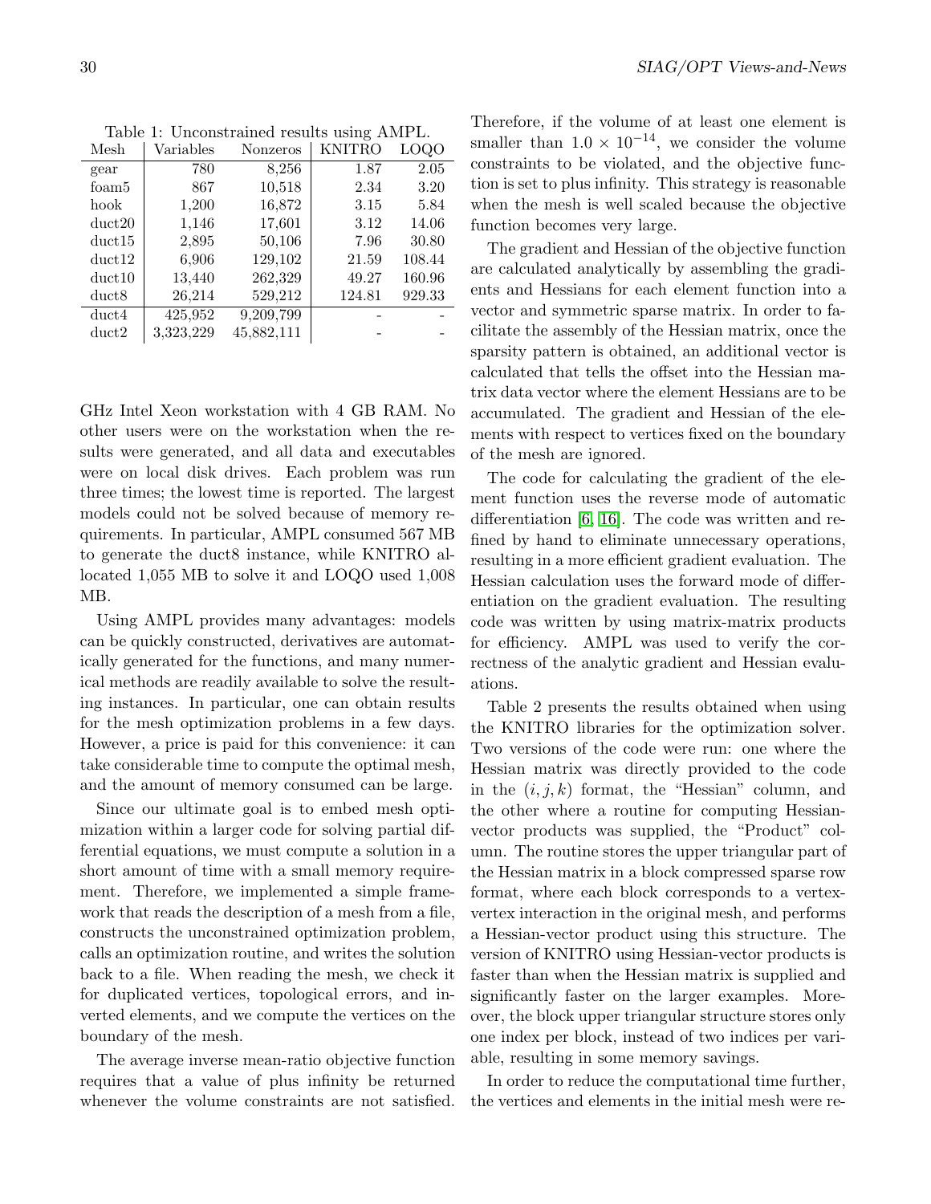Table 1: Unconstrained results using AMPL.

| Mesh | Variables | Nonzeros | KNITRO | LOQO |
|---|---|---|---|---|
| gear | 780 | 8,256 | 1.87 | 2.05 |
| foam5 | 867 | 10,518 | 2.34 | 3.20 |
| hook | 1,200 | 16,872 | 3.15 | 5.84 |
| duct20 | 1,146 | 17,601 | 3.12 | 14.06 |
| duct15 | 2,895 | 50,106 | 7.96 | 30.80 |
| duct12 | 6,906 | 129,102 | 21.59 | 108.44 |
| duct10 | 13,440 | 262,329 | 49.27 | 160.96 |
| duct8 | 26,214 | 529,212 | 124.81 | 929.33 |
| duct4 | 425,952 | 9,209,799 | - | - |
| duct2 | 3,323,229 | 45,882,111 | - | - |

GHz Intel Xeon workstation with 4 GB RAM. No other users were on the workstation when the results were generated, and all data and executables were on local disk drives. Each problem was run three times; the lowest time is reported. The largest models could not be solved because of memory requirements. In particular, AMPL consumed 567 MB to generate the duct8 instance, while KNITRO allocated 1,055 MB to solve it and LOQO used 1,008 MB.

Using AMPL provides many advantages: models can be quickly constructed, derivatives are automatically generated for the functions, and many numerical methods are readily available to solve the resulting instances. In particular, one can obtain results for the mesh optimization problems in a few days. However, a price is paid for this convenience: it can take considerable time to compute the optimal mesh, and the amount of memory consumed can be large.

Since our ultimate goal is to embed mesh optimization within a larger code for solving partial differential equations, we must compute a solution in a short amount of time with a small memory requirement. Therefore, we implemented a simple framework that reads the description of a mesh from a file, constructs the unconstrained optimization problem, calls an optimization routine, and writes the solution back to a file. When reading the mesh, we check it for duplicated vertices, topological errors, and inverted elements, and we compute the vertices on the boundary of the mesh.

The average inverse mean-ratio objective function requires that a value of plus infinity be returned whenever the volume constraints are not satisfied. Therefore, if the volume of at least one element is smaller than $1.0 \times 10^{-14}$, we consider the volume constraints to be violated, and the objective function is set to plus infinity. This strategy is reasonable when the mesh is well scaled because the objective function becomes very large.

The gradient and Hessian of the objective function are calculated analytically by assembling the gradients and Hessians for each element function into a vector and symmetric sparse matrix. In order to facilitate the assembly of the Hessian matrix, once the sparsity pattern is obtained, an additional vector is calculated that tells the offset into the Hessian matrix data vector where the element Hessians are to be accumulated. The gradient and Hessian of the elements with respect to vertices fixed on the boundary of the mesh are ignored.

The code for calculating the gradient of the element function uses the reverse mode of automatic differentiation [6, 16]. The code was written and refined by hand to eliminate unnecessary operations, resulting in a more efficient gradient evaluation. The Hessian calculation uses the forward mode of differentiation on the gradient evaluation. The resulting code was written by using matrix-matrix products for efficiency. AMPL was used to verify the correctness of the analytic gradient and Hessian evaluations.

Table 2 presents the results obtained when using the KNITRO libraries for the optimization solver. Two versions of the code were run: one where the Hessian matrix was directly provided to the code in the $(i, j, k)$ format, the "Hessian" column, and the other where a routine for computing Hessian-vector products was supplied, the "Product" column. The routine stores the upper triangular part of the Hessian matrix in a block compressed sparse row format, where each block corresponds to a vertex-vertex interaction in the original mesh, and performs a Hessian-vector product using this structure. The version of KNITRO using Hessian-vector products is faster than when the Hessian matrix is supplied and significantly faster on the larger examples. Moreover, the block upper triangular structure stores only one index per block, instead of two indices per variable, resulting in some memory savings.

In order to reduce the computational time further, the vertices and elements in the initial mesh were re-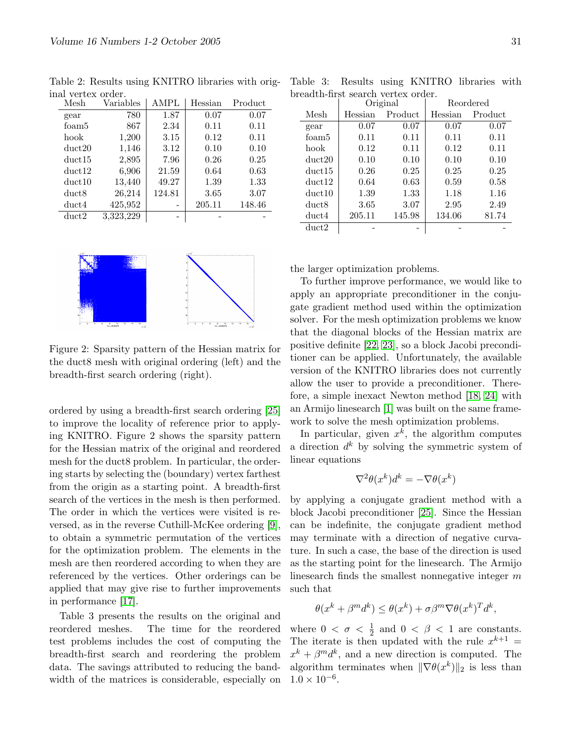Table 2: Results using KNITRO libraries with original vertex order.

| Mesh | Variables | AMPL | Hessian | Product |
|---|---|---|---|---|
| gear | 780 | 1.87 | 0.07 | 0.07 |
| foam5 | 867 | 2.34 | 0.11 | 0.11 |
| hook | 1,200 | 3.15 | 0.12 | 0.11 |
| duct20 | 1,146 | 3.12 | 0.10 | 0.10 |
| duct15 | 2,895 | 7.96 | 0.26 | 0.25 |
| duct12 | 6,906 | 21.59 | 0.64 | 0.63 |
| duct10 | 13,440 | 49.27 | 1.39 | 1.33 |
| duct8 | 26,214 | 124.81 | 3.65 | 3.07 |
| duct4 | 425,952 | - | 205.11 | 148.46 |
| duct2 | 3,323,229 | - | - | - |

Figure 2: Sparsity pattern of the Hessian matrix for the duct8 mesh with original ordering (left) and the breadth-first search ordering (right).

ordered by using a breadth-first search ordering [25] to improve the locality of reference prior to applying KNITRO. Figure 2 shows the sparsity pattern for the Hessian matrix of the original and reordered mesh for the duct8 problem. In particular, the ordering starts by selecting the (boundary) vertex farthest from the origin as a starting point. A breadth-first search of the vertices in the mesh is then performed. The order in which the vertices were visited is reversed, as in the reverse Cuthill-McKee ordering [9], to obtain a symmetric permutation of the vertices for the optimization problem. The elements in the mesh are then reordered according to when they are referenced by the vertices. Other orderings can be applied that may give rise to further improvements in performance [17].

Table 3 presents the results on the original and reordered meshes. The time for the reordered test problems includes the cost of computing the breadth-first search and reordering the problem data. The savings attributed to reducing the bandwidth of the matrices is considerable, especially on the larger optimization problems.

Table 3: Results using KNITRO libraries with breadth-first search vertex order.

| | Original | | Reordered | |
|---|---|---|---|---|
| Mesh | Hessian | Product | Hessian | Product |
| gear | 0.07 | 0.07 | 0.07 | 0.07 |
| foam5 | 0.11 | 0.11 | 0.11 | 0.11 |
| hook | 0.12 | 0.11 | 0.12 | 0.11 |
| duct20 | 0.10 | 0.10 | 0.10 | 0.10 |
| duct15 | 0.26 | 0.25 | 0.25 | 0.25 |
| duct12 | 0.64 | 0.63 | 0.59 | 0.58 |
| duct10 | 1.39 | 1.33 | 1.18 | 1.16 |
| duct8 | 3.65 | 3.07 | 2.95 | 2.49 |
| duct4 | 205.11 | 145.98 | 134.06 | 81.74 |
| duct2 | - | - | - | - |

To further improve performance, we would like to apply an appropriate preconditioner in the conjugate gradient method used within the optimization solver. For the mesh optimization problems we know that the diagonal blocks of the Hessian matrix are positive definite [22, 23], so a block Jacobi preconditioner can be applied. Unfortunately, the available version of the KNITRO libraries does not currently allow the user to provide a preconditioner. Therefore, a simple inexact Newton method [18, 24] with an Armijo linesearch [1] was built on the same framework to solve the mesh optimization problems.

In particular, given $x^k$, the algorithm computes a direction $d^k$ by solving the symmetric system of linear equations

$$\nabla^2\theta(x^k)d^k = -\nabla\theta(x^k)$$

by applying a conjugate gradient method with a block Jacobi preconditioner [25]. Since the Hessian can be indefinite, the conjugate gradient method may terminate with a direction of negative curvature. In such a case, the base of the direction is used as the starting point for the linesearch. The Armijo linesearch finds the smallest nonnegative integer $m$ such that

$$\theta(x^k + \beta^m d^k) \leq \theta(x^k) + \sigma\beta^m \nabla\theta(x^k)^T d^k,$$

where $0 < \sigma < \frac{1}{2}$ and $0 < \beta < 1$ are constants. The iterate is then updated with the rule $x^{k+1} = x^k + \beta^m d^k$, and a new direction is computed. The algorithm terminates when $\|\nabla\theta(x^k)\|_2$ is less than $1.0 \times 10^{-6}$.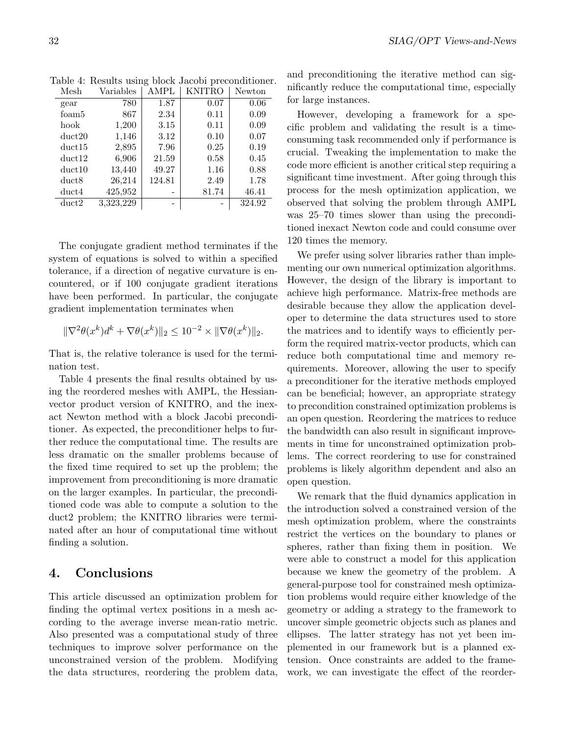Table 4: Results using block Jacobi preconditioner.

| Mesh | Variables | AMPL | KNITRO | Newton |
|---|---|---|---|---|
| gear | 780 | 1.87 | 0.07 | 0.06 |
| foam5 | 867 | 2.34 | 0.11 | 0.09 |
| hook | 1,200 | 3.15 | 0.11 | 0.09 |
| duct20 | 1,146 | 3.12 | 0.10 | 0.07 |
| duct15 | 2,895 | 7.96 | 0.25 | 0.19 |
| duct12 | 6,906 | 21.59 | 0.58 | 0.45 |
| duct10 | 13,440 | 49.27 | 1.16 | 0.88 |
| duct8 | 26,214 | 124.81 | 2.49 | 1.78 |
| duct4 | 425,952 | - | 81.74 | 46.41 |
| duct2 | 3,323,229 | - | - | 324.92 |

The conjugate gradient method terminates if the system of equations is solved to within a specified tolerance, if a direction of negative curvature is encountered, or if 100 conjugate gradient iterations have been performed. In particular, the conjugate gradient implementation terminates when

$$\|\nabla^2\theta(x^k)d^k + \nabla\theta(x^k)\|_2 \leq 10^{-2} \times \|\nabla\theta(x^k)\|_2.$$

That is, the relative tolerance is used for the termination test.

Table 4 presents the final results obtained by using the reordered meshes with AMPL, the Hessian-vector product version of KNITRO, and the inexact Newton method with a block Jacobi preconditioner. As expected, the preconditioner helps to further reduce the computational time. The results are less dramatic on the smaller problems because of the fixed time required to set up the problem; the improvement from preconditioning is more dramatic on the larger examples. In particular, the preconditioned code was able to compute a solution to the duct2 problem; the KNITRO libraries were terminated after an hour of computational time without finding a solution.

## 4. Conclusions

This article discussed an optimization problem for finding the optimal vertex positions in a mesh according to the average inverse mean-ratio metric. Also presented was a computational study of three techniques to improve solver performance on the unconstrained version of the problem. Modifying the data structures, reordering the problem data, and preconditioning the iterative method can significantly reduce the computational time, especially for large instances.

However, developing a framework for a specific problem and validating the result is a time-consuming task recommended only if performance is crucial. Tweaking the implementation to make the code more efficient is another critical step requiring a significant time investment. After going through this process for the mesh optimization application, we observed that solving the problem through AMPL was 25–70 times slower than using the preconditioned inexact Newton code and could consume over 120 times the memory.

We prefer using solver libraries rather than implementing our own numerical optimization algorithms. However, the design of the library is important to achieve high performance. Matrix-free methods are desirable because they allow the application developer to determine the data structures used to store the matrices and to identify ways to efficiently perform the required matrix-vector products, which can reduce both computational time and memory requirements. Moreover, allowing the user to specify a preconditioner for the iterative methods employed can be beneficial; however, an appropriate strategy to precondition constrained optimization problems is an open question. Reordering the matrices to reduce the bandwidth can also result in significant improvements in time for unconstrained optimization problems. The correct reordering to use for constrained problems is likely algorithm dependent and also an open question.

We remark that the fluid dynamics application in the introduction solved a constrained version of the mesh optimization problem, where the constraints restrict the vertices on the boundary to planes or spheres, rather than fixing them in position. We were able to construct a model for this application because we knew the geometry of the problem. A general-purpose tool for constrained mesh optimization problems would require either knowledge of the geometry or adding a strategy to the framework to uncover simple geometric objects such as planes and ellipses. The latter strategy has not yet been implemented in our framework but is a planned extension. Once constraints are added to the framework, we can investigate the effect of the reorder-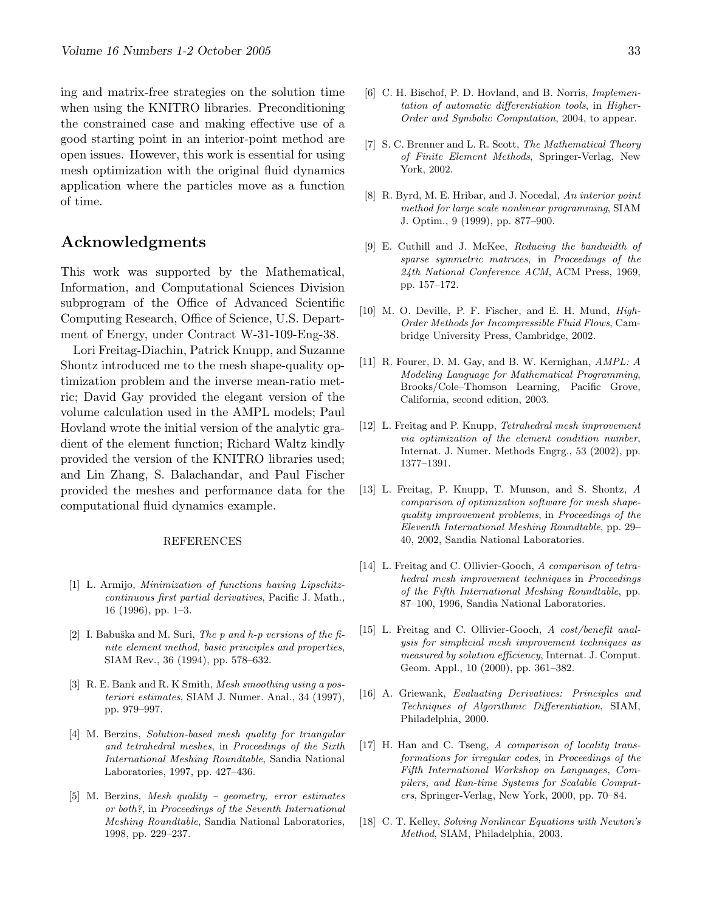ing and matrix-free strategies on the solution time when using the KNITRO libraries. Preconditioning the constrained case and making effective use of a good starting point in an interior-point method are open issues. However, this work is essential for using mesh optimization with the original fluid dynamics application where the particles move as a function of time.

## Acknowledgments

This work was supported by the Mathematical, Information, and Computational Sciences Division subprogram of the Office of Advanced Scientific Computing Research, Office of Science, U.S. Department of Energy, under Contract W-31-109-Eng-38.

Lori Freitag-Diachin, Patrick Knupp, and Suzanne Shontz introduced me to the mesh shape-quality optimization problem and the inverse mean-ratio metric; David Gay provided the elegant version of the volume calculation used in the AMPL models; Paul Hovland wrote the initial version of the analytic gradient of the element function; Richard Waltz kindly provided the version of the KNITRO libraries used; and Lin Zhang, S. Balachandar, and Paul Fischer provided the meshes and performance data for the computational fluid dynamics example.

REFERENCES

[1] L. Armijo, *Minimization of functions having Lipschitz-continuous first partial derivatives*, Pacific J. Math., 16 (1996), pp. 1–3.

[2] I. Babuška and M. Suri, *The p and h-p versions of the finite element method, basic principles and properties*, SIAM Rev., 36 (1994), pp. 578–632.

[3] R. E. Bank and R. K Smith, *Mesh smoothing using a posteriori estimates*, SIAM J. Numer. Anal., 34 (1997), pp. 979–997.

[4] M. Berzins, *Solution-based mesh quality for triangular and tetrahedral meshes*, in *Proceedings of the Sixth International Meshing Roundtable*, Sandia National Laboratories, 1997, pp. 427–436.

[5] M. Berzins, *Mesh quality – geometry, error estimates or both?*, in *Proceedings of the Seventh International Meshing Roundtable*, Sandia National Laboratories, 1998, pp. 229–237.

[6] C. H. Bischof, P. D. Hovland, and B. Norris, *Implementation of automatic differentiation tools*, in *Higher-Order and Symbolic Computation*, 2004, to appear.

[7] S. C. Brenner and L. R. Scott, *The Mathematical Theory of Finite Element Methods*, Springer-Verlag, New York, 2002.

[8] R. Byrd, M. E. Hribar, and J. Nocedal, *An interior point method for large scale nonlinear programming*, SIAM J. Optim., 9 (1999), pp. 877–900.

[9] E. Cuthill and J. McKee, *Reducing the bandwidth of sparse symmetric matrices*, in *Proceedings of the 24th National Conference ACM*, ACM Press, 1969, pp. 157–172.

[10] M. O. Deville, P. F. Fischer, and E. H. Mund, *High-Order Methods for Incompressible Fluid Flows*, Cambridge University Press, Cambridge, 2002.

[11] R. Fourer, D. M. Gay, and B. W. Kernighan, *AMPL: A Modeling Language for Mathematical Programming*, Brooks/Cole–Thomson Learning, Pacific Grove, California, second edition, 2003.

[12] L. Freitag and P. Knupp, *Tetrahedral mesh improvement via optimization of the element condition number*, Internat. J. Numer. Methods Engrg., 53 (2002), pp. 1377–1391.

[13] L. Freitag, P. Knupp, T. Munson, and S. Shontz, *A comparison of optimization software for mesh shape-quality improvement problems*, in *Proceedings of the Eleventh International Meshing Roundtable*, pp. 29–40, 2002, Sandia National Laboratories.

[14] L. Freitag and C. Ollivier-Gooch, *A comparison of tetrahedral mesh improvement techniques* in *Proceedings of the Fifth International Meshing Roundtable*, pp. 87–100, 1996, Sandia National Laboratories.

[15] L. Freitag and C. Ollivier-Gooch, *A cost/benefit analysis for simplicial mesh improvement techniques as measured by solution efficiency*, Internat. J. Comput. Geom. Appl., 10 (2000), pp. 361–382.

[16] A. Griewank, *Evaluating Derivatives: Principles and Techniques of Algorithmic Differentiation*, SIAM, Philadelphia, 2000.

[17] H. Han and C. Tseng, *A comparison of locality transformations for irregular codes*, in *Proceedings of the Fifth International Workshop on Languages, Compilers, and Run-time Systems for Scalable Computers*, Springer-Verlag, New York, 2000, pp. 70–84.

[18] C. T. Kelley, *Solving Nonlinear Equations with Newton's Method*, SIAM, Philadelphia, 2003.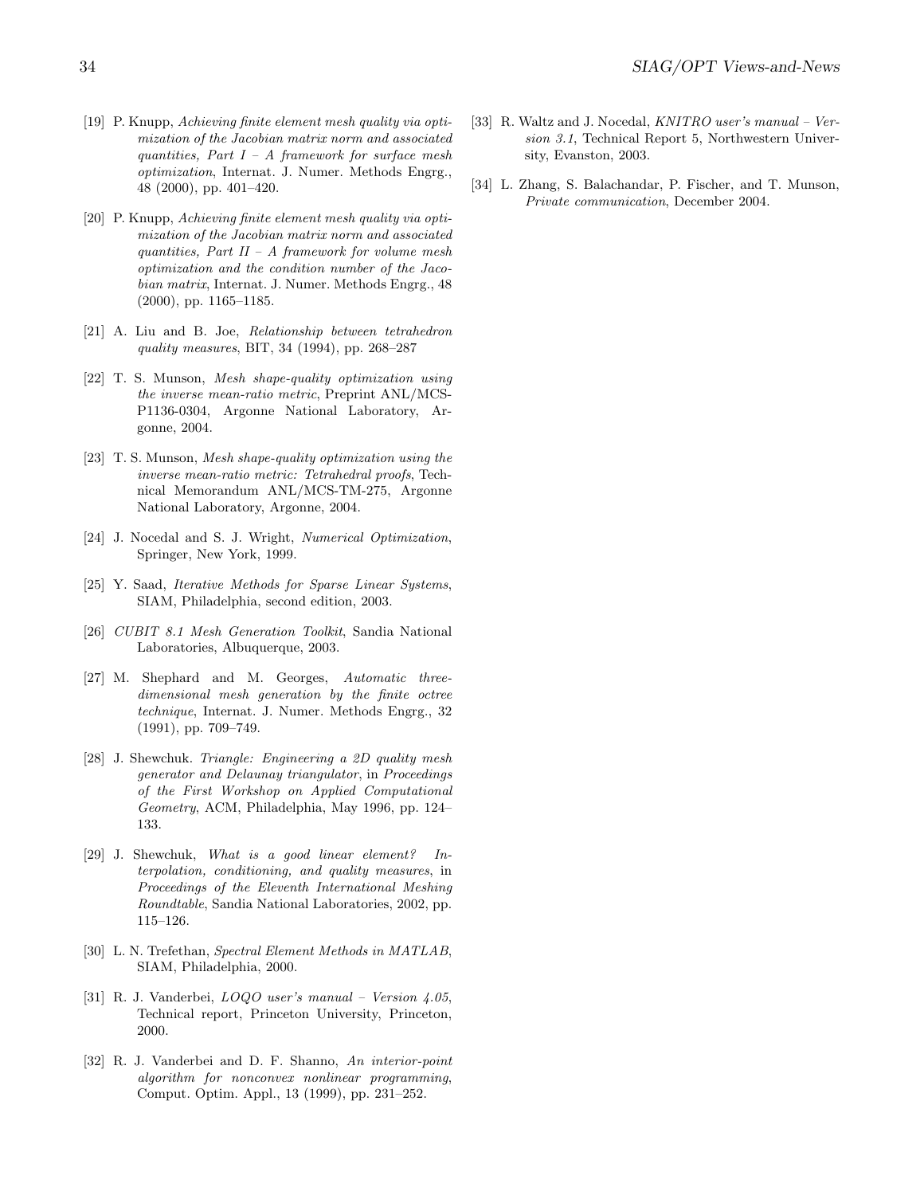[19] P. Knupp, *Achieving finite element mesh quality via optimization of the Jacobian matrix norm and associated quantities, Part I – A framework for surface mesh optimization*, Internat. J. Numer. Methods Engrg., 48 (2000), pp. 401–420.

[20] P. Knupp, *Achieving finite element mesh quality via optimization of the Jacobian matrix norm and associated quantities, Part II – A framework for volume mesh optimization and the condition number of the Jacobian matrix*, Internat. J. Numer. Methods Engrg., 48 (2000), pp. 1165–1185.

[21] A. Liu and B. Joe, *Relationship between tetrahedron quality measures*, BIT, 34 (1994), pp. 268–287

[22] T. S. Munson, *Mesh shape-quality optimization using the inverse mean-ratio metric*, Preprint ANL/MCS-P1136-0304, Argonne National Laboratory, Argonne, 2004.

[23] T. S. Munson, *Mesh shape-quality optimization using the inverse mean-ratio metric: Tetrahedral proofs*, Technical Memorandum ANL/MCS-TM-275, Argonne National Laboratory, Argonne, 2004.

[24] J. Nocedal and S. J. Wright, *Numerical Optimization*, Springer, New York, 1999.

[25] Y. Saad, *Iterative Methods for Sparse Linear Systems*, SIAM, Philadelphia, second edition, 2003.

[26] *CUBIT 8.1 Mesh Generation Toolkit*, Sandia National Laboratories, Albuquerque, 2003.

[27] M. Shephard and M. Georges, *Automatic three-dimensional mesh generation by the finite octree technique*, Internat. J. Numer. Methods Engrg., 32 (1991), pp. 709–749.

[28] J. Shewchuk. *Triangle: Engineering a 2D quality mesh generator and Delaunay triangulator*, in *Proceedings of the First Workshop on Applied Computational Geometry*, ACM, Philadelphia, May 1996, pp. 124–133.

[29] J. Shewchuk, *What is a good linear element? Interpolation, conditioning, and quality measures*, in *Proceedings of the Eleventh International Meshing Roundtable*, Sandia National Laboratories, 2002, pp. 115–126.

[30] L. N. Trefethan, *Spectral Element Methods in MATLAB*, SIAM, Philadelphia, 2000.

[31] R. J. Vanderbei, *LOQO user's manual – Version 4.05*, Technical report, Princeton University, Princeton, 2000.

[32] R. J. Vanderbei and D. F. Shanno, *An interior-point algorithm for nonconvex nonlinear programming*, Comput. Optim. Appl., 13 (1999), pp. 231–252.

[33] R. Waltz and J. Nocedal, *KNITRO user's manual – Version 3.1*, Technical Report 5, Northwestern University, Evanston, 2003.

[34] L. Zhang, S. Balachandar, P. Fischer, and T. Munson, *Private communication*, December 2004.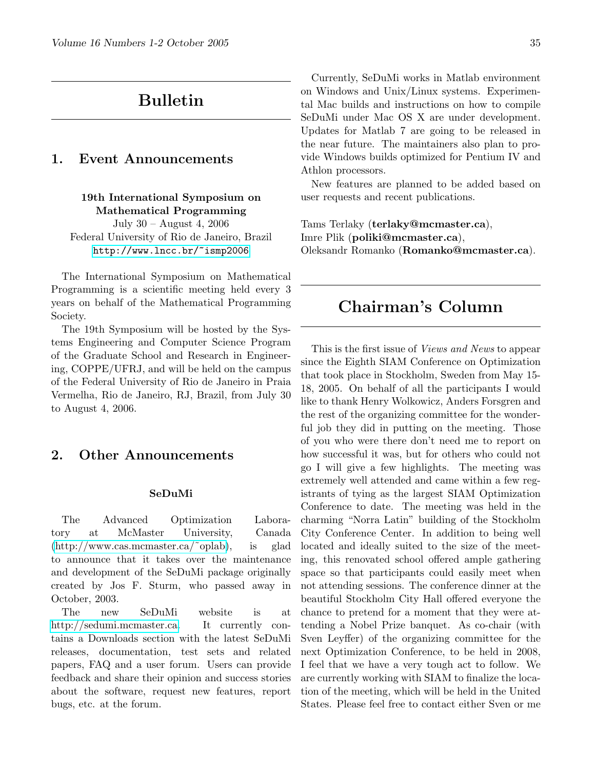# Bulletin

## 1. Event Announcements

**19th International Symposium on Mathematical Programming**
July 30 – August 4, 2006
Federal University of Rio de Janeiro, Brazil
http://www.lncc.br/~ismp2006

The International Symposium on Mathematical Programming is a scientific meeting held every 3 years on behalf of the Mathematical Programming Society.

The 19th Symposium will be hosted by the Systems Engineering and Computer Science Program of the Graduate School and Research in Engineering, COPPE/UFRJ, and will be held on the campus of the Federal University of Rio de Janeiro in Praia Vermelha, Rio de Janeiro, RJ, Brazil, from July 30 to August 4, 2006.

## 2. Other Announcements

**SeDuMi**

The Advanced Optimization Laboratory at McMaster University, Canada (http://www.cas.mcmaster.ca/~oplab), is glad to announce that it takes over the maintenance and development of the SeDuMi package originally created by Jos F. Sturm, who passed away in October, 2003.

The new SeDuMi website is at http://sedumi.mcmaster.ca. It currently contains a Downloads section with the latest SeDuMi releases, documentation, test sets and related papers, FAQ and a user forum. Users can provide feedback and share their opinion and success stories about the software, request new features, report bugs, etc. at the forum.

Currently, SeDuMi works in Matlab environment on Windows and Unix/Linux systems. Experimental Mac builds and instructions on how to compile SeDuMi under Mac OS X are under development. Updates for Matlab 7 are going to be released in the near future. The maintainers also plan to provide Windows builds optimized for Pentium IV and Athlon processors.

New features are planned to be added based on user requests and recent publications.

Tams Terlaky (**terlaky@mcmaster.ca**),
Imre Plik (**poliki@mcmaster.ca**),
Oleksandr Romanko (**Romanko@mcmaster.ca**).

# Chairman's Column

This is the first issue of *Views and News* to appear since the Eighth SIAM Conference on Optimization that took place in Stockholm, Sweden from May 15-18, 2005. On behalf of all the participants I would like to thank Henry Wolkowicz, Anders Forsgren and the rest of the organizing committee for the wonderful job they did in putting on the meeting. Those of you who were there don't need me to report on how successful it was, but for others who could not go I will give a few highlights. The meeting was extremely well attended and came within a few registrants of tying as the largest SIAM Optimization Conference to date. The meeting was held in the charming "Norra Latin" building of the Stockholm City Conference Center. In addition to being well located and ideally suited to the size of the meeting, this renovated school offered ample gathering space so that participants could easily meet when not attending sessions. The conference dinner at the beautiful Stockholm City Hall offered everyone the chance to pretend for a moment that they were attending a Nobel Prize banquet. As co-chair (with Sven Leyffer) of the organizing committee for the next Optimization Conference, to be held in 2008, I feel that we have a very tough act to follow. We are currently working with SIAM to finalize the location of the meeting, which will be held in the United States. Please feel free to contact either Sven or me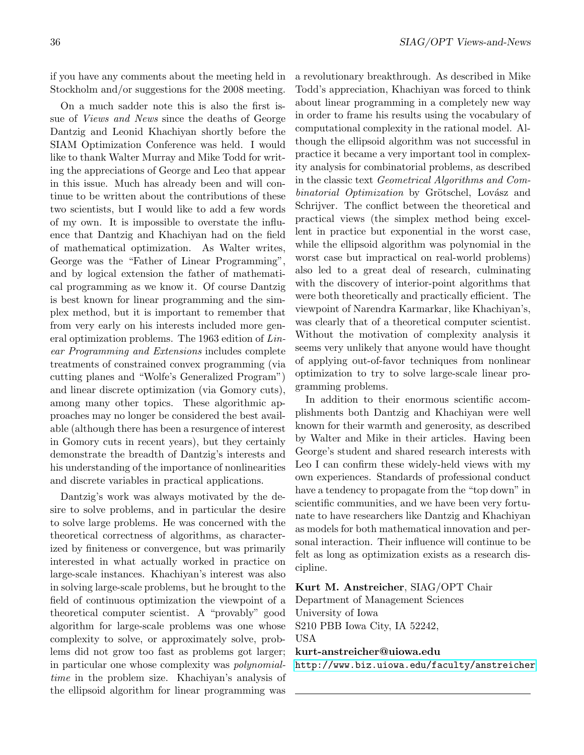if you have any comments about the meeting held in Stockholm and/or suggestions for the 2008 meeting.

On a much sadder note this is also the first issue of *Views and News* since the deaths of George Dantzig and Leonid Khachiyan shortly before the SIAM Optimization Conference was held. I would like to thank Walter Murray and Mike Todd for writing the appreciations of George and Leo that appear in this issue. Much has already been and will continue to be written about the contributions of these two scientists, but I would like to add a few words of my own. It is impossible to overstate the influence that Dantzig and Khachiyan had on the field of mathematical optimization. As Walter writes, George was the "Father of Linear Programming", and by logical extension the father of mathematical programming as we know it. Of course Dantzig is best known for linear programming and the simplex method, but it is important to remember that from very early on his interests included more general optimization problems. The 1963 edition of *Linear Programming and Extensions* includes complete treatments of constrained convex programming (via cutting planes and "Wolfe's Generalized Program") and linear discrete optimization (via Gomory cuts), among many other topics. These algorithmic approaches may no longer be considered the best available (although there has been a resurgence of interest in Gomory cuts in recent years), but they certainly demonstrate the breadth of Dantzig's interests and his understanding of the importance of nonlinearities and discrete variables in practical applications.

Dantzig's work was always motivated by the desire to solve problems, and in particular the desire to solve large problems. He was concerned with the theoretical correctness of algorithms, as characterized by finiteness or convergence, but was primarily interested in what actually worked in practice on large-scale instances. Khachiyan's interest was also in solving large-scale problems, but he brought to the field of continuous optimization the viewpoint of a theoretical computer scientist. A "provably" good algorithm for large-scale problems was one whose complexity to solve, or approximately solve, problems did not grow too fast as problems got larger; in particular one whose complexity was *polynomial-time* in the problem size. Khachiyan's analysis of the ellipsoid algorithm for linear programming was a revolutionary breakthrough. As described in Mike Todd's appreciation, Khachiyan was forced to think about linear programming in a completely new way in order to frame his results using the vocabulary of computational complexity in the rational model. Although the ellipsoid algorithm was not successful in practice it became a very important tool in complexity analysis for combinatorial problems, as described in the classic text *Geometrical Algorithms and Combinatorial Optimization* by Grötschel, Lovász and Schrijver. The conflict between the theoretical and practical views (the simplex method being excellent in practice but exponential in the worst case, while the ellipsoid algorithm was polynomial in the worst case but impractical on real-world problems) also led to a great deal of research, culminating with the discovery of interior-point algorithms that were both theoretically and practically efficient. The viewpoint of Narendra Karmarkar, like Khachiyan's, was clearly that of a theoretical computer scientist. Without the motivation of complexity analysis it seems very unlikely that anyone would have thought of applying out-of-favor techniques from nonlinear optimization to try to solve large-scale linear programming problems.

In addition to their enormous scientific accomplishments both Dantzig and Khachiyan were well known for their warmth and generosity, as described by Walter and Mike in their articles. Having been George's student and shared research interests with Leo I can confirm these widely-held views with my own experiences. Standards of professional conduct have a tendency to propagate from the "top down" in scientific communities, and we have been very fortunate to have researchers like Dantzig and Khachiyan as models for both mathematical innovation and personal interaction. Their influence will continue to be felt as long as optimization exists as a research discipline.

**Kurt M. Anstreicher**, SIAG/OPT Chair
Department of Management Sciences
University of Iowa
S210 PBB Iowa City, IA 52242,
USA
**kurt-anstreicher@uiowa.edu**
http://www.biz.uiowa.edu/faculty/anstreicher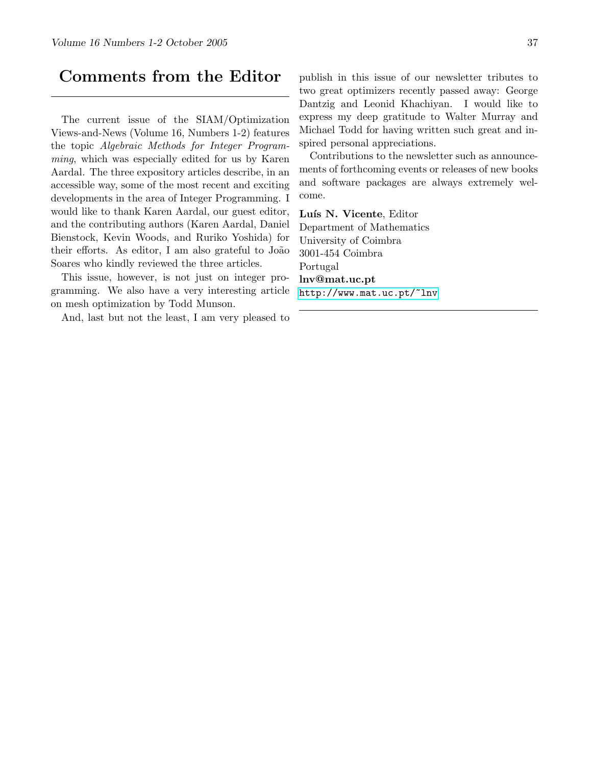# Comments from the Editor

The current issue of the SIAM/Optimization Views-and-News (Volume 16, Numbers 1-2) features the topic *Algebraic Methods for Integer Programming*, which was especially edited for us by Karen Aardal. The three expository articles describe, in an accessible way, some of the most recent and exciting developments in the area of Integer Programming. I would like to thank Karen Aardal, our guest editor, and the contributing authors (Karen Aardal, Daniel Bienstock, Kevin Woods, and Ruriko Yoshida) for their efforts. As editor, I am also grateful to João Soares who kindly reviewed the three articles.

This issue, however, is not just on integer programming. We also have a very interesting article on mesh optimization by Todd Munson.

And, last but not the least, I am very pleased to publish in this issue of our newsletter tributes to two great optimizers recently passed away: George Dantzig and Leonid Khachiyan. I would like to express my deep gratitude to Walter Murray and Michael Todd for having written such great and inspired personal appreciations.

Contributions to the newsletter such as announcements of forthcoming events or releases of new books and software packages are always extremely welcome.

**Luís N. Vicente**, Editor
Department of Mathematics
University of Coimbra
3001-454 Coimbra
Portugal
**lnv@mat.uc.pt**
http://www.mat.uc.pt/~lnv